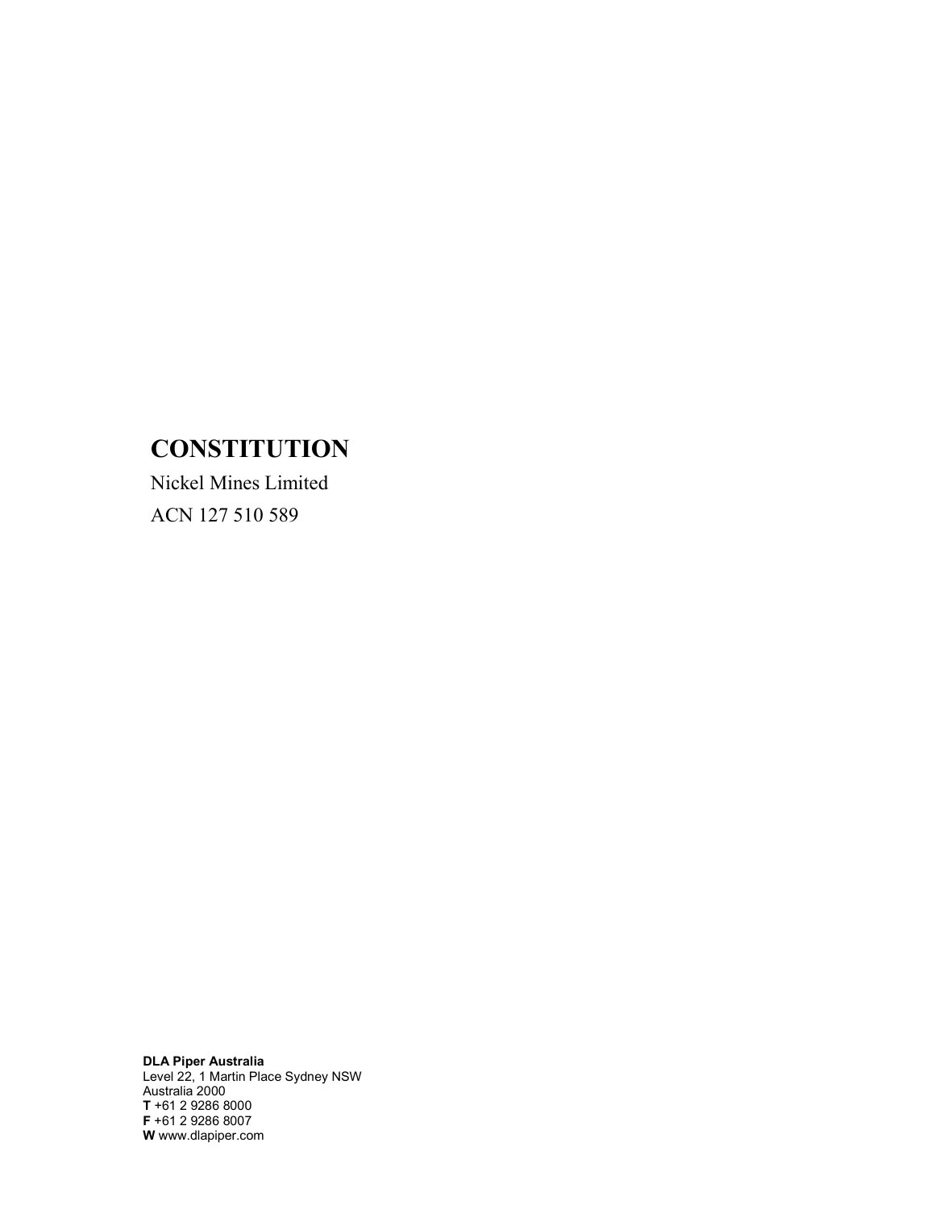# CONSTITUTION

Nickel Mines Limited

ACN 127 510 589

**DLA Piper Australia**
Level 22, 1 Martin Place Sydney NSW
Australia 2000
**T** +61 2 9286 8000
**F** +61 2 9286 8007
**W** www.dlapiper.com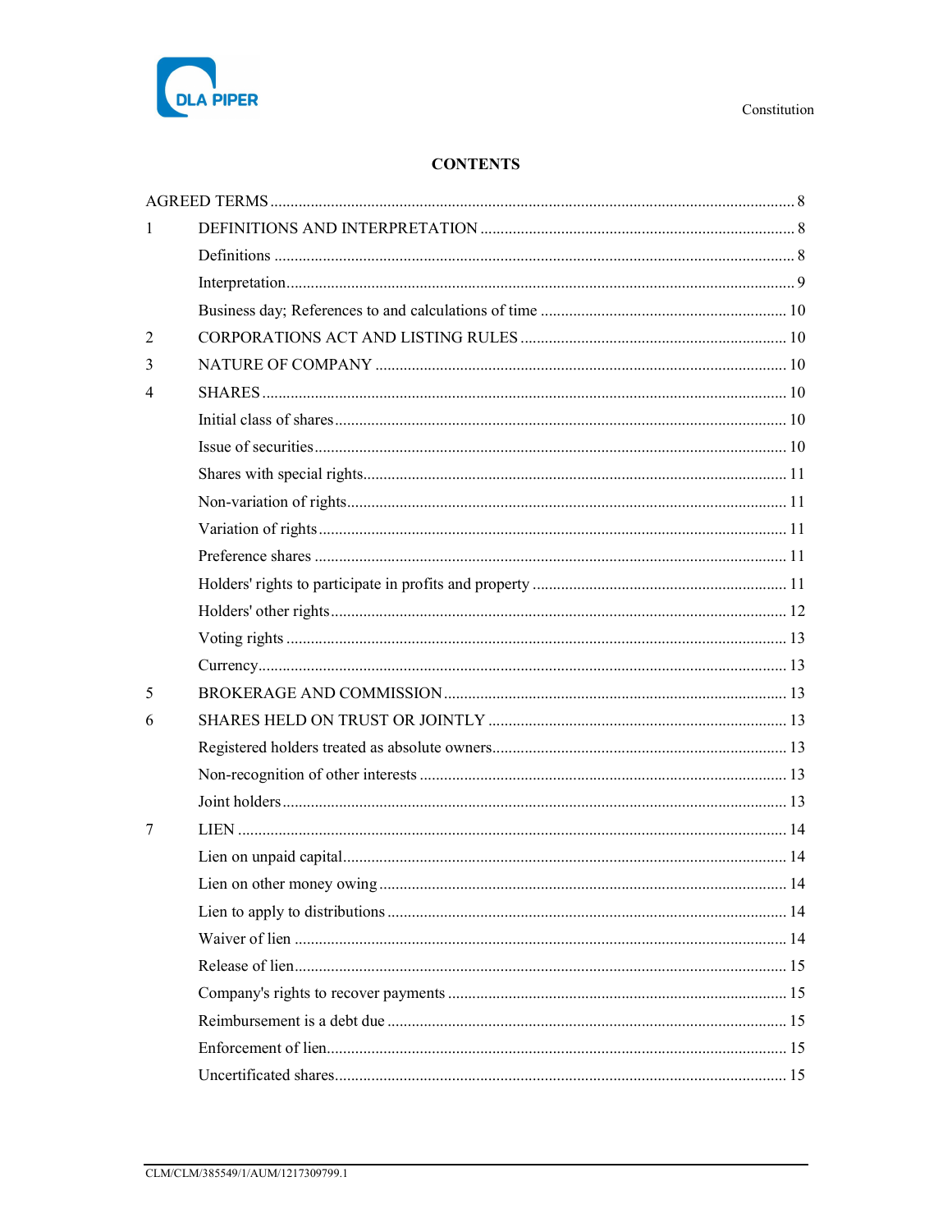# CONTENTS

| | | |
|---|---|---|
| AGREED TERMS | | 8 |
| 1 | DEFINITIONS AND INTERPRETATION | 8 |
| | Definitions | 8 |
| | Interpretation | 9 |
| | Business day; References to and calculations of time | 10 |
| 2 | CORPORATIONS ACT AND LISTING RULES | 10 |
| 3 | NATURE OF COMPANY | 10 |
| 4 | SHARES | 10 |
| | Initial class of shares | 10 |
| | Issue of securities | 10 |
| | Shares with special rights | 11 |
| | Non-variation of rights | 11 |
| | Variation of rights | 11 |
| | Preference shares | 11 |
| | Holders' rights to participate in profits and property | 11 |
| | Holders' other rights | 12 |
| | Voting rights | 13 |
| | Currency | 13 |
| 5 | BROKERAGE AND COMMISSION | 13 |
| 6 | SHARES HELD ON TRUST OR JOINTLY | 13 |
| | Registered holders treated as absolute owners | 13 |
| | Non-recognition of other interests | 13 |
| | Joint holders | 13 |
| 7 | LIEN | 14 |
| | Lien on unpaid capital | 14 |
| | Lien on other money owing | 14 |
| | Lien to apply to distributions | 14 |
| | Waiver of lien | 14 |
| | Release of lien | 15 |
| | Company's rights to recover payments | 15 |
| | Reimbursement is a debt due | 15 |
| | Enforcement of lien | 15 |
| | Uncertificated shares | 15 |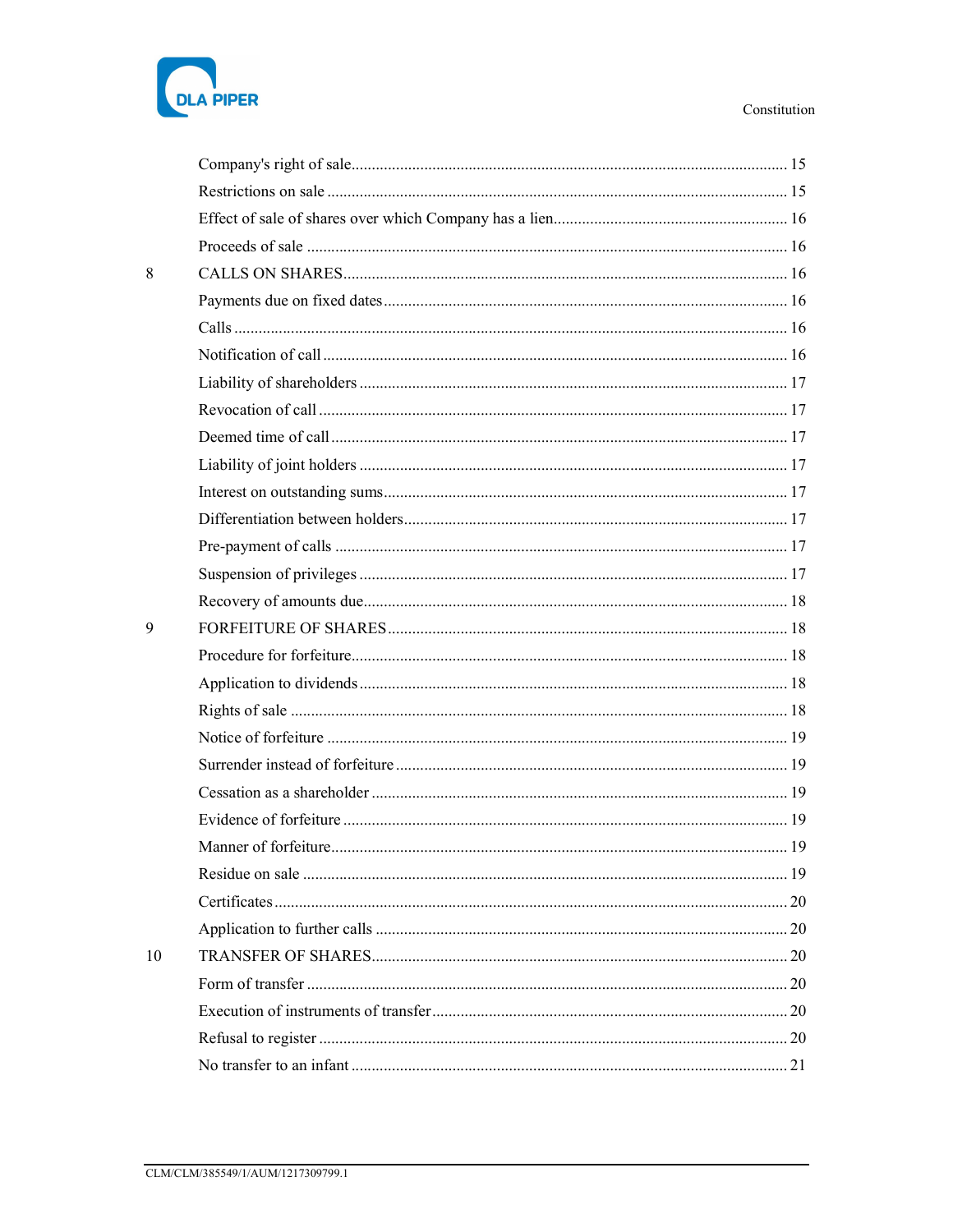| | | |
|---|---|---|
| | Company's right of sale | 15 |
| | Restrictions on sale | 15 |
| | Effect of sale of shares over which Company has a lien | 16 |
| | Proceeds of sale | 16 |
| 8 | CALLS ON SHARES | 16 |
| | Payments due on fixed dates | 16 |
| | Calls | 16 |
| | Notification of call | 16 |
| | Liability of shareholders | 17 |
| | Revocation of call | 17 |
| | Deemed time of call | 17 |
| | Liability of joint holders | 17 |
| | Interest on outstanding sums | 17 |
| | Differentiation between holders | 17 |
| | Pre-payment of calls | 17 |
| | Suspension of privileges | 17 |
| | Recovery of amounts due | 18 |
| 9 | FORFEITURE OF SHARES | 18 |
| | Procedure for forfeiture | 18 |
| | Application to dividends | 18 |
| | Rights of sale | 18 |
| | Notice of forfeiture | 19 |
| | Surrender instead of forfeiture | 19 |
| | Cessation as a shareholder | 19 |
| | Evidence of forfeiture | 19 |
| | Manner of forfeiture | 19 |
| | Residue on sale | 19 |
| | Certificates | 20 |
| | Application to further calls | 20 |
| 10 | TRANSFER OF SHARES | 20 |
| | Form of transfer | 20 |
| | Execution of instruments of transfer | 20 |
| | Refusal to register | 20 |
| | No transfer to an infant | 21 |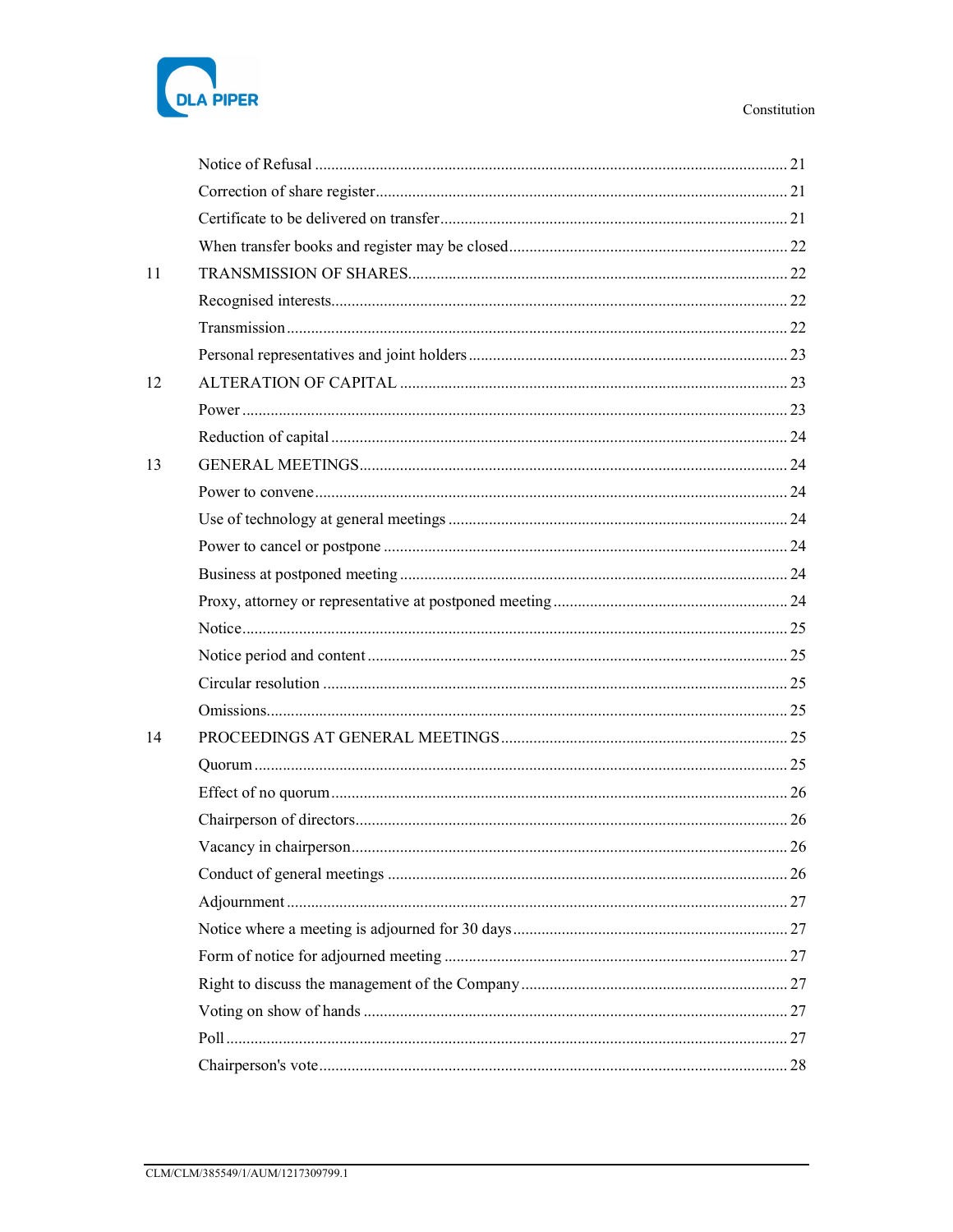| | | |
|---|---|---|
| | Notice of Refusal | 21 |
| | Correction of share register | 21 |
| | Certificate to be delivered on transfer | 21 |
| | When transfer books and register may be closed | 22 |
| 11 | TRANSMISSION OF SHARES | 22 |
| | Recognised interests | 22 |
| | Transmission | 22 |
| | Personal representatives and joint holders | 23 |
| 12 | ALTERATION OF CAPITAL | 23 |
| | Power | 23 |
| | Reduction of capital | 24 |
| 13 | GENERAL MEETINGS | 24 |
| | Power to convene | 24 |
| | Use of technology at general meetings | 24 |
| | Power to cancel or postpone | 24 |
| | Business at postponed meeting | 24 |
| | Proxy, attorney or representative at postponed meeting | 24 |
| | Notice | 25 |
| | Notice period and content | 25 |
| | Circular resolution | 25 |
| | Omissions | 25 |
| 14 | PROCEEDINGS AT GENERAL MEETINGS | 25 |
| | Quorum | 25 |
| | Effect of no quorum | 26 |
| | Chairperson of directors | 26 |
| | Vacancy in chairperson | 26 |
| | Conduct of general meetings | 26 |
| | Adjournment | 27 |
| | Notice where a meeting is adjourned for 30 days | 27 |
| | Form of notice for adjourned meeting | 27 |
| | Right to discuss the management of the Company | 27 |
| | Voting on show of hands | 27 |
| | Poll | 27 |
| | Chairperson's vote | 28 |

CLM/CLM/385549/1/AUM/1217309799.1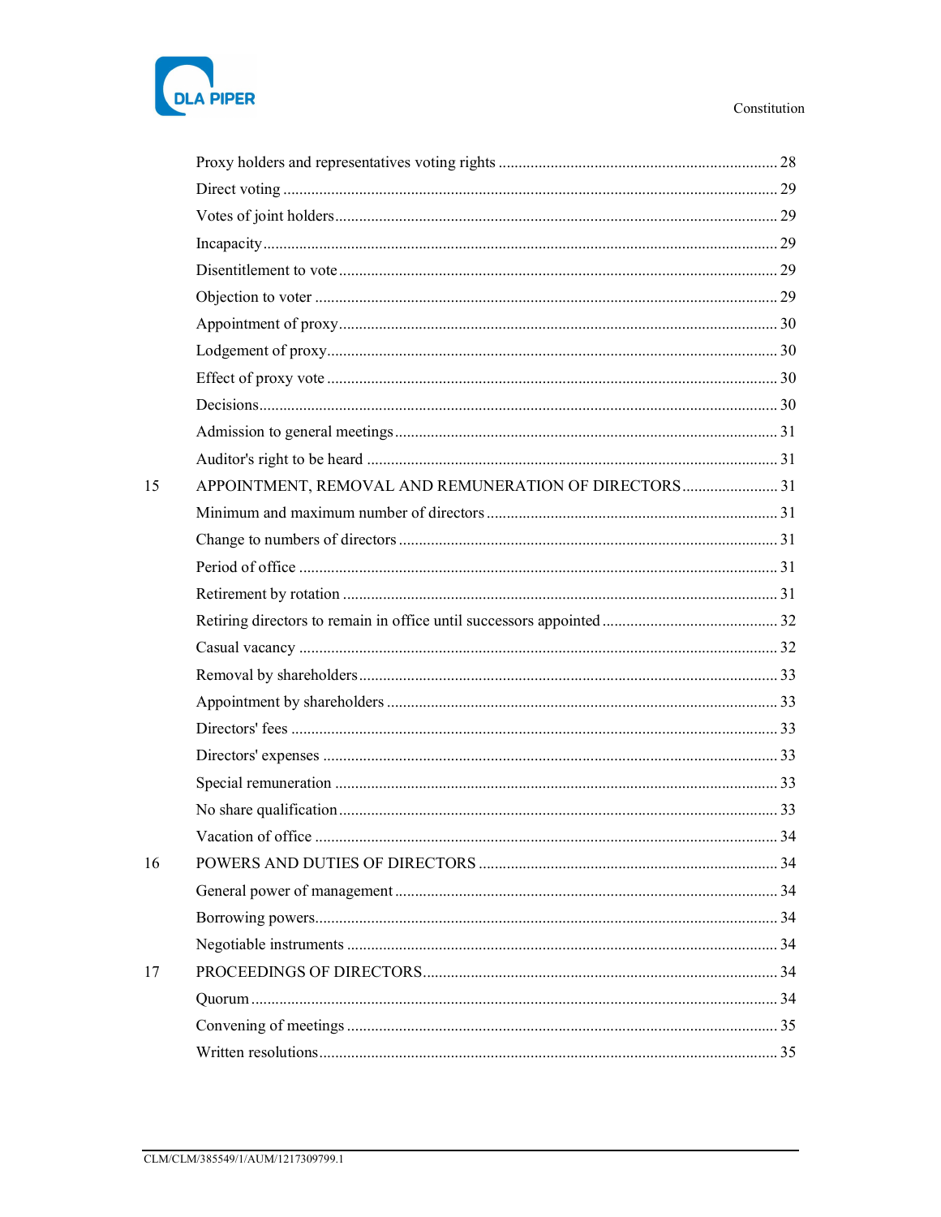| | | |
|---|---|---|
| | Proxy holders and representatives voting rights | 28 |
| | Direct voting | 29 |
| | Votes of joint holders | 29 |
| | Incapacity | 29 |
| | Disentitlement to vote | 29 |
| | Objection to voter | 29 |
| | Appointment of proxy | 30 |
| | Lodgement of proxy | 30 |
| | Effect of proxy vote | 30 |
| | Decisions | 30 |
| | Admission to general meetings | 31 |
| | Auditor's right to be heard | 31 |
| 15 | APPOINTMENT, REMOVAL AND REMUNERATION OF DIRECTORS | 31 |
| | Minimum and maximum number of directors | 31 |
| | Change to numbers of directors | 31 |
| | Period of office | 31 |
| | Retirement by rotation | 31 |
| | Retiring directors to remain in office until successors appointed | 32 |
| | Casual vacancy | 32 |
| | Removal by shareholders | 33 |
| | Appointment by shareholders | 33 |
| | Directors' fees | 33 |
| | Directors' expenses | 33 |
| | Special remuneration | 33 |
| | No share qualification | 33 |
| | Vacation of office | 34 |
| 16 | POWERS AND DUTIES OF DIRECTORS | 34 |
| | General power of management | 34 |
| | Borrowing powers | 34 |
| | Negotiable instruments | 34 |
| 17 | PROCEEDINGS OF DIRECTORS | 34 |
| | Quorum | 34 |
| | Convening of meetings | 35 |
| | Written resolutions | 35 |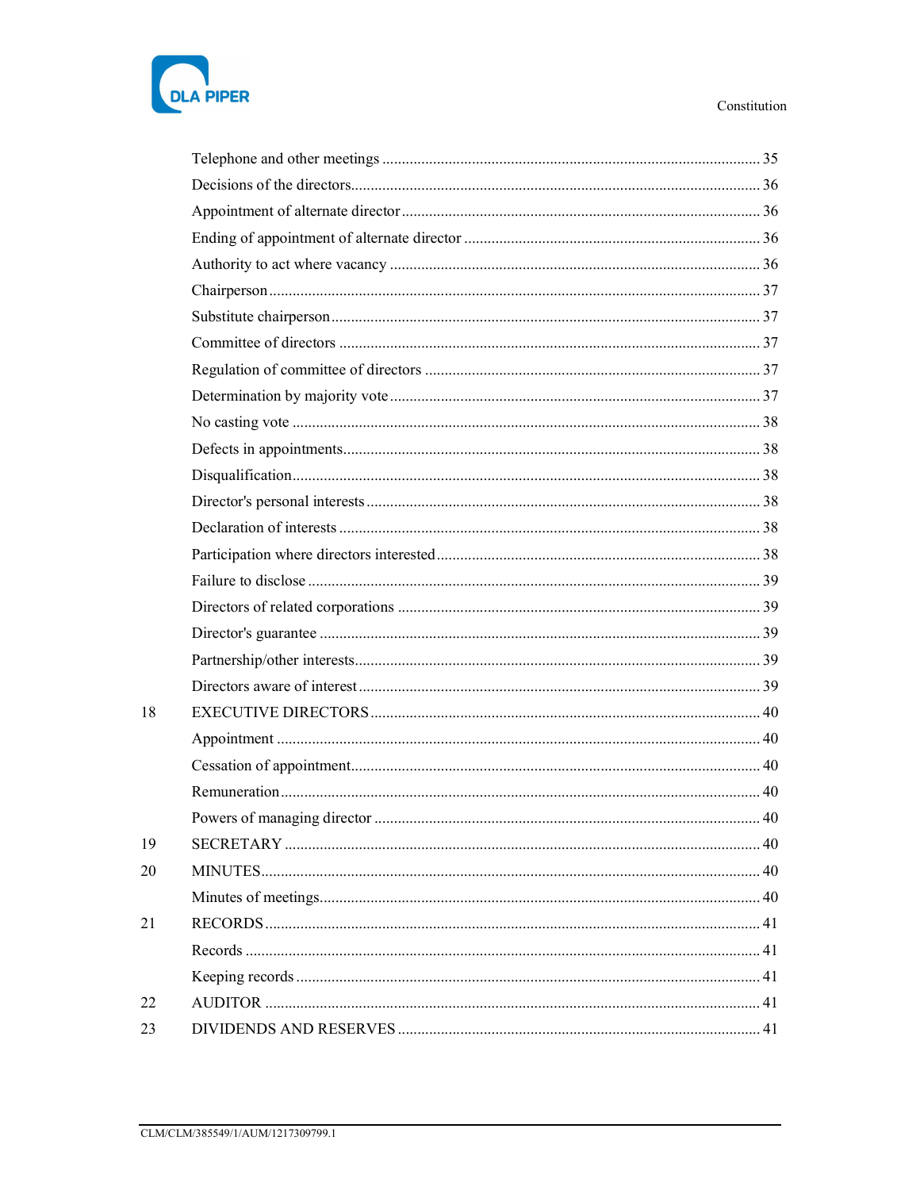| | | |
|---|---|---|
| | Telephone and other meetings | 35 |
| | Decisions of the directors | 36 |
| | Appointment of alternate director | 36 |
| | Ending of appointment of alternate director | 36 |
| | Authority to act where vacancy | 36 |
| | Chairperson | 37 |
| | Substitute chairperson | 37 |
| | Committee of directors | 37 |
| | Regulation of committee of directors | 37 |
| | Determination by majority vote | 37 |
| | No casting vote | 38 |
| | Defects in appointments | 38 |
| | Disqualification | 38 |
| | Director's personal interests | 38 |
| | Declaration of interests | 38 |
| | Participation where directors interested | 38 |
| | Failure to disclose | 39 |
| | Directors of related corporations | 39 |
| | Director's guarantee | 39 |
| | Partnership/other interests | 39 |
| | Directors aware of interest | 39 |
| 18 | EXECUTIVE DIRECTORS | 40 |
| | Appointment | 40 |
| | Cessation of appointment | 40 |
| | Remuneration | 40 |
| | Powers of managing director | 40 |
| 19 | SECRETARY | 40 |
| 20 | MINUTES | 40 |
| | Minutes of meetings | 40 |
| 21 | RECORDS | 41 |
| | Records | 41 |
| | Keeping records | 41 |
| 22 | AUDITOR | 41 |
| 23 | DIVIDENDS AND RESERVES | 41 |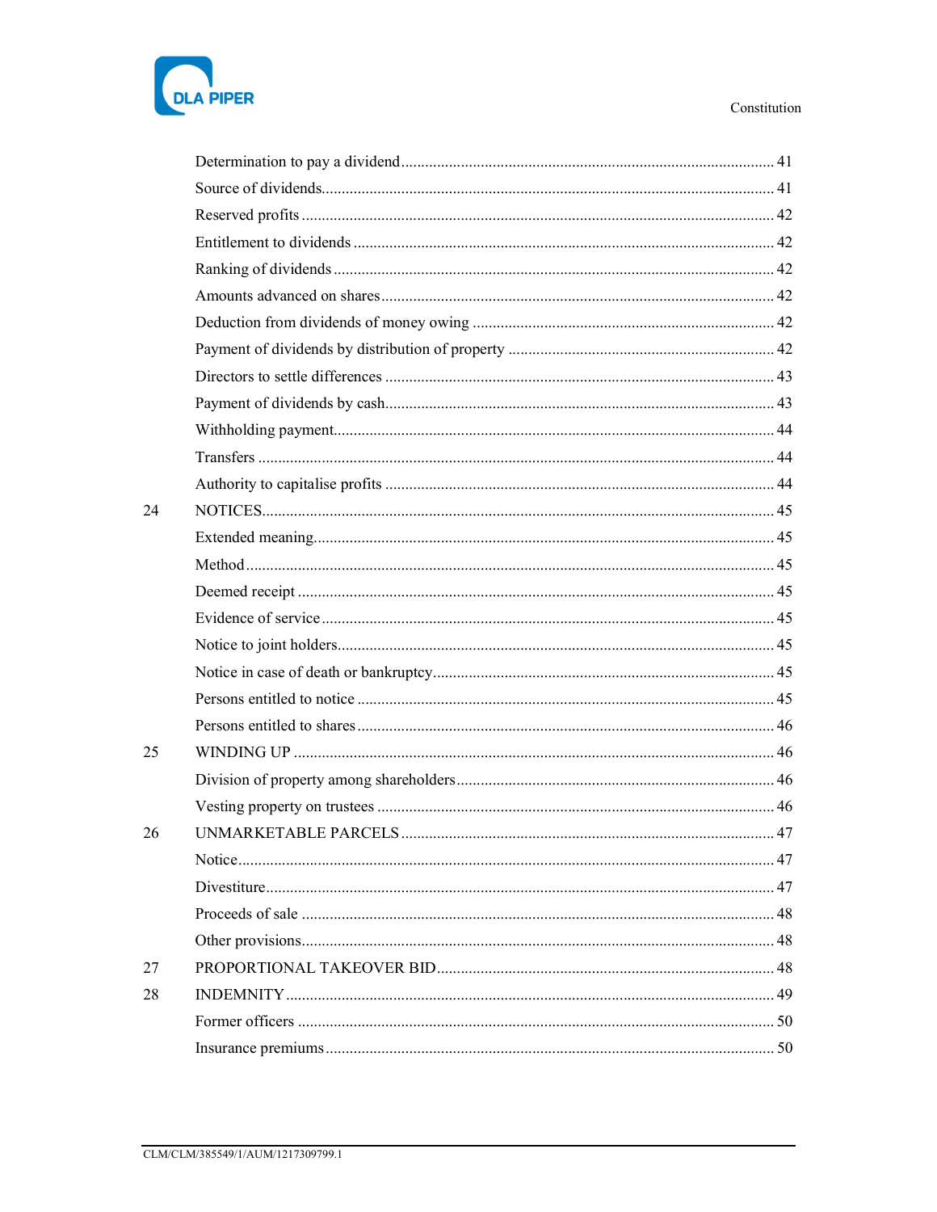| | | |
|---|---|---|
| | Determination to pay a dividend | 41 |
| | Source of dividends | 41 |
| | Reserved profits | 42 |
| | Entitlement to dividends | 42 |
| | Ranking of dividends | 42 |
| | Amounts advanced on shares | 42 |
| | Deduction from dividends of money owing | 42 |
| | Payment of dividends by distribution of property | 42 |
| | Directors to settle differences | 43 |
| | Payment of dividends by cash | 43 |
| | Withholding payment | 44 |
| | Transfers | 44 |
| | Authority to capitalise profits | 44 |
| 24 | NOTICES | 45 |
| | Extended meaning | 45 |
| | Method | 45 |
| | Deemed receipt | 45 |
| | Evidence of service | 45 |
| | Notice to joint holders | 45 |
| | Notice in case of death or bankruptcy | 45 |
| | Persons entitled to notice | 45 |
| | Persons entitled to shares | 46 |
| 25 | WINDING UP | 46 |
| | Division of property among shareholders | 46 |
| | Vesting property on trustees | 46 |
| 26 | UNMARKETABLE PARCELS | 47 |
| | Notice | 47 |
| | Divestiture | 47 |
| | Proceeds of sale | 48 |
| | Other provisions | 48 |
| 27 | PROPORTIONAL TAKEOVER BID | 48 |
| 28 | INDEMNITY | 49 |
| | Former officers | 50 |
| | Insurance premiums | 50 |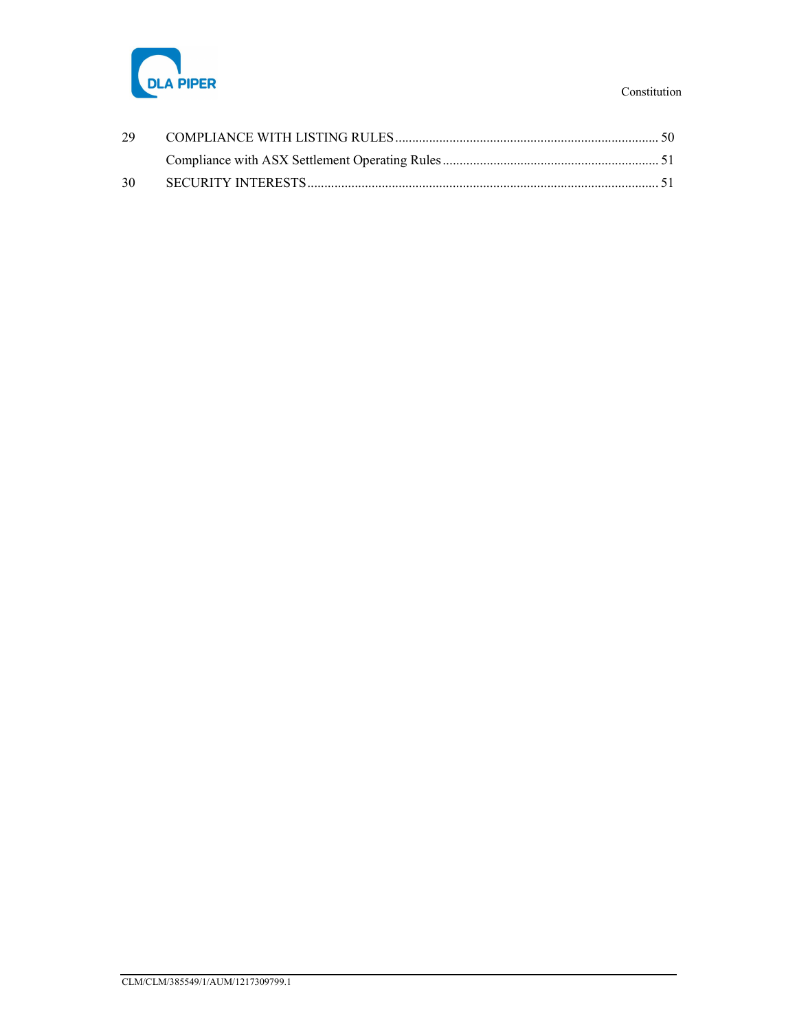| | | |
|---|---|---|
| 29 | COMPLIANCE WITH LISTING RULES | 50 |
| | Compliance with ASX Settlement Operating Rules | 51 |
| 30 | SECURITY INTERESTS | 51 |

CLM/CLM/385549/1/AUM/1217309799.1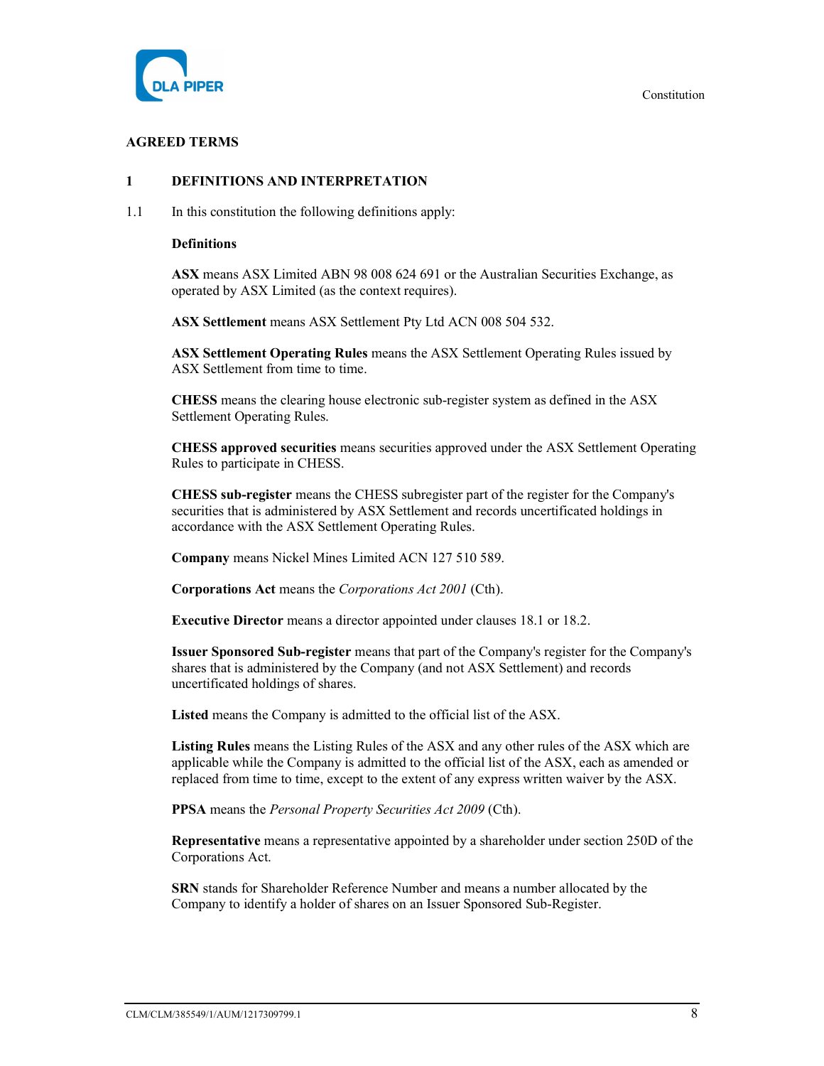## AGREED TERMS

### 1 DEFINITIONS AND INTERPRETATION

1.1 In this constitution the following definitions apply:

**Definitions**

**ASX** means ASX Limited ABN 98 008 624 691 or the Australian Securities Exchange, as operated by ASX Limited (as the context requires).

**ASX Settlement** means ASX Settlement Pty Ltd ACN 008 504 532.

**ASX Settlement Operating Rules** means the ASX Settlement Operating Rules issued by ASX Settlement from time to time.

**CHESS** means the clearing house electronic sub-register system as defined in the ASX Settlement Operating Rules.

**CHESS approved securities** means securities approved under the ASX Settlement Operating Rules to participate in CHESS.

**CHESS sub-register** means the CHESS subregister part of the register for the Company's securities that is administered by ASX Settlement and records uncertificated holdings in accordance with the ASX Settlement Operating Rules.

**Company** means Nickel Mines Limited ACN 127 510 589.

**Corporations Act** means the *Corporations Act 2001* (Cth).

**Executive Director** means a director appointed under clauses 18.1 or 18.2.

**Issuer Sponsored Sub-register** means that part of the Company's register for the Company's shares that is administered by the Company (and not ASX Settlement) and records uncertificated holdings of shares.

**Listed** means the Company is admitted to the official list of the ASX.

**Listing Rules** means the Listing Rules of the ASX and any other rules of the ASX which are applicable while the Company is admitted to the official list of the ASX, each as amended or replaced from time to time, except to the extent of any express written waiver by the ASX.

**PPSA** means the *Personal Property Securities Act 2009* (Cth).

**Representative** means a representative appointed by a shareholder under section 250D of the Corporations Act.

**SRN** stands for Shareholder Reference Number and means a number allocated by the Company to identify a holder of shares on an Issuer Sponsored Sub-Register.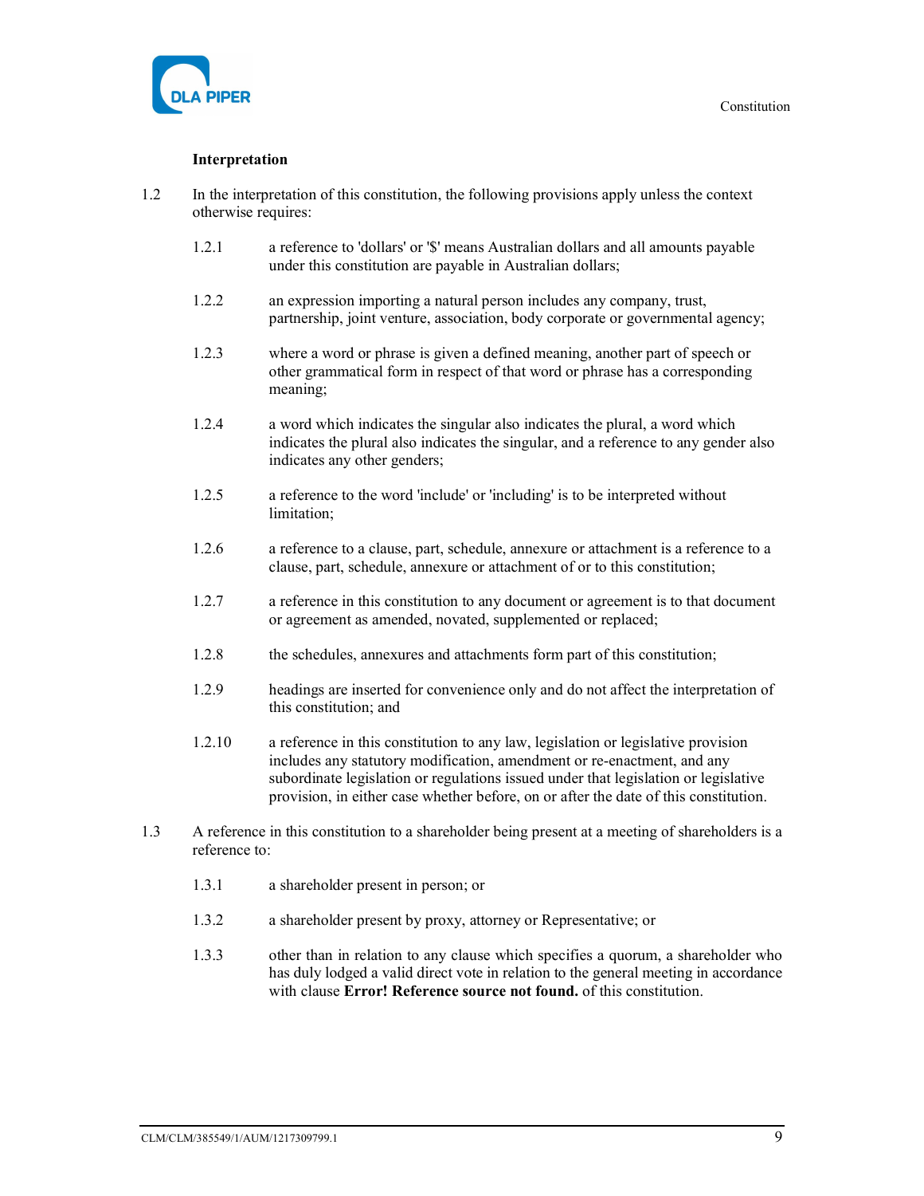**Interpretation**

1.2 In the interpretation of this constitution, the following provisions apply unless the context otherwise requires:

1.2.1 a reference to 'dollars' or '$' means Australian dollars and all amounts payable under this constitution are payable in Australian dollars;

1.2.2 an expression importing a natural person includes any company, trust, partnership, joint venture, association, body corporate or governmental agency;

1.2.3 where a word or phrase is given a defined meaning, another part of speech or other grammatical form in respect of that word or phrase has a corresponding meaning;

1.2.4 a word which indicates the singular also indicates the plural, a word which indicates the plural also indicates the singular, and a reference to any gender also indicates any other genders;

1.2.5 a reference to the word 'include' or 'including' is to be interpreted without limitation;

1.2.6 a reference to a clause, part, schedule, annexure or attachment is a reference to a clause, part, schedule, annexure or attachment of or to this constitution;

1.2.7 a reference in this constitution to any document or agreement is to that document or agreement as amended, novated, supplemented or replaced;

1.2.8 the schedules, annexures and attachments form part of this constitution;

1.2.9 headings are inserted for convenience only and do not affect the interpretation of this constitution; and

1.2.10 a reference in this constitution to any law, legislation or legislative provision includes any statutory modification, amendment or re-enactment, and any subordinate legislation or regulations issued under that legislation or legislative provision, in either case whether before, on or after the date of this constitution.

1.3 A reference in this constitution to a shareholder being present at a meeting of shareholders is a reference to:

1.3.1 a shareholder present in person; or

1.3.2 a shareholder present by proxy, attorney or Representative; or

1.3.3 other than in relation to any clause which specifies a quorum, a shareholder who has duly lodged a valid direct vote in relation to the general meeting in accordance with clause **Error! Reference source not found.** of this constitution.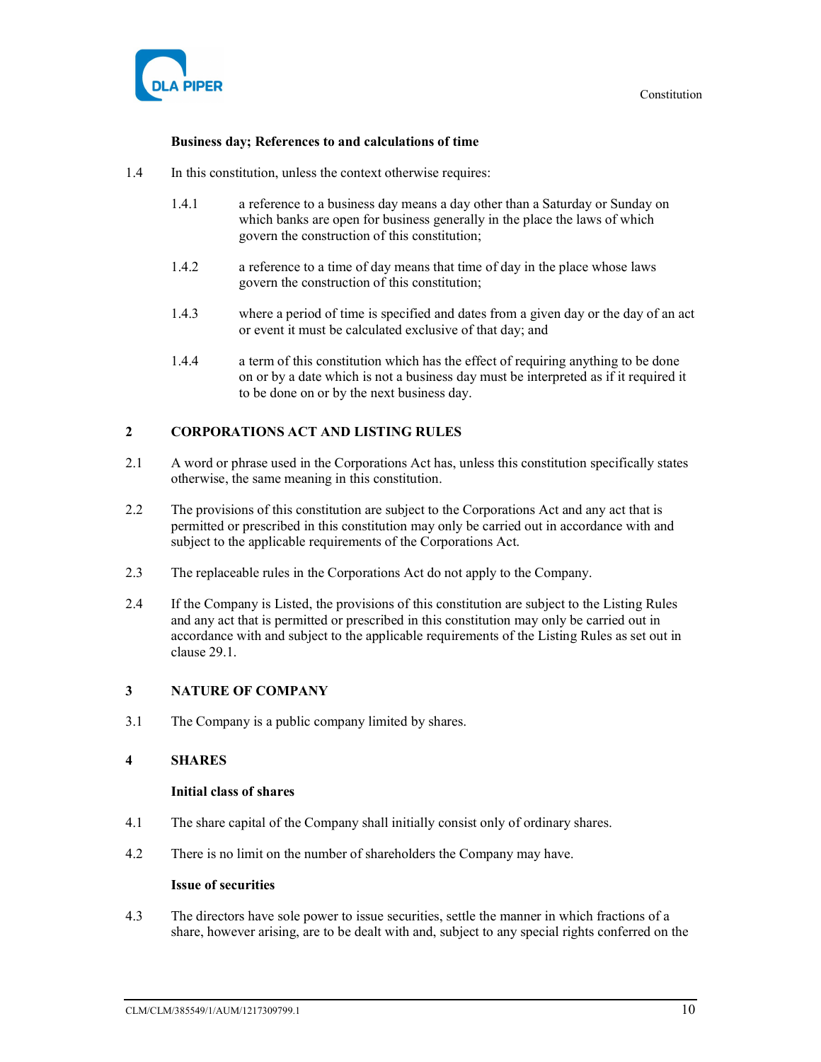**Business day; References to and calculations of time**

1.4 In this constitution, unless the context otherwise requires:

1.4.1 a reference to a business day means a day other than a Saturday or Sunday on which banks are open for business generally in the place the laws of which govern the construction of this constitution;

1.4.2 a reference to a time of day means that time of day in the place whose laws govern the construction of this constitution;

1.4.3 where a period of time is specified and dates from a given day or the day of an act or event it must be calculated exclusive of that day; and

1.4.4 a term of this constitution which has the effect of requiring anything to be done on or by a date which is not a business day must be interpreted as if it required it to be done on or by the next business day.

## 2 CORPORATIONS ACT AND LISTING RULES

2.1 A word or phrase used in the Corporations Act has, unless this constitution specifically states otherwise, the same meaning in this constitution.

2.2 The provisions of this constitution are subject to the Corporations Act and any act that is permitted or prescribed in this constitution may only be carried out in accordance with and subject to the applicable requirements of the Corporations Act.

2.3 The replaceable rules in the Corporations Act do not apply to the Company.

2.4 If the Company is Listed, the provisions of this constitution are subject to the Listing Rules and any act that is permitted or prescribed in this constitution may only be carried out in accordance with and subject to the applicable requirements of the Listing Rules as set out in clause 29.1.

## 3 NATURE OF COMPANY

3.1 The Company is a public company limited by shares.

## 4 SHARES

**Initial class of shares**

4.1 The share capital of the Company shall initially consist only of ordinary shares.

4.2 There is no limit on the number of shareholders the Company may have.

**Issue of securities**

4.3 The directors have sole power to issue securities, settle the manner in which fractions of a share, however arising, are to be dealt with and, subject to any special rights conferred on the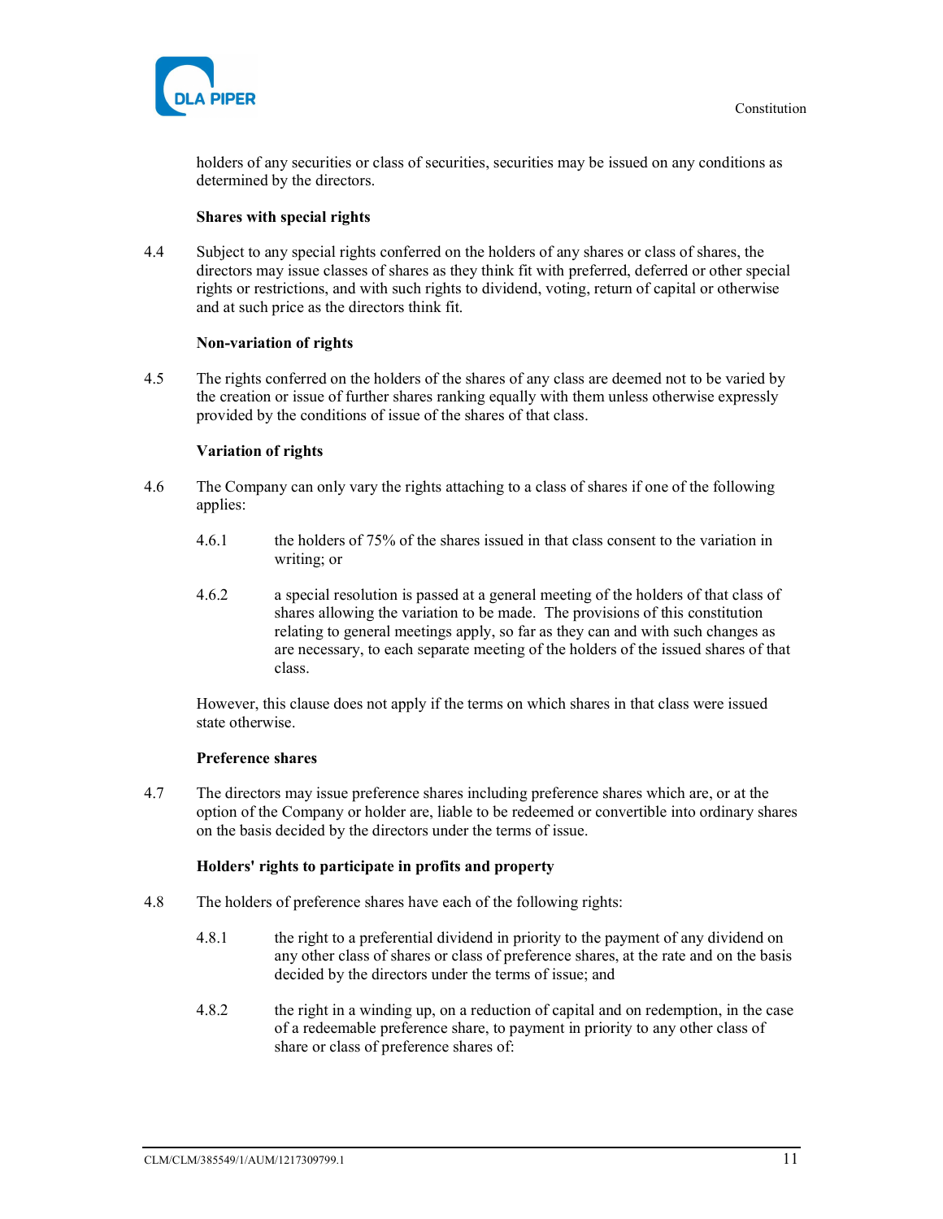holders of any securities or class of securities, securities may be issued on any conditions as determined by the directors.

**Shares with special rights**

4.4 Subject to any special rights conferred on the holders of any shares or class of shares, the directors may issue classes of shares as they think fit with preferred, deferred or other special rights or restrictions, and with such rights to dividend, voting, return of capital or otherwise and at such price as the directors think fit.

**Non-variation of rights**

4.5 The rights conferred on the holders of the shares of any class are deemed not to be varied by the creation or issue of further shares ranking equally with them unless otherwise expressly provided by the conditions of issue of the shares of that class.

**Variation of rights**

4.6 The Company can only vary the rights attaching to a class of shares if one of the following applies:

4.6.1 the holders of 75% of the shares issued in that class consent to the variation in writing; or

4.6.2 a special resolution is passed at a general meeting of the holders of that class of shares allowing the variation to be made. The provisions of this constitution relating to general meetings apply, so far as they can and with such changes as are necessary, to each separate meeting of the holders of the issued shares of that class.

However, this clause does not apply if the terms on which shares in that class were issued state otherwise.

**Preference shares**

4.7 The directors may issue preference shares including preference shares which are, or at the option of the Company or holder are, liable to be redeemed or convertible into ordinary shares on the basis decided by the directors under the terms of issue.

**Holders' rights to participate in profits and property**

4.8 The holders of preference shares have each of the following rights:

4.8.1 the right to a preferential dividend in priority to the payment of any dividend on any other class of shares or class of preference shares, at the rate and on the basis decided by the directors under the terms of issue; and

4.8.2 the right in a winding up, on a reduction of capital and on redemption, in the case of a redeemable preference share, to payment in priority to any other class of share or class of preference shares of: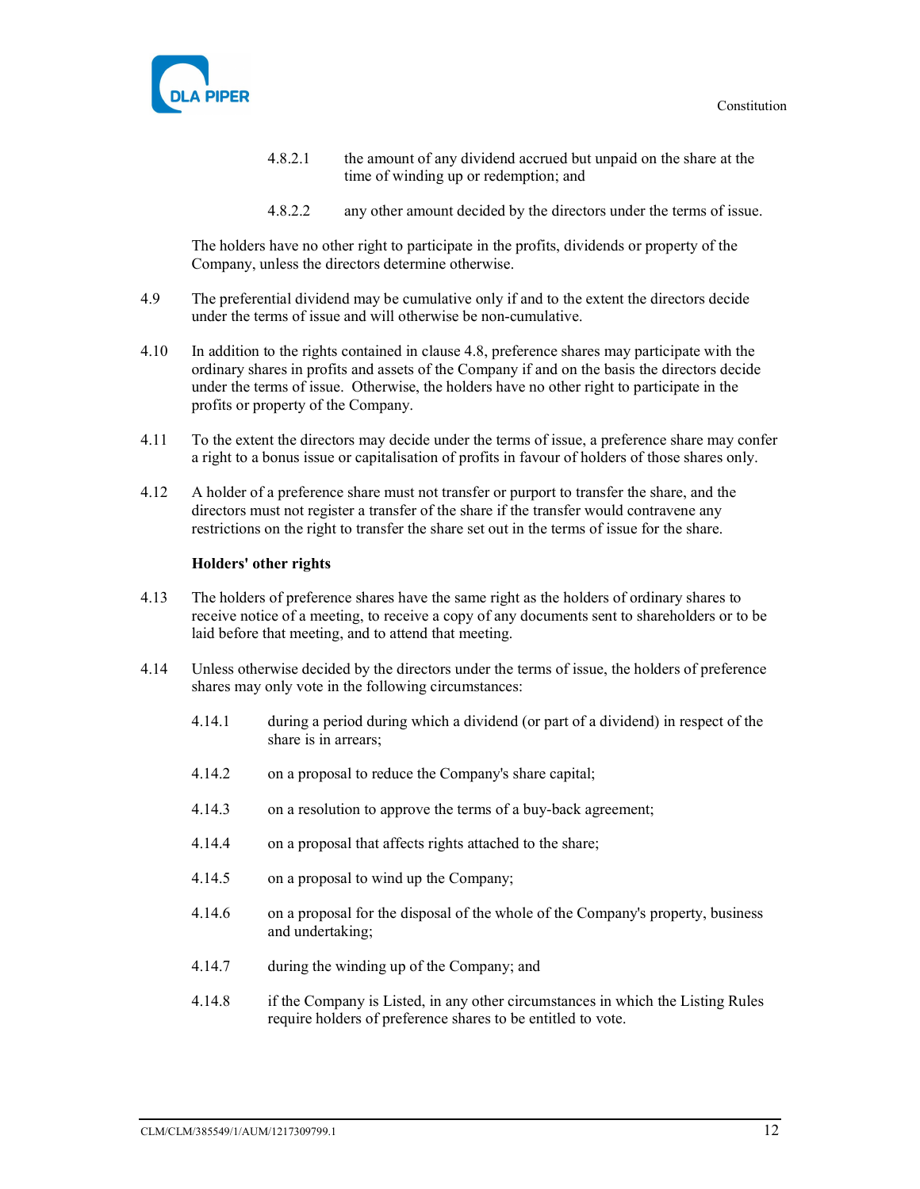4.8.2.1 the amount of any dividend accrued but unpaid on the share at the time of winding up or redemption; and

4.8.2.2 any other amount decided by the directors under the terms of issue.

The holders have no other right to participate in the profits, dividends or property of the Company, unless the directors determine otherwise.

4.9 The preferential dividend may be cumulative only if and to the extent the directors decide under the terms of issue and will otherwise be non-cumulative.

4.10 In addition to the rights contained in clause 4.8, preference shares may participate with the ordinary shares in profits and assets of the Company if and on the basis the directors decide under the terms of issue. Otherwise, the holders have no other right to participate in the profits or property of the Company.

4.11 To the extent the directors may decide under the terms of issue, a preference share may confer a right to a bonus issue or capitalisation of profits in favour of holders of those shares only.

4.12 A holder of a preference share must not transfer or purport to transfer the share, and the directors must not register a transfer of the share if the transfer would contravene any restrictions on the right to transfer the share set out in the terms of issue for the share.

**Holders' other rights**

4.13 The holders of preference shares have the same right as the holders of ordinary shares to receive notice of a meeting, to receive a copy of any documents sent to shareholders or to be laid before that meeting, and to attend that meeting.

4.14 Unless otherwise decided by the directors under the terms of issue, the holders of preference shares may only vote in the following circumstances:

4.14.1 during a period during which a dividend (or part of a dividend) in respect of the share is in arrears;

4.14.2 on a proposal to reduce the Company's share capital;

4.14.3 on a resolution to approve the terms of a buy-back agreement;

4.14.4 on a proposal that affects rights attached to the share;

4.14.5 on a proposal to wind up the Company;

4.14.6 on a proposal for the disposal of the whole of the Company's property, business and undertaking;

4.14.7 during the winding up of the Company; and

4.14.8 if the Company is Listed, in any other circumstances in which the Listing Rules require holders of preference shares to be entitled to vote.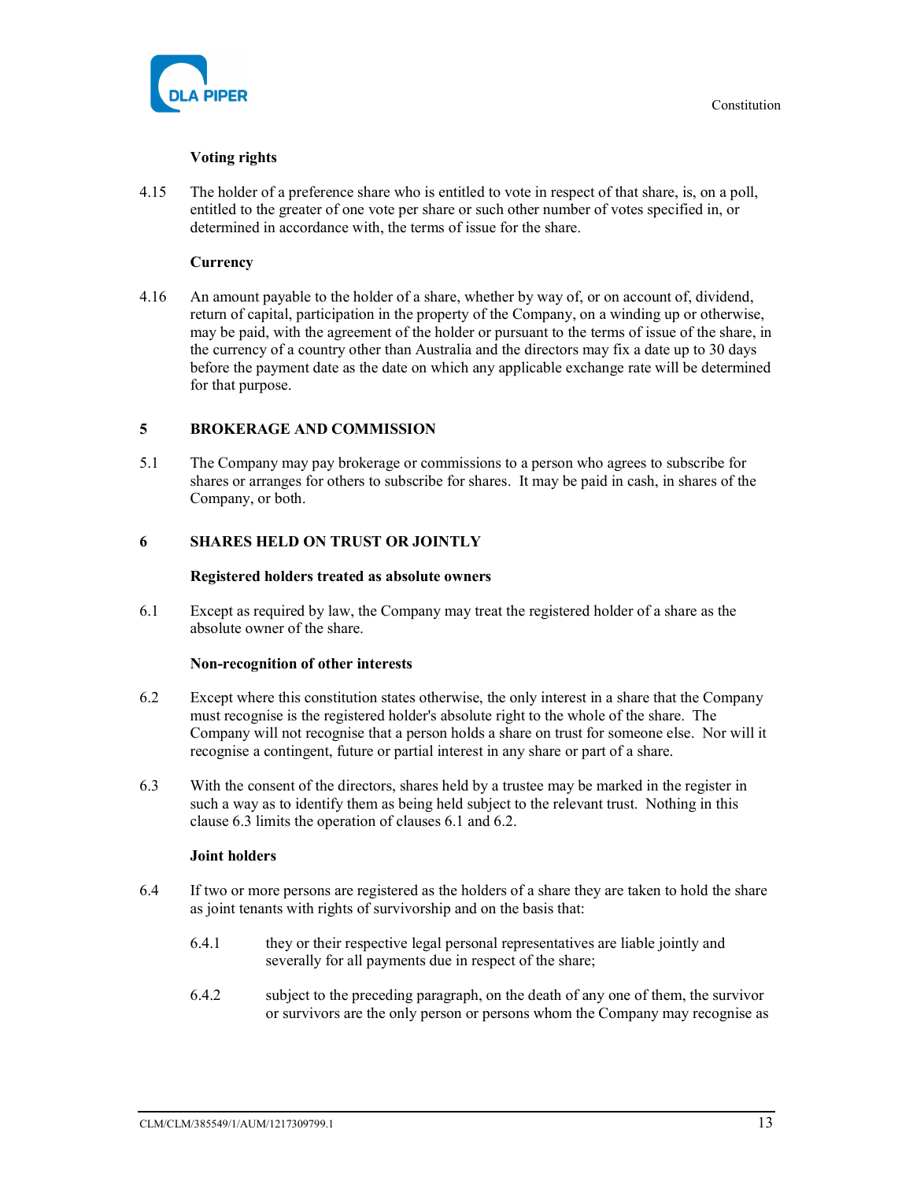**Voting rights**

4.15 The holder of a preference share who is entitled to vote in respect of that share, is, on a poll, entitled to the greater of one vote per share or such other number of votes specified in, or determined in accordance with, the terms of issue for the share.

**Currency**

4.16 An amount payable to the holder of a share, whether by way of, or on account of, dividend, return of capital, participation in the property of the Company, on a winding up or otherwise, may be paid, with the agreement of the holder or pursuant to the terms of issue of the share, in the currency of a country other than Australia and the directors may fix a date up to 30 days before the payment date as the date on which any applicable exchange rate will be determined for that purpose.

## 5 BROKERAGE AND COMMISSION

5.1 The Company may pay brokerage or commissions to a person who agrees to subscribe for shares or arranges for others to subscribe for shares. It may be paid in cash, in shares of the Company, or both.

## 6 SHARES HELD ON TRUST OR JOINTLY

**Registered holders treated as absolute owners**

6.1 Except as required by law, the Company may treat the registered holder of a share as the absolute owner of the share.

**Non-recognition of other interests**

6.2 Except where this constitution states otherwise, the only interest in a share that the Company must recognise is the registered holder's absolute right to the whole of the share. The Company will not recognise that a person holds a share on trust for someone else. Nor will it recognise a contingent, future or partial interest in any share or part of a share.

6.3 With the consent of the directors, shares held by a trustee may be marked in the register in such a way as to identify them as being held subject to the relevant trust. Nothing in this clause 6.3 limits the operation of clauses 6.1 and 6.2.

**Joint holders**

6.4 If two or more persons are registered as the holders of a share they are taken to hold the share as joint tenants with rights of survivorship and on the basis that:

6.4.1 they or their respective legal personal representatives are liable jointly and severally for all payments due in respect of the share;

6.4.2 subject to the preceding paragraph, on the death of any one of them, the survivor or survivors are the only person or persons whom the Company may recognise as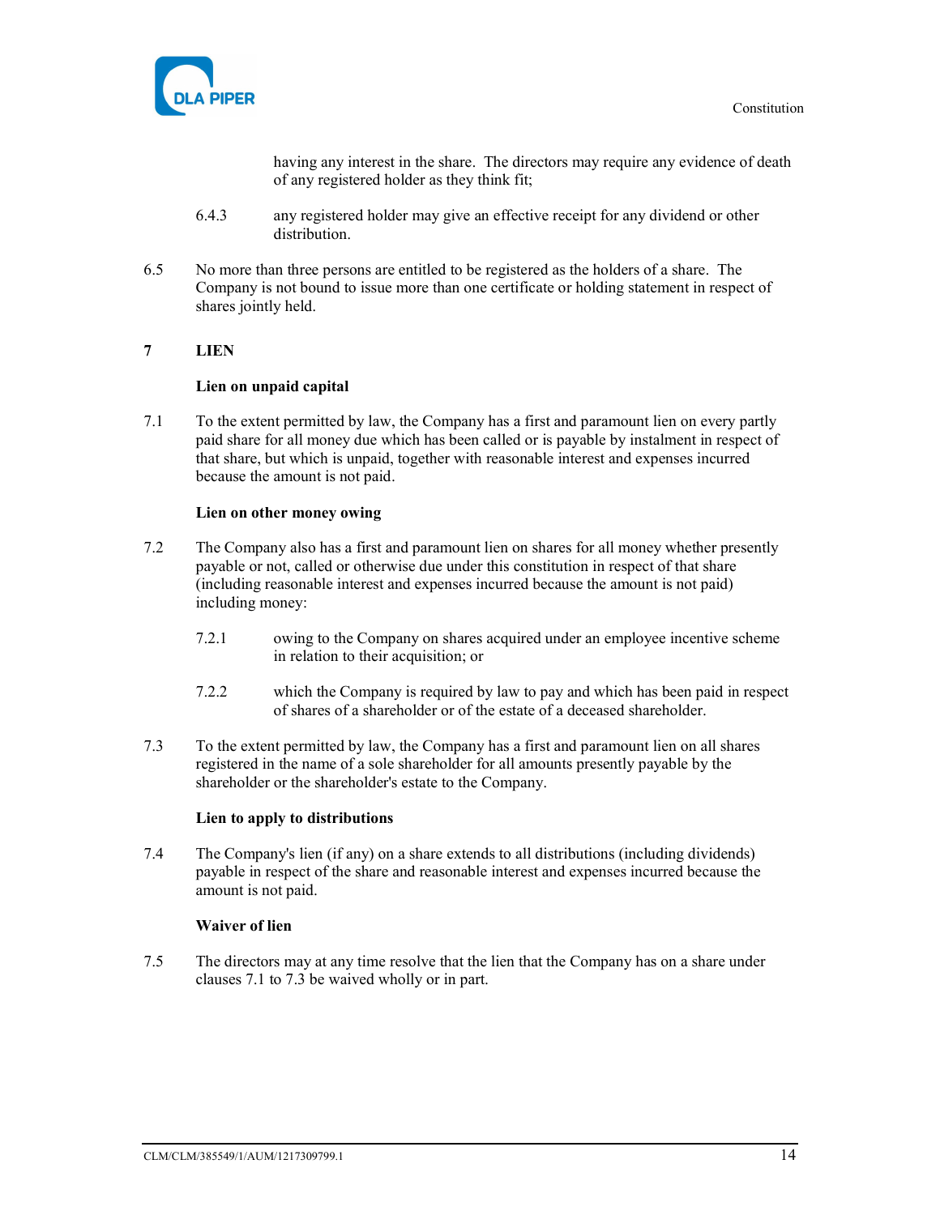having any interest in the share. The directors may require any evidence of death of any registered holder as they think fit;

6.4.3 any registered holder may give an effective receipt for any dividend or other distribution.

6.5 No more than three persons are entitled to be registered as the holders of a share. The Company is not bound to issue more than one certificate or holding statement in respect of shares jointly held.

## 7 LIEN

**Lien on unpaid capital**

7.1 To the extent permitted by law, the Company has a first and paramount lien on every partly paid share for all money due which has been called or is payable by instalment in respect of that share, but which is unpaid, together with reasonable interest and expenses incurred because the amount is not paid.

**Lien on other money owing**

7.2 The Company also has a first and paramount lien on shares for all money whether presently payable or not, called or otherwise due under this constitution in respect of that share (including reasonable interest and expenses incurred because the amount is not paid) including money:

7.2.1 owing to the Company on shares acquired under an employee incentive scheme in relation to their acquisition; or

7.2.2 which the Company is required by law to pay and which has been paid in respect of shares of a shareholder or of the estate of a deceased shareholder.

7.3 To the extent permitted by law, the Company has a first and paramount lien on all shares registered in the name of a sole shareholder for all amounts presently payable by the shareholder or the shareholder's estate to the Company.

**Lien to apply to distributions**

7.4 The Company's lien (if any) on a share extends to all distributions (including dividends) payable in respect of the share and reasonable interest and expenses incurred because the amount is not paid.

**Waiver of lien**

7.5 The directors may at any time resolve that the lien that the Company has on a share under clauses 7.1 to 7.3 be waived wholly or in part.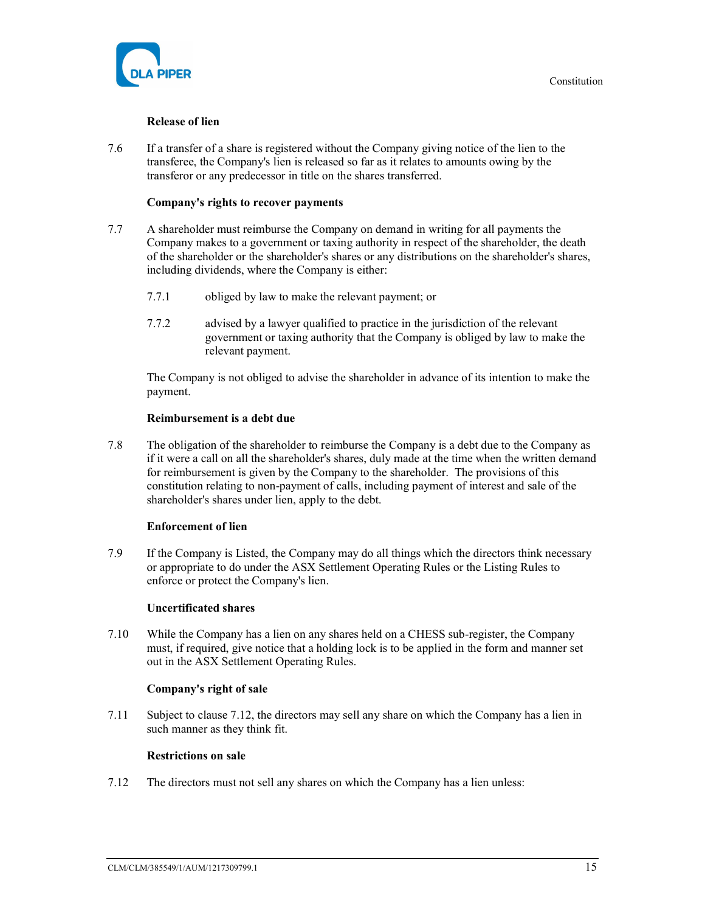**Release of lien**

7.6 If a transfer of a share is registered without the Company giving notice of the lien to the transferee, the Company's lien is released so far as it relates to amounts owing by the transferor or any predecessor in title on the shares transferred.

**Company's rights to recover payments**

7.7 A shareholder must reimburse the Company on demand in writing for all payments the Company makes to a government or taxing authority in respect of the shareholder, the death of the shareholder or the shareholder's shares or any distributions on the shareholder's shares, including dividends, where the Company is either:

7.7.1 obliged by law to make the relevant payment; or

7.7.2 advised by a lawyer qualified to practice in the jurisdiction of the relevant government or taxing authority that the Company is obliged by law to make the relevant payment.

The Company is not obliged to advise the shareholder in advance of its intention to make the payment.

**Reimbursement is a debt due**

7.8 The obligation of the shareholder to reimburse the Company is a debt due to the Company as if it were a call on all the shareholder's shares, duly made at the time when the written demand for reimbursement is given by the Company to the shareholder. The provisions of this constitution relating to non-payment of calls, including payment of interest and sale of the shareholder's shares under lien, apply to the debt.

**Enforcement of lien**

7.9 If the Company is Listed, the Company may do all things which the directors think necessary or appropriate to do under the ASX Settlement Operating Rules or the Listing Rules to enforce or protect the Company's lien.

**Uncertificated shares**

7.10 While the Company has a lien on any shares held on a CHESS sub-register, the Company must, if required, give notice that a holding lock is to be applied in the form and manner set out in the ASX Settlement Operating Rules.

**Company's right of sale**

7.11 Subject to clause 7.12, the directors may sell any share on which the Company has a lien in such manner as they think fit.

**Restrictions on sale**

7.12 The directors must not sell any shares on which the Company has a lien unless: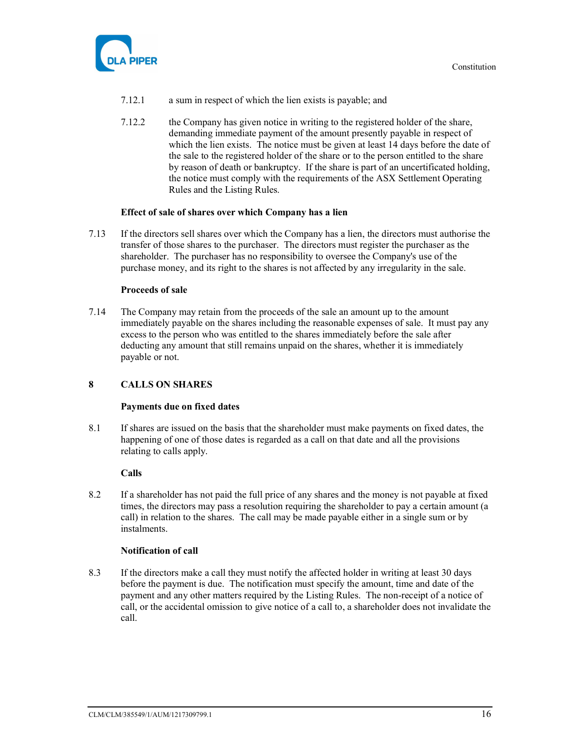7.12.1 a sum in respect of which the lien exists is payable; and

7.12.2 the Company has given notice in writing to the registered holder of the share, demanding immediate payment of the amount presently payable in respect of which the lien exists. The notice must be given at least 14 days before the date of the sale to the registered holder of the share or to the person entitled to the share by reason of death or bankruptcy. If the share is part of an uncertificated holding, the notice must comply with the requirements of the ASX Settlement Operating Rules and the Listing Rules.

**Effect of sale of shares over which Company has a lien**

7.13 If the directors sell shares over which the Company has a lien, the directors must authorise the transfer of those shares to the purchaser. The directors must register the purchaser as the shareholder. The purchaser has no responsibility to oversee the Company's use of the purchase money, and its right to the shares is not affected by any irregularity in the sale.

**Proceeds of sale**

7.14 The Company may retain from the proceeds of the sale an amount up to the amount immediately payable on the shares including the reasonable expenses of sale. It must pay any excess to the person who was entitled to the shares immediately before the sale after deducting any amount that still remains unpaid on the shares, whether it is immediately payable or not.

## 8 CALLS ON SHARES

**Payments due on fixed dates**

8.1 If shares are issued on the basis that the shareholder must make payments on fixed dates, the happening of one of those dates is regarded as a call on that date and all the provisions relating to calls apply.

**Calls**

8.2 If a shareholder has not paid the full price of any shares and the money is not payable at fixed times, the directors may pass a resolution requiring the shareholder to pay a certain amount (a call) in relation to the shares. The call may be made payable either in a single sum or by instalments.

**Notification of call**

8.3 If the directors make a call they must notify the affected holder in writing at least 30 days before the payment is due. The notification must specify the amount, time and date of the payment and any other matters required by the Listing Rules. The non-receipt of a notice of call, or the accidental omission to give notice of a call to, a shareholder does not invalidate the call.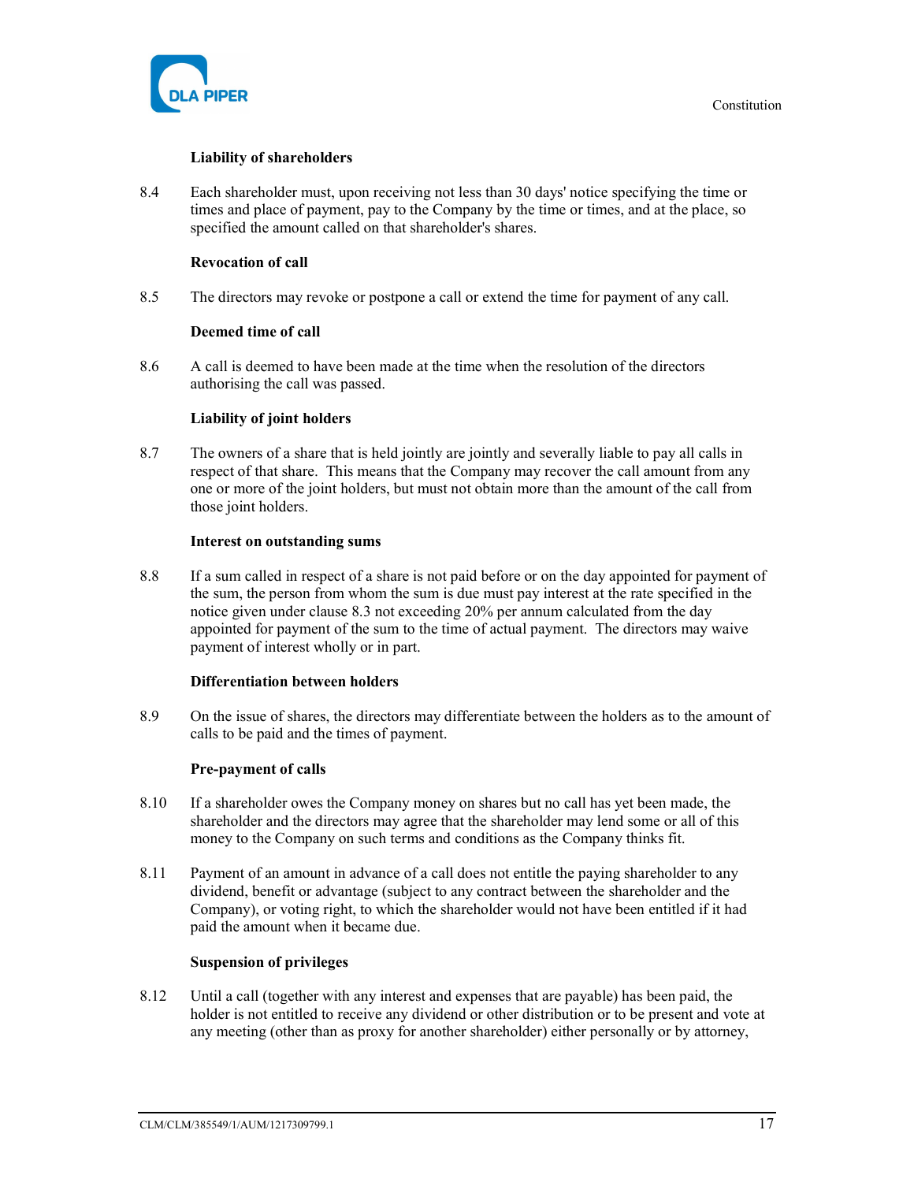**Liability of shareholders**

8.4 Each shareholder must, upon receiving not less than 30 days' notice specifying the time or times and place of payment, pay to the Company by the time or times, and at the place, so specified the amount called on that shareholder's shares.

**Revocation of call**

8.5 The directors may revoke or postpone a call or extend the time for payment of any call.

**Deemed time of call**

8.6 A call is deemed to have been made at the time when the resolution of the directors authorising the call was passed.

**Liability of joint holders**

8.7 The owners of a share that is held jointly are jointly and severally liable to pay all calls in respect of that share. This means that the Company may recover the call amount from any one or more of the joint holders, but must not obtain more than the amount of the call from those joint holders.

**Interest on outstanding sums**

8.8 If a sum called in respect of a share is not paid before or on the day appointed for payment of the sum, the person from whom the sum is due must pay interest at the rate specified in the notice given under clause 8.3 not exceeding 20% per annum calculated from the day appointed for payment of the sum to the time of actual payment. The directors may waive payment of interest wholly or in part.

**Differentiation between holders**

8.9 On the issue of shares, the directors may differentiate between the holders as to the amount of calls to be paid and the times of payment.

**Pre-payment of calls**

8.10 If a shareholder owes the Company money on shares but no call has yet been made, the shareholder and the directors may agree that the shareholder may lend some or all of this money to the Company on such terms and conditions as the Company thinks fit.

8.11 Payment of an amount in advance of a call does not entitle the paying shareholder to any dividend, benefit or advantage (subject to any contract between the shareholder and the Company), or voting right, to which the shareholder would not have been entitled if it had paid the amount when it became due.

**Suspension of privileges**

8.12 Until a call (together with any interest and expenses that are payable) has been paid, the holder is not entitled to receive any dividend or other distribution or to be present and vote at any meeting (other than as proxy for another shareholder) either personally or by attorney,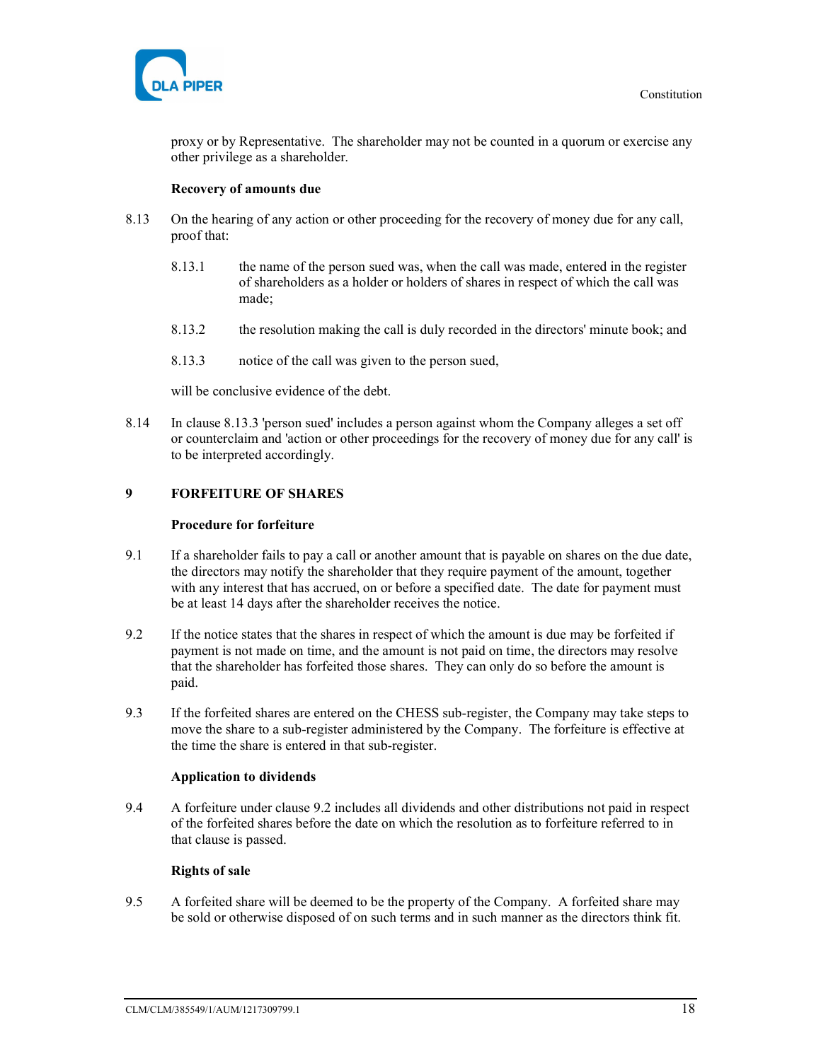proxy or by Representative. The shareholder may not be counted in a quorum or exercise any other privilege as a shareholder.

**Recovery of amounts due**

8.13 On the hearing of any action or other proceeding for the recovery of money due for any call, proof that:

8.13.1 the name of the person sued was, when the call was made, entered in the register of shareholders as a holder or holders of shares in respect of which the call was made;

8.13.2 the resolution making the call is duly recorded in the directors' minute book; and

8.13.3 notice of the call was given to the person sued,

will be conclusive evidence of the debt.

8.14 In clause 8.13.3 'person sued' includes a person against whom the Company alleges a set off or counterclaim and 'action or other proceedings for the recovery of money due for any call' is to be interpreted accordingly.

## 9 FORFEITURE OF SHARES

**Procedure for forfeiture**

9.1 If a shareholder fails to pay a call or another amount that is payable on shares on the due date, the directors may notify the shareholder that they require payment of the amount, together with any interest that has accrued, on or before a specified date. The date for payment must be at least 14 days after the shareholder receives the notice.

9.2 If the notice states that the shares in respect of which the amount is due may be forfeited if payment is not made on time, and the amount is not paid on time, the directors may resolve that the shareholder has forfeited those shares. They can only do so before the amount is paid.

9.3 If the forfeited shares are entered on the CHESS sub-register, the Company may take steps to move the share to a sub-register administered by the Company. The forfeiture is effective at the time the share is entered in that sub-register.

**Application to dividends**

9.4 A forfeiture under clause 9.2 includes all dividends and other distributions not paid in respect of the forfeited shares before the date on which the resolution as to forfeiture referred to in that clause is passed.

**Rights of sale**

9.5 A forfeited share will be deemed to be the property of the Company. A forfeited share may be sold or otherwise disposed of on such terms and in such manner as the directors think fit.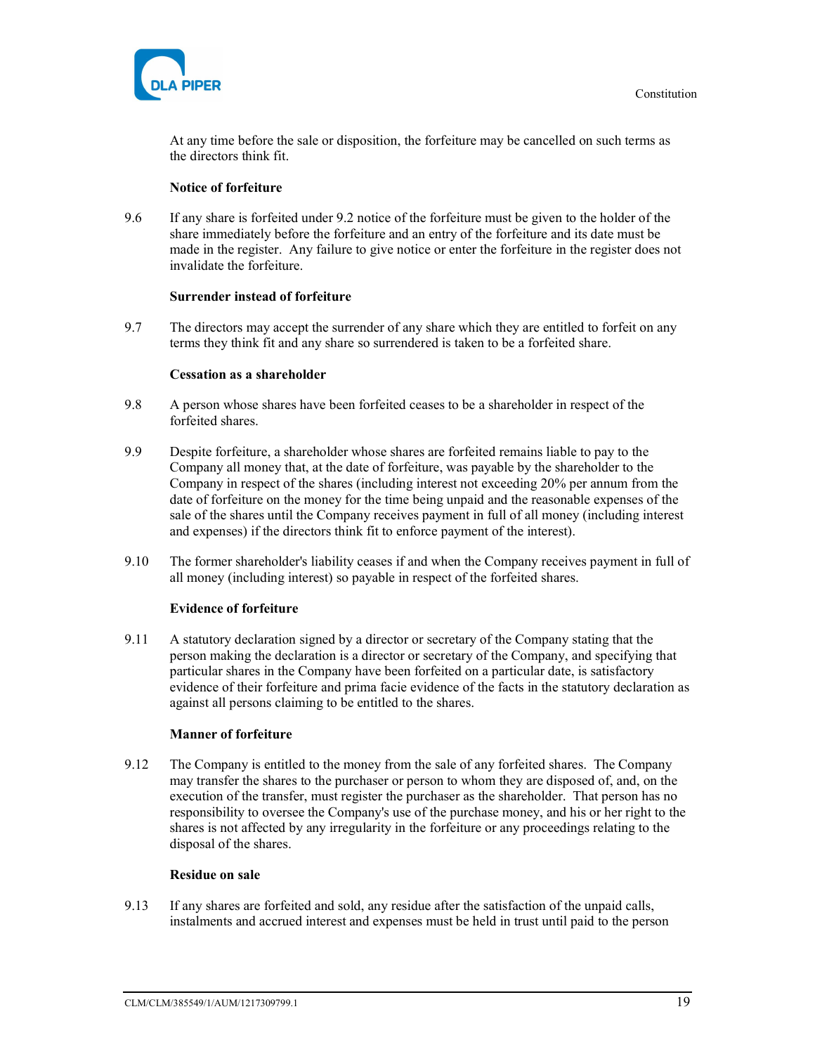At any time before the sale or disposition, the forfeiture may be cancelled on such terms as the directors think fit.

**Notice of forfeiture**

9.6 If any share is forfeited under 9.2 notice of the forfeiture must be given to the holder of the share immediately before the forfeiture and an entry of the forfeiture and its date must be made in the register. Any failure to give notice or enter the forfeiture in the register does not invalidate the forfeiture.

**Surrender instead of forfeiture**

9.7 The directors may accept the surrender of any share which they are entitled to forfeit on any terms they think fit and any share so surrendered is taken to be a forfeited share.

**Cessation as a shareholder**

9.8 A person whose shares have been forfeited ceases to be a shareholder in respect of the forfeited shares.

9.9 Despite forfeiture, a shareholder whose shares are forfeited remains liable to pay to the Company all money that, at the date of forfeiture, was payable by the shareholder to the Company in respect of the shares (including interest not exceeding 20% per annum from the date of forfeiture on the money for the time being unpaid and the reasonable expenses of the sale of the shares until the Company receives payment in full of all money (including interest and expenses) if the directors think fit to enforce payment of the interest).

9.10 The former shareholder's liability ceases if and when the Company receives payment in full of all money (including interest) so payable in respect of the forfeited shares.

**Evidence of forfeiture**

9.11 A statutory declaration signed by a director or secretary of the Company stating that the person making the declaration is a director or secretary of the Company, and specifying that particular shares in the Company have been forfeited on a particular date, is satisfactory evidence of their forfeiture and prima facie evidence of the facts in the statutory declaration as against all persons claiming to be entitled to the shares.

**Manner of forfeiture**

9.12 The Company is entitled to the money from the sale of any forfeited shares. The Company may transfer the shares to the purchaser or person to whom they are disposed of, and, on the execution of the transfer, must register the purchaser as the shareholder. That person has no responsibility to oversee the Company's use of the purchase money, and his or her right to the shares is not affected by any irregularity in the forfeiture or any proceedings relating to the disposal of the shares.

**Residue on sale**

9.13 If any shares are forfeited and sold, any residue after the satisfaction of the unpaid calls, instalments and accrued interest and expenses must be held in trust until paid to the person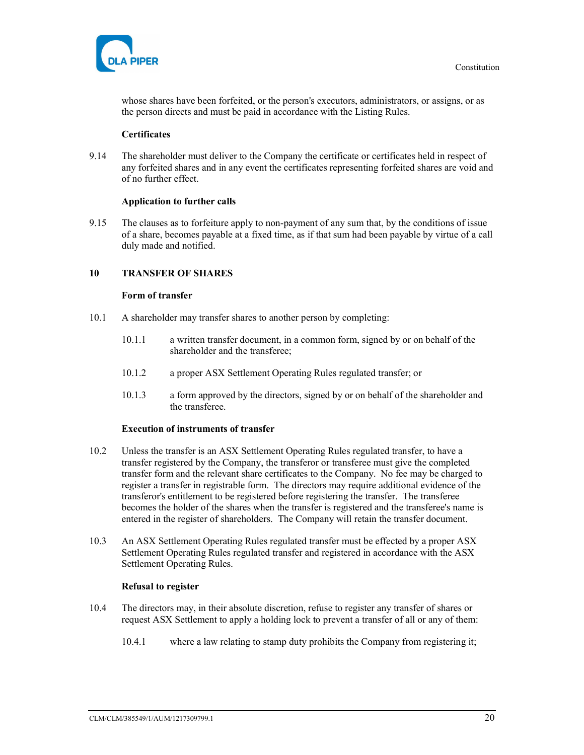whose shares have been forfeited, or the person's executors, administrators, or assigns, or as the person directs and must be paid in accordance with the Listing Rules.

**Certificates**

9.14 The shareholder must deliver to the Company the certificate or certificates held in respect of any forfeited shares and in any event the certificates representing forfeited shares are void and of no further effect.

**Application to further calls**

9.15 The clauses as to forfeiture apply to non-payment of any sum that, by the conditions of issue of a share, becomes payable at a fixed time, as if that sum had been payable by virtue of a call duly made and notified.

## 10 TRANSFER OF SHARES

**Form of transfer**

10.1 A shareholder may transfer shares to another person by completing:

10.1.1 a written transfer document, in a common form, signed by or on behalf of the shareholder and the transferee;

10.1.2 a proper ASX Settlement Operating Rules regulated transfer; or

10.1.3 a form approved by the directors, signed by or on behalf of the shareholder and the transferee.

**Execution of instruments of transfer**

10.2 Unless the transfer is an ASX Settlement Operating Rules regulated transfer, to have a transfer registered by the Company, the transferor or transferee must give the completed transfer form and the relevant share certificates to the Company. No fee may be charged to register a transfer in registrable form. The directors may require additional evidence of the transferor's entitlement to be registered before registering the transfer. The transferee becomes the holder of the shares when the transfer is registered and the transferee's name is entered in the register of shareholders. The Company will retain the transfer document.

10.3 An ASX Settlement Operating Rules regulated transfer must be effected by a proper ASX Settlement Operating Rules regulated transfer and registered in accordance with the ASX Settlement Operating Rules.

**Refusal to register**

10.4 The directors may, in their absolute discretion, refuse to register any transfer of shares or request ASX Settlement to apply a holding lock to prevent a transfer of all or any of them:

10.4.1 where a law relating to stamp duty prohibits the Company from registering it;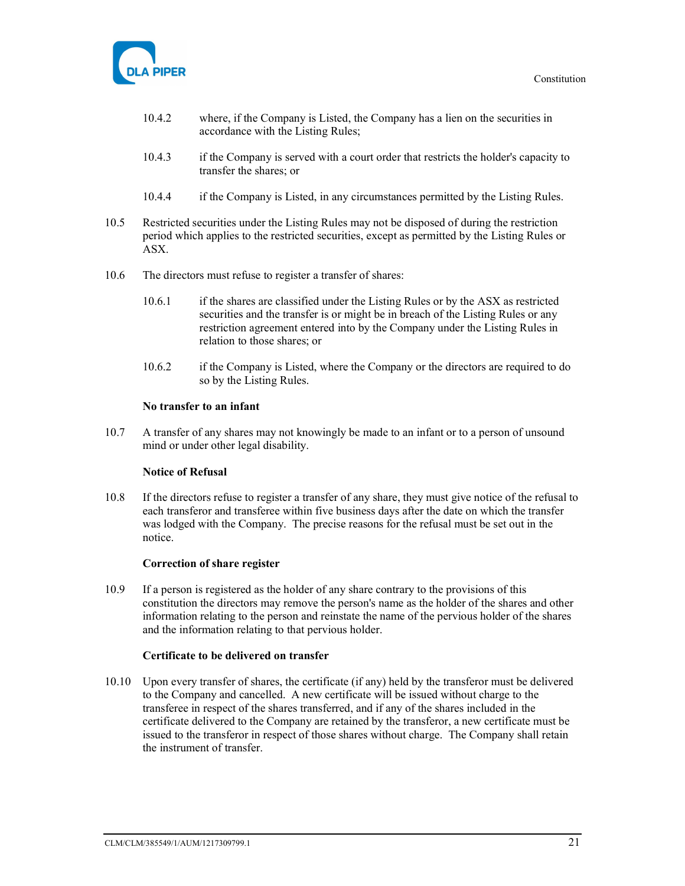10.4.2 where, if the Company is Listed, the Company has a lien on the securities in accordance with the Listing Rules;

10.4.3 if the Company is served with a court order that restricts the holder's capacity to transfer the shares; or

10.4.4 if the Company is Listed, in any circumstances permitted by the Listing Rules.

10.5 Restricted securities under the Listing Rules may not be disposed of during the restriction period which applies to the restricted securities, except as permitted by the Listing Rules or ASX.

10.6 The directors must refuse to register a transfer of shares:

10.6.1 if the shares are classified under the Listing Rules or by the ASX as restricted securities and the transfer is or might be in breach of the Listing Rules or any restriction agreement entered into by the Company under the Listing Rules in relation to those shares; or

10.6.2 if the Company is Listed, where the Company or the directors are required to do so by the Listing Rules.

**No transfer to an infant**

10.7 A transfer of any shares may not knowingly be made to an infant or to a person of unsound mind or under other legal disability.

**Notice of Refusal**

10.8 If the directors refuse to register a transfer of any share, they must give notice of the refusal to each transferor and transferee within five business days after the date on which the transfer was lodged with the Company. The precise reasons for the refusal must be set out in the notice.

**Correction of share register**

10.9 If a person is registered as the holder of any share contrary to the provisions of this constitution the directors may remove the person's name as the holder of the shares and other information relating to the person and reinstate the name of the pervious holder of the shares and the information relating to that pervious holder.

**Certificate to be delivered on transfer**

10.10 Upon every transfer of shares, the certificate (if any) held by the transferor must be delivered to the Company and cancelled. A new certificate will be issued without charge to the transferee in respect of the shares transferred, and if any of the shares included in the certificate delivered to the Company are retained by the transferor, a new certificate must be issued to the transferor in respect of those shares without charge. The Company shall retain the instrument of transfer.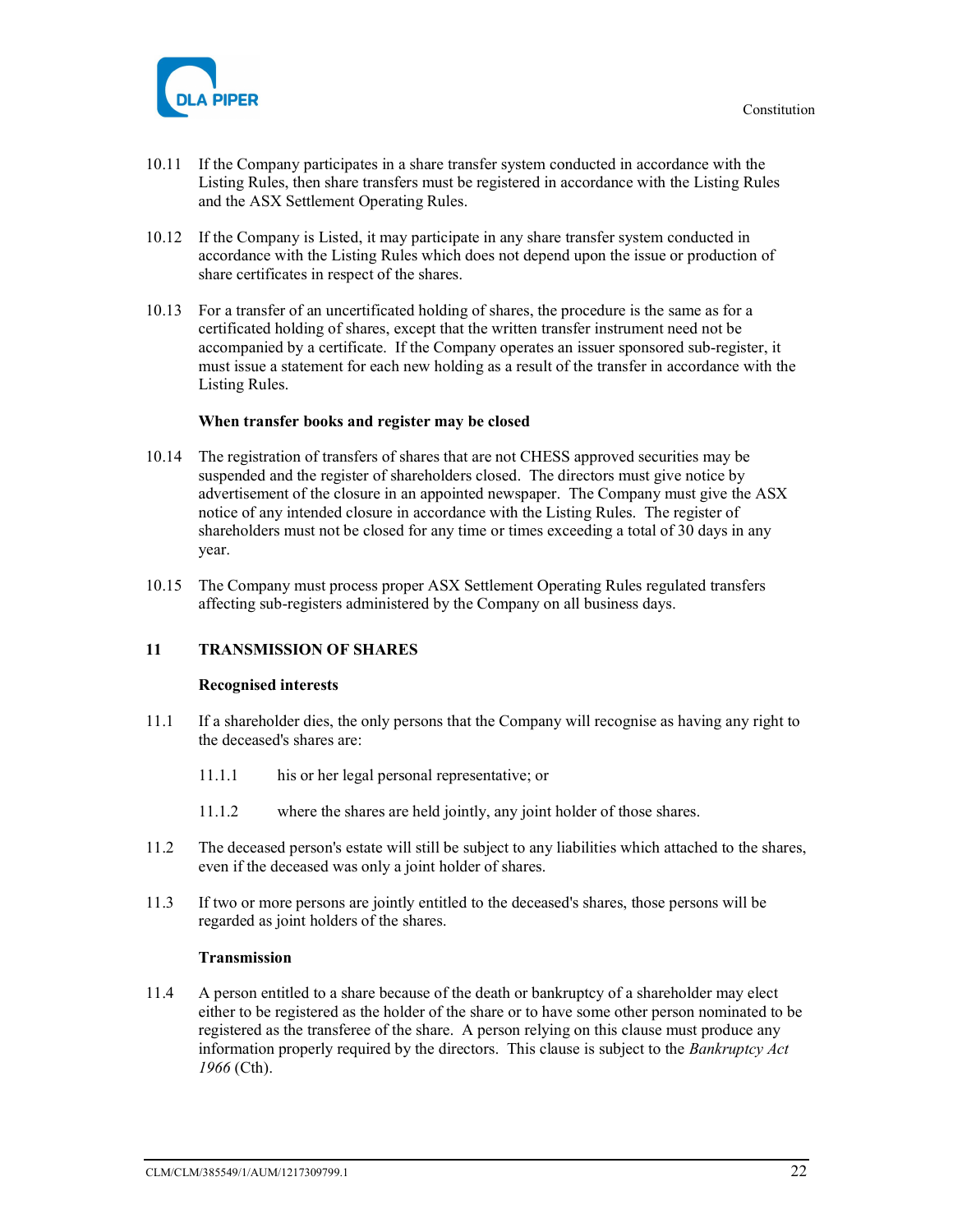10.11 If the Company participates in a share transfer system conducted in accordance with the Listing Rules, then share transfers must be registered in accordance with the Listing Rules and the ASX Settlement Operating Rules.

10.12 If the Company is Listed, it may participate in any share transfer system conducted in accordance with the Listing Rules which does not depend upon the issue or production of share certificates in respect of the shares.

10.13 For a transfer of an uncertificated holding of shares, the procedure is the same as for a certificated holding of shares, except that the written transfer instrument need not be accompanied by a certificate. If the Company operates an issuer sponsored sub-register, it must issue a statement for each new holding as a result of the transfer in accordance with the Listing Rules.

**When transfer books and register may be closed**

10.14 The registration of transfers of shares that are not CHESS approved securities may be suspended and the register of shareholders closed. The directors must give notice by advertisement of the closure in an appointed newspaper. The Company must give the ASX notice of any intended closure in accordance with the Listing Rules. The register of shareholders must not be closed for any time or times exceeding a total of 30 days in any year.

10.15 The Company must process proper ASX Settlement Operating Rules regulated transfers affecting sub-registers administered by the Company on all business days.

## 11 TRANSMISSION OF SHARES

**Recognised interests**

11.1 If a shareholder dies, the only persons that the Company will recognise as having any right to the deceased's shares are:

11.1.1 his or her legal personal representative; or

11.1.2 where the shares are held jointly, any joint holder of those shares.

11.2 The deceased person's estate will still be subject to any liabilities which attached to the shares, even if the deceased was only a joint holder of shares.

11.3 If two or more persons are jointly entitled to the deceased's shares, those persons will be regarded as joint holders of the shares.

**Transmission**

11.4 A person entitled to a share because of the death or bankruptcy of a shareholder may elect either to be registered as the holder of the share or to have some other person nominated to be registered as the transferee of the share. A person relying on this clause must produce any information properly required by the directors. This clause is subject to the *Bankruptcy Act 1966* (Cth).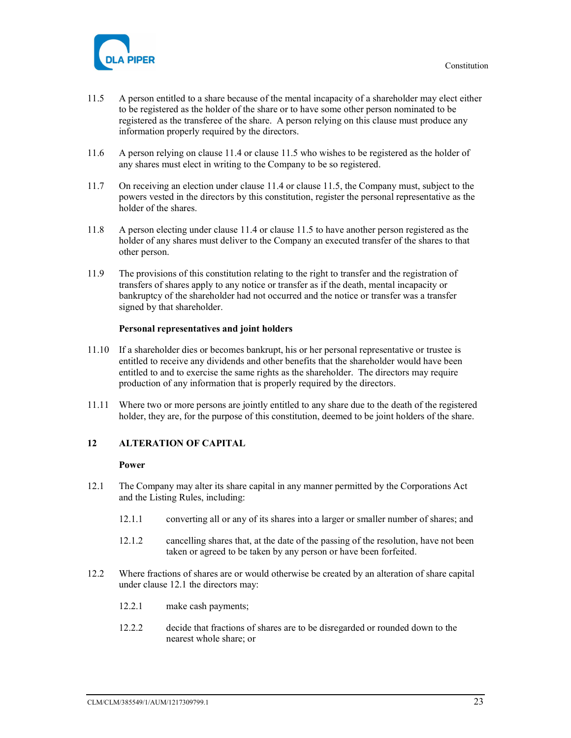11.5 A person entitled to a share because of the mental incapacity of a shareholder may elect either to be registered as the holder of the share or to have some other person nominated to be registered as the transferee of the share. A person relying on this clause must produce any information properly required by the directors.

11.6 A person relying on clause 11.4 or clause 11.5 who wishes to be registered as the holder of any shares must elect in writing to the Company to be so registered.

11.7 On receiving an election under clause 11.4 or clause 11.5, the Company must, subject to the powers vested in the directors by this constitution, register the personal representative as the holder of the shares.

11.8 A person electing under clause 11.4 or clause 11.5 to have another person registered as the holder of any shares must deliver to the Company an executed transfer of the shares to that other person.

11.9 The provisions of this constitution relating to the right to transfer and the registration of transfers of shares apply to any notice or transfer as if the death, mental incapacity or bankruptcy of the shareholder had not occurred and the notice or transfer was a transfer signed by that shareholder.

**Personal representatives and joint holders**

11.10 If a shareholder dies or becomes bankrupt, his or her personal representative or trustee is entitled to receive any dividends and other benefits that the shareholder would have been entitled to and to exercise the same rights as the shareholder. The directors may require production of any information that is properly required by the directors.

11.11 Where two or more persons are jointly entitled to any share due to the death of the registered holder, they are, for the purpose of this constitution, deemed to be joint holders of the share.

## 12 ALTERATION OF CAPITAL

**Power**

12.1 The Company may alter its share capital in any manner permitted by the Corporations Act and the Listing Rules, including:

12.1.1 converting all or any of its shares into a larger or smaller number of shares; and

12.1.2 cancelling shares that, at the date of the passing of the resolution, have not been taken or agreed to be taken by any person or have been forfeited.

12.2 Where fractions of shares are or would otherwise be created by an alteration of share capital under clause 12.1 the directors may:

12.2.1 make cash payments;

12.2.2 decide that fractions of shares are to be disregarded or rounded down to the nearest whole share; or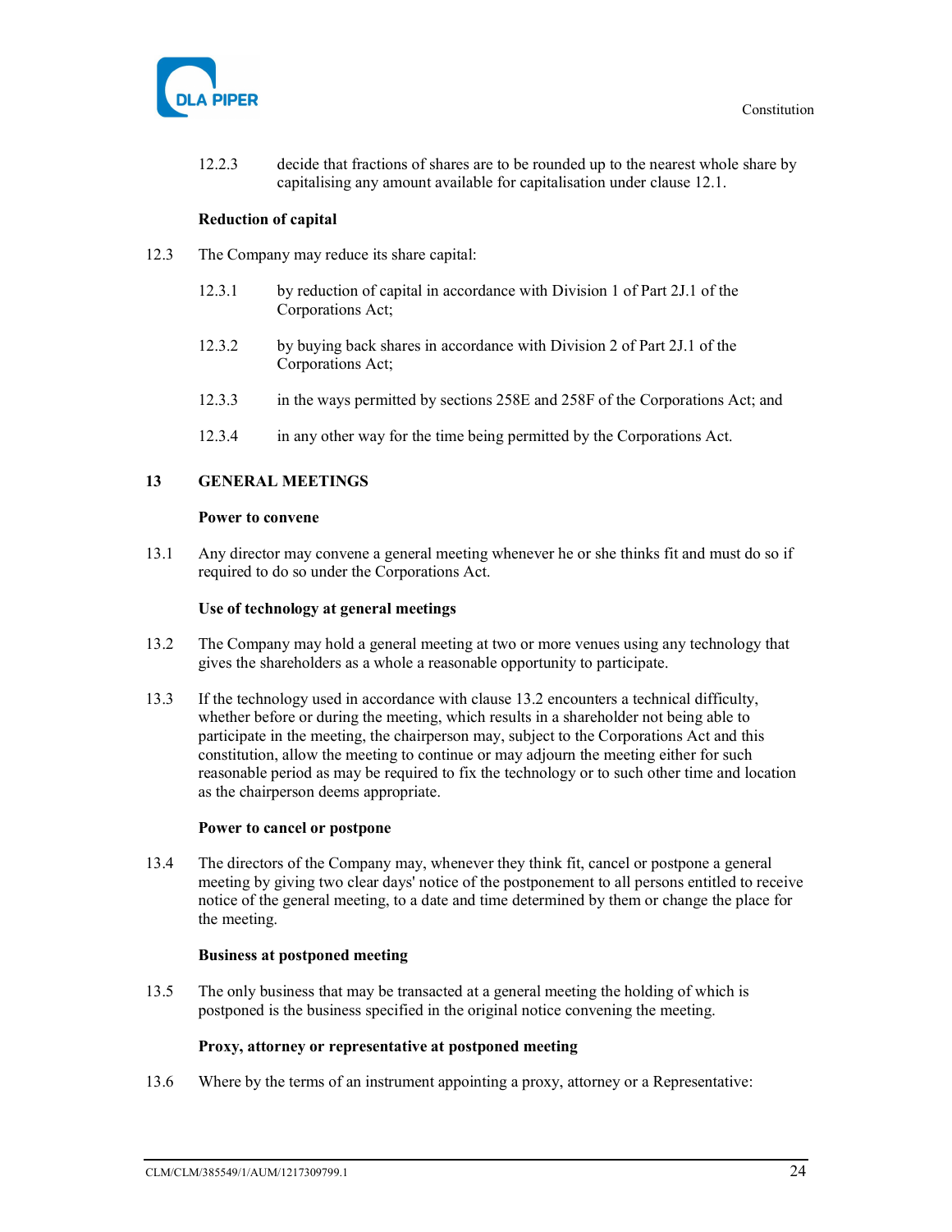12.2.3 decide that fractions of shares are to be rounded up to the nearest whole share by capitalising any amount available for capitalisation under clause 12.1.

**Reduction of capital**

12.3 The Company may reduce its share capital:

12.3.1 by reduction of capital in accordance with Division 1 of Part 2J.1 of the Corporations Act;

12.3.2 by buying back shares in accordance with Division 2 of Part 2J.1 of the Corporations Act;

12.3.3 in the ways permitted by sections 258E and 258F of the Corporations Act; and

12.3.4 in any other way for the time being permitted by the Corporations Act.

## 13 GENERAL MEETINGS

**Power to convene**

13.1 Any director may convene a general meeting whenever he or she thinks fit and must do so if required to do so under the Corporations Act.

**Use of technology at general meetings**

13.2 The Company may hold a general meeting at two or more venues using any technology that gives the shareholders as a whole a reasonable opportunity to participate.

13.3 If the technology used in accordance with clause 13.2 encounters a technical difficulty, whether before or during the meeting, which results in a shareholder not being able to participate in the meeting, the chairperson may, subject to the Corporations Act and this constitution, allow the meeting to continue or may adjourn the meeting either for such reasonable period as may be required to fix the technology or to such other time and location as the chairperson deems appropriate.

**Power to cancel or postpone**

13.4 The directors of the Company may, whenever they think fit, cancel or postpone a general meeting by giving two clear days' notice of the postponement to all persons entitled to receive notice of the general meeting, to a date and time determined by them or change the place for the meeting.

**Business at postponed meeting**

13.5 The only business that may be transacted at a general meeting the holding of which is postponed is the business specified in the original notice convening the meeting.

**Proxy, attorney or representative at postponed meeting**

13.6 Where by the terms of an instrument appointing a proxy, attorney or a Representative: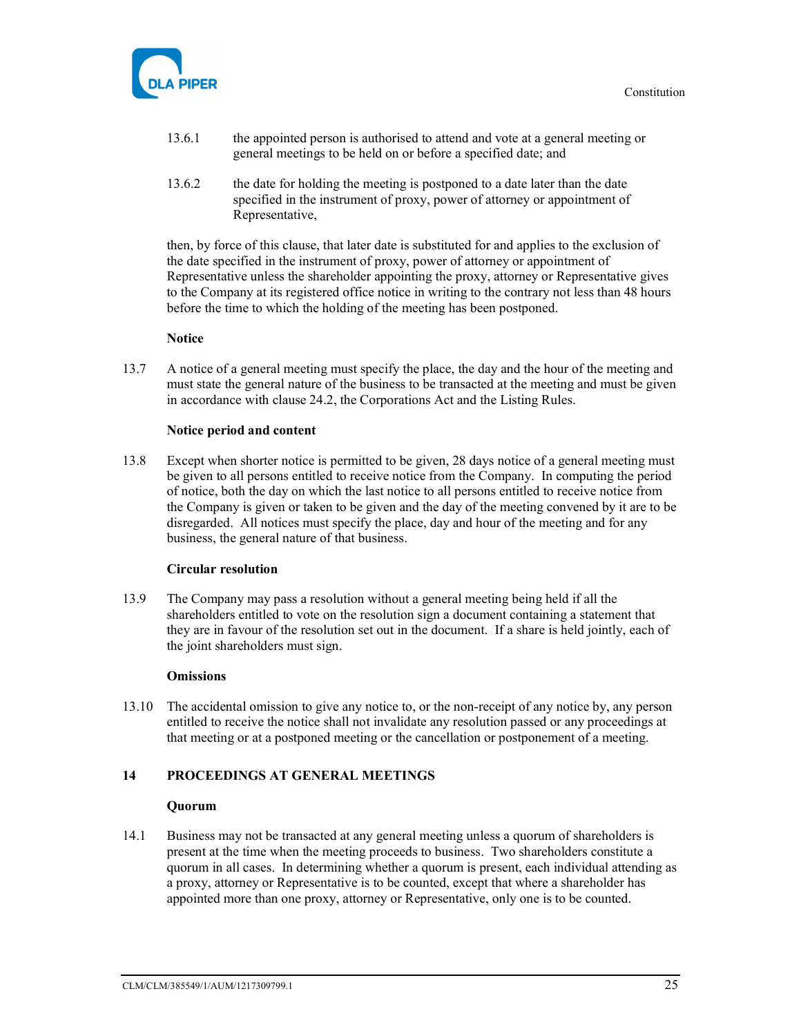13.6.1 the appointed person is authorised to attend and vote at a general meeting or general meetings to be held on or before a specified date; and

13.6.2 the date for holding the meeting is postponed to a date later than the date specified in the instrument of proxy, power of attorney or appointment of Representative,

then, by force of this clause, that later date is substituted for and applies to the exclusion of the date specified in the instrument of proxy, power of attorney or appointment of Representative unless the shareholder appointing the proxy, attorney or Representative gives to the Company at its registered office notice in writing to the contrary not less than 48 hours before the time to which the holding of the meeting has been postponed.

**Notice**

13.7 A notice of a general meeting must specify the place, the day and the hour of the meeting and must state the general nature of the business to be transacted at the meeting and must be given in accordance with clause 24.2, the Corporations Act and the Listing Rules.

**Notice period and content**

13.8 Except when shorter notice is permitted to be given, 28 days notice of a general meeting must be given to all persons entitled to receive notice from the Company. In computing the period of notice, both the day on which the last notice to all persons entitled to receive notice from the Company is given or taken to be given and the day of the meeting convened by it are to be disregarded. All notices must specify the place, day and hour of the meeting and for any business, the general nature of that business.

**Circular resolution**

13.9 The Company may pass a resolution without a general meeting being held if all the shareholders entitled to vote on the resolution sign a document containing a statement that they are in favour of the resolution set out in the document. If a share is held jointly, each of the joint shareholders must sign.

**Omissions**

13.10 The accidental omission to give any notice to, or the non-receipt of any notice by, any person entitled to receive the notice shall not invalidate any resolution passed or any proceedings at that meeting or at a postponed meeting or the cancellation or postponement of a meeting.

## 14 PROCEEDINGS AT GENERAL MEETINGS

**Quorum**

14.1 Business may not be transacted at any general meeting unless a quorum of shareholders is present at the time when the meeting proceeds to business. Two shareholders constitute a quorum in all cases. In determining whether a quorum is present, each individual attending as a proxy, attorney or Representative is to be counted, except that where a shareholder has appointed more than one proxy, attorney or Representative, only one is to be counted.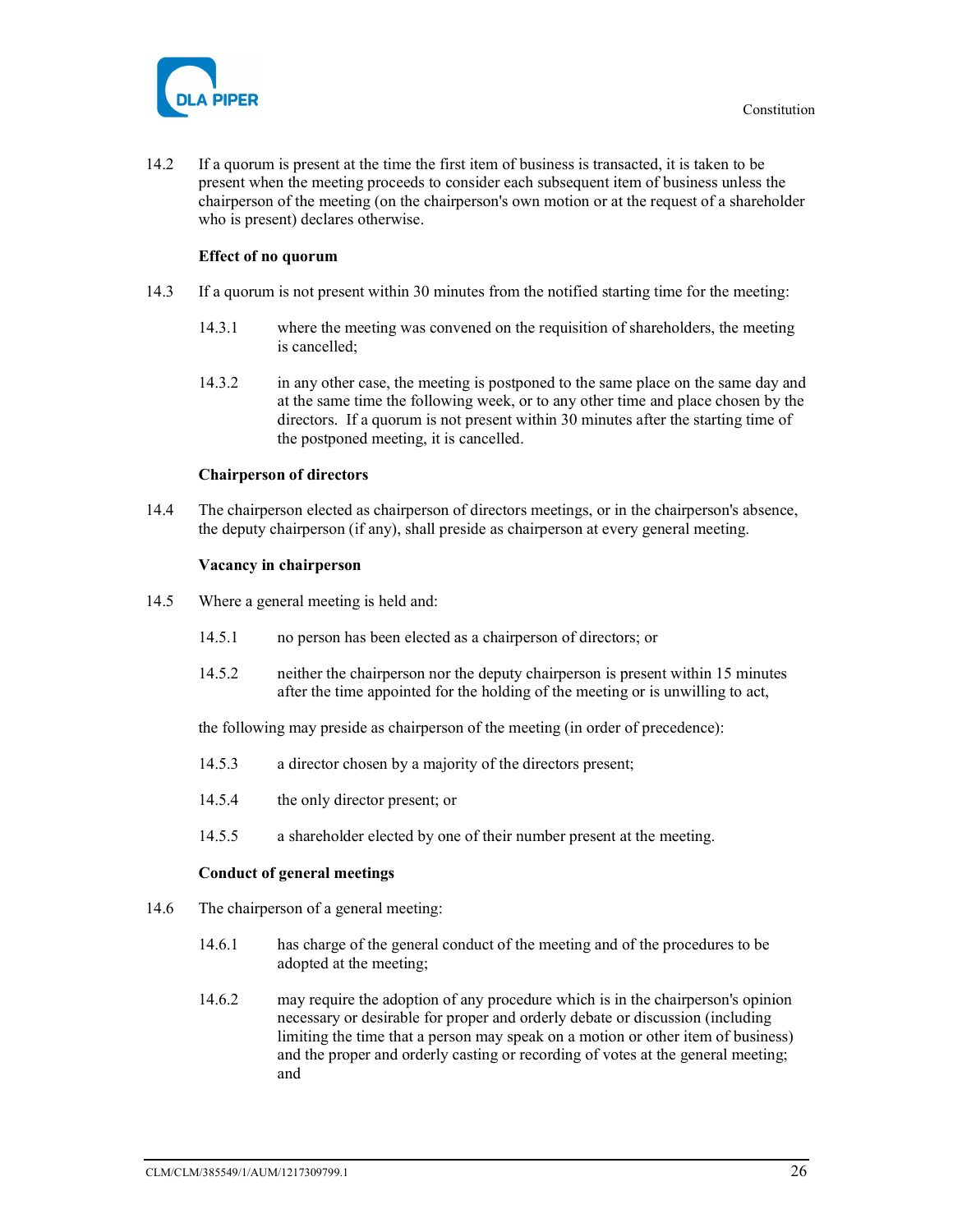14.2 If a quorum is present at the time the first item of business is transacted, it is taken to be present when the meeting proceeds to consider each subsequent item of business unless the chairperson of the meeting (on the chairperson's own motion or at the request of a shareholder who is present) declares otherwise.

**Effect of no quorum**

14.3 If a quorum is not present within 30 minutes from the notified starting time for the meeting:

14.3.1 where the meeting was convened on the requisition of shareholders, the meeting is cancelled;

14.3.2 in any other case, the meeting is postponed to the same place on the same day and at the same time the following week, or to any other time and place chosen by the directors. If a quorum is not present within 30 minutes after the starting time of the postponed meeting, it is cancelled.

**Chairperson of directors**

14.4 The chairperson elected as chairperson of directors meetings, or in the chairperson's absence, the deputy chairperson (if any), shall preside as chairperson at every general meeting.

**Vacancy in chairperson**

14.5 Where a general meeting is held and:

14.5.1 no person has been elected as a chairperson of directors; or

14.5.2 neither the chairperson nor the deputy chairperson is present within 15 minutes after the time appointed for the holding of the meeting or is unwilling to act,

the following may preside as chairperson of the meeting (in order of precedence):

14.5.3 a director chosen by a majority of the directors present;

14.5.4 the only director present; or

14.5.5 a shareholder elected by one of their number present at the meeting.

**Conduct of general meetings**

14.6 The chairperson of a general meeting:

14.6.1 has charge of the general conduct of the meeting and of the procedures to be adopted at the meeting;

14.6.2 may require the adoption of any procedure which is in the chairperson's opinion necessary or desirable for proper and orderly debate or discussion (including limiting the time that a person may speak on a motion or other item of business) and the proper and orderly casting or recording of votes at the general meeting; and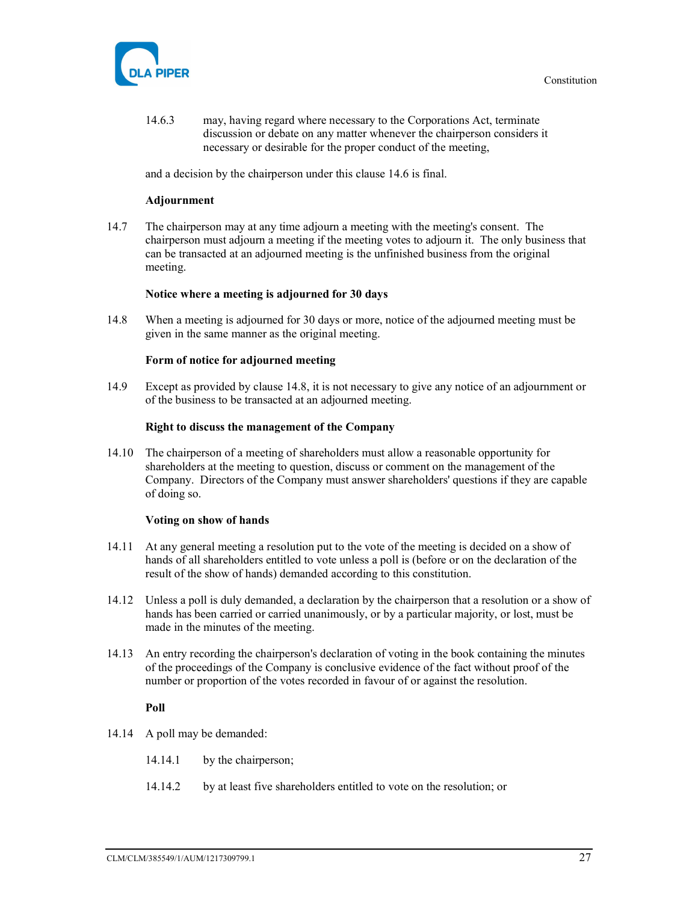14.6.3 may, having regard where necessary to the Corporations Act, terminate discussion or debate on any matter whenever the chairperson considers it necessary or desirable for the proper conduct of the meeting,

and a decision by the chairperson under this clause 14.6 is final.

**Adjournment**

14.7 The chairperson may at any time adjourn a meeting with the meeting's consent. The chairperson must adjourn a meeting if the meeting votes to adjourn it. The only business that can be transacted at an adjourned meeting is the unfinished business from the original meeting.

**Notice where a meeting is adjourned for 30 days**

14.8 When a meeting is adjourned for 30 days or more, notice of the adjourned meeting must be given in the same manner as the original meeting.

**Form of notice for adjourned meeting**

14.9 Except as provided by clause 14.8, it is not necessary to give any notice of an adjournment or of the business to be transacted at an adjourned meeting.

**Right to discuss the management of the Company**

14.10 The chairperson of a meeting of shareholders must allow a reasonable opportunity for shareholders at the meeting to question, discuss or comment on the management of the Company. Directors of the Company must answer shareholders' questions if they are capable of doing so.

**Voting on show of hands**

14.11 At any general meeting a resolution put to the vote of the meeting is decided on a show of hands of all shareholders entitled to vote unless a poll is (before or on the declaration of the result of the show of hands) demanded according to this constitution.

14.12 Unless a poll is duly demanded, a declaration by the chairperson that a resolution or a show of hands has been carried or carried unanimously, or by a particular majority, or lost, must be made in the minutes of the meeting.

14.13 An entry recording the chairperson's declaration of voting in the book containing the minutes of the proceedings of the Company is conclusive evidence of the fact without proof of the number or proportion of the votes recorded in favour of or against the resolution.

**Poll**

14.14 A poll may be demanded:

14.14.1 by the chairperson;

14.14.2 by at least five shareholders entitled to vote on the resolution; or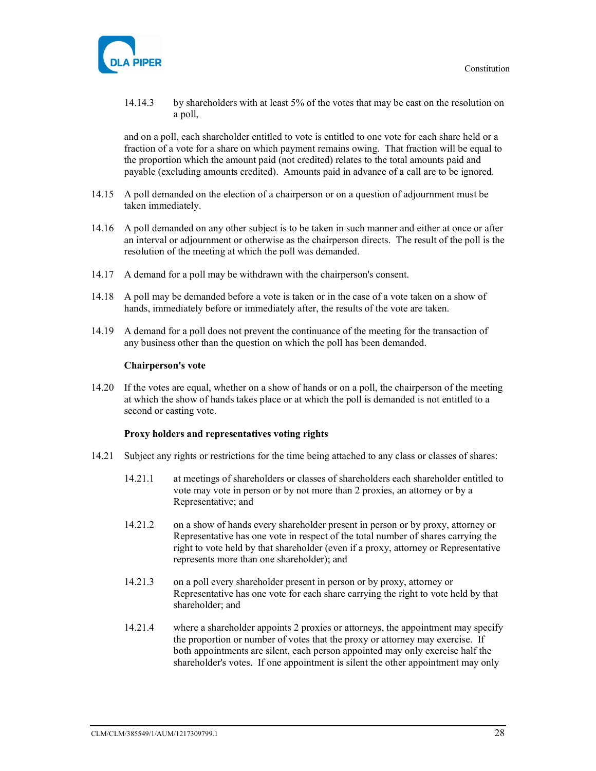14.14.3 by shareholders with at least 5% of the votes that may be cast on the resolution on a poll,

and on a poll, each shareholder entitled to vote is entitled to one vote for each share held or a fraction of a vote for a share on which payment remains owing. That fraction will be equal to the proportion which the amount paid (not credited) relates to the total amounts paid and payable (excluding amounts credited). Amounts paid in advance of a call are to be ignored.

14.15 A poll demanded on the election of a chairperson or on a question of adjournment must be taken immediately.

14.16 A poll demanded on any other subject is to be taken in such manner and either at once or after an interval or adjournment or otherwise as the chairperson directs. The result of the poll is the resolution of the meeting at which the poll was demanded.

14.17 A demand for a poll may be withdrawn with the chairperson's consent.

14.18 A poll may be demanded before a vote is taken or in the case of a vote taken on a show of hands, immediately before or immediately after, the results of the vote are taken.

14.19 A demand for a poll does not prevent the continuance of the meeting for the transaction of any business other than the question on which the poll has been demanded.

**Chairperson's vote**

14.20 If the votes are equal, whether on a show of hands or on a poll, the chairperson of the meeting at which the show of hands takes place or at which the poll is demanded is not entitled to a second or casting vote.

**Proxy holders and representatives voting rights**

14.21 Subject any rights or restrictions for the time being attached to any class or classes of shares:

14.21.1 at meetings of shareholders or classes of shareholders each shareholder entitled to vote may vote in person or by not more than 2 proxies, an attorney or by a Representative; and

14.21.2 on a show of hands every shareholder present in person or by proxy, attorney or Representative has one vote in respect of the total number of shares carrying the right to vote held by that shareholder (even if a proxy, attorney or Representative represents more than one shareholder); and

14.21.3 on a poll every shareholder present in person or by proxy, attorney or Representative has one vote for each share carrying the right to vote held by that shareholder; and

14.21.4 where a shareholder appoints 2 proxies or attorneys, the appointment may specify the proportion or number of votes that the proxy or attorney may exercise. If both appointments are silent, each person appointed may only exercise half the shareholder's votes. If one appointment is silent the other appointment may only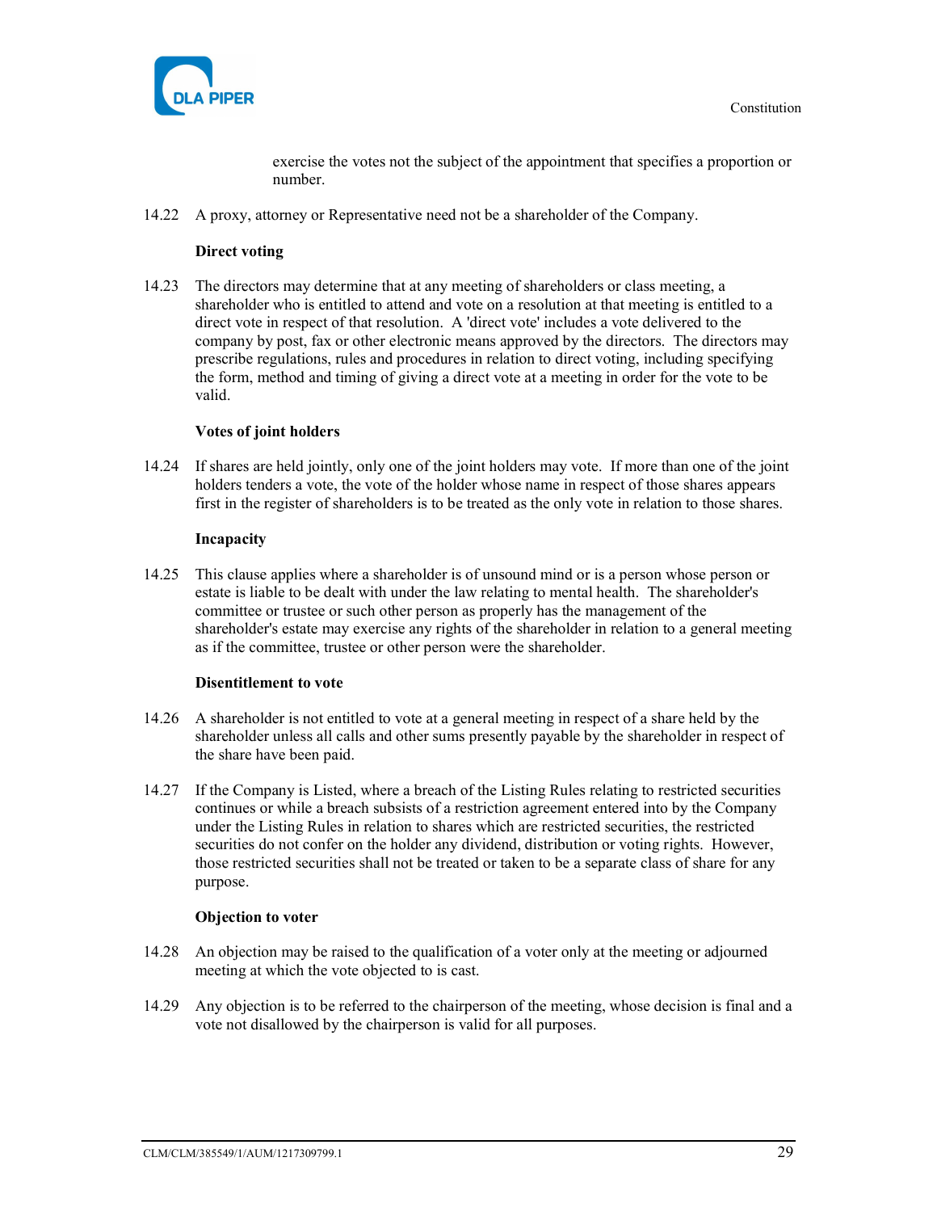exercise the votes not the subject of the appointment that specifies a proportion or number.

14.22 A proxy, attorney or Representative need not be a shareholder of the Company.

**Direct voting**

14.23 The directors may determine that at any meeting of shareholders or class meeting, a shareholder who is entitled to attend and vote on a resolution at that meeting is entitled to a direct vote in respect of that resolution. A 'direct vote' includes a vote delivered to the company by post, fax or other electronic means approved by the directors. The directors may prescribe regulations, rules and procedures in relation to direct voting, including specifying the form, method and timing of giving a direct vote at a meeting in order for the vote to be valid.

**Votes of joint holders**

14.24 If shares are held jointly, only one of the joint holders may vote. If more than one of the joint holders tenders a vote, the vote of the holder whose name in respect of those shares appears first in the register of shareholders is to be treated as the only vote in relation to those shares.

**Incapacity**

14.25 This clause applies where a shareholder is of unsound mind or is a person whose person or estate is liable to be dealt with under the law relating to mental health. The shareholder's committee or trustee or such other person as properly has the management of the shareholder's estate may exercise any rights of the shareholder in relation to a general meeting as if the committee, trustee or other person were the shareholder.

**Disentitlement to vote**

14.26 A shareholder is not entitled to vote at a general meeting in respect of a share held by the shareholder unless all calls and other sums presently payable by the shareholder in respect of the share have been paid.

14.27 If the Company is Listed, where a breach of the Listing Rules relating to restricted securities continues or while a breach subsists of a restriction agreement entered into by the Company under the Listing Rules in relation to shares which are restricted securities, the restricted securities do not confer on the holder any dividend, distribution or voting rights. However, those restricted securities shall not be treated or taken to be a separate class of share for any purpose.

**Objection to voter**

14.28 An objection may be raised to the qualification of a voter only at the meeting or adjourned meeting at which the vote objected to is cast.

14.29 Any objection is to be referred to the chairperson of the meeting, whose decision is final and a vote not disallowed by the chairperson is valid for all purposes.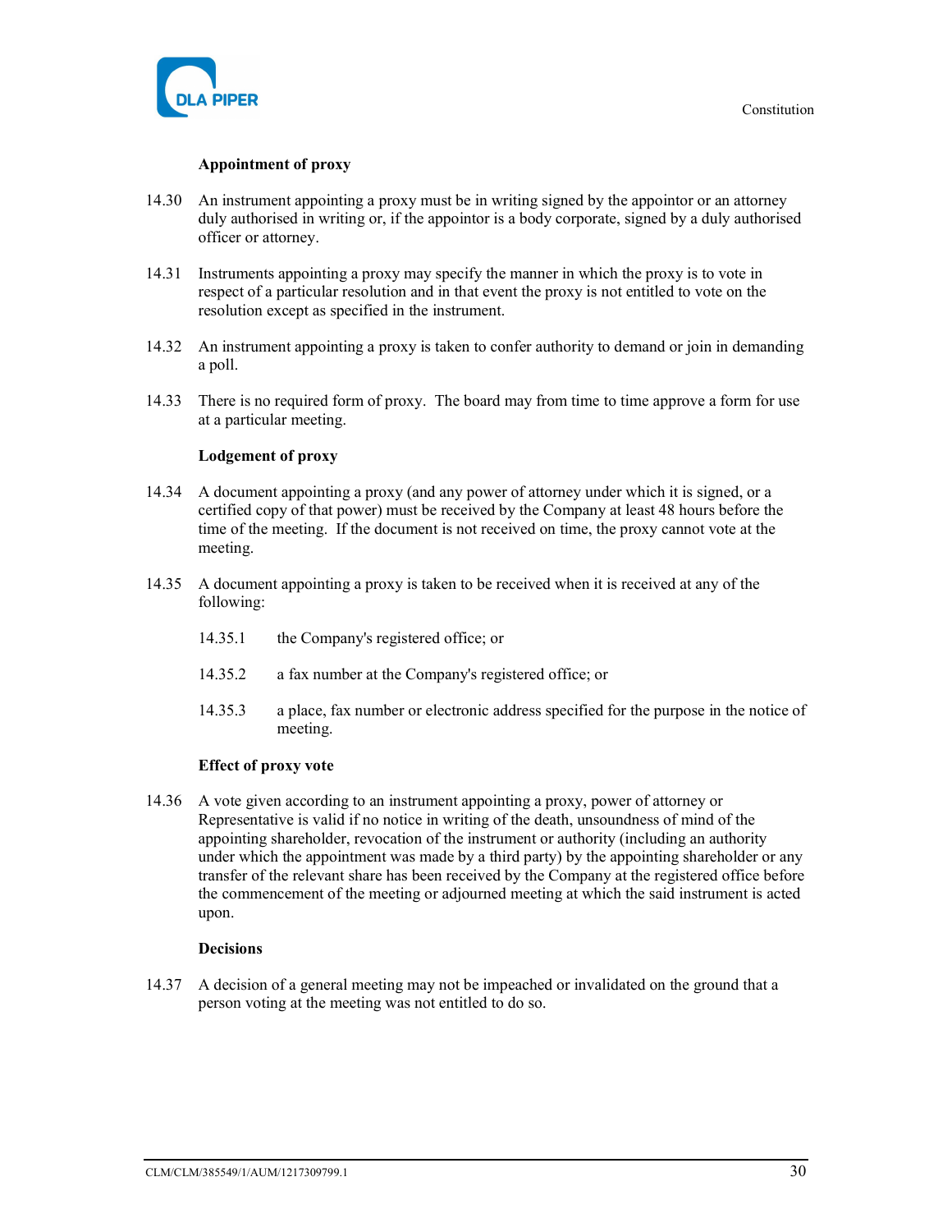**Appointment of proxy**

14.30 An instrument appointing a proxy must be in writing signed by the appointor or an attorney duly authorised in writing or, if the appointor is a body corporate, signed by a duly authorised officer or attorney.

14.31 Instruments appointing a proxy may specify the manner in which the proxy is to vote in respect of a particular resolution and in that event the proxy is not entitled to vote on the resolution except as specified in the instrument.

14.32 An instrument appointing a proxy is taken to confer authority to demand or join in demanding a poll.

14.33 There is no required form of proxy. The board may from time to time approve a form for use at a particular meeting.

**Lodgement of proxy**

14.34 A document appointing a proxy (and any power of attorney under which it is signed, or a certified copy of that power) must be received by the Company at least 48 hours before the time of the meeting. If the document is not received on time, the proxy cannot vote at the meeting.

14.35 A document appointing a proxy is taken to be received when it is received at any of the following:

14.35.1 the Company's registered office; or

14.35.2 a fax number at the Company's registered office; or

14.35.3 a place, fax number or electronic address specified for the purpose in the notice of meeting.

**Effect of proxy vote**

14.36 A vote given according to an instrument appointing a proxy, power of attorney or Representative is valid if no notice in writing of the death, unsoundness of mind of the appointing shareholder, revocation of the instrument or authority (including an authority under which the appointment was made by a third party) by the appointing shareholder or any transfer of the relevant share has been received by the Company at the registered office before the commencement of the meeting or adjourned meeting at which the said instrument is acted upon.

**Decisions**

14.37 A decision of a general meeting may not be impeached or invalidated on the ground that a person voting at the meeting was not entitled to do so.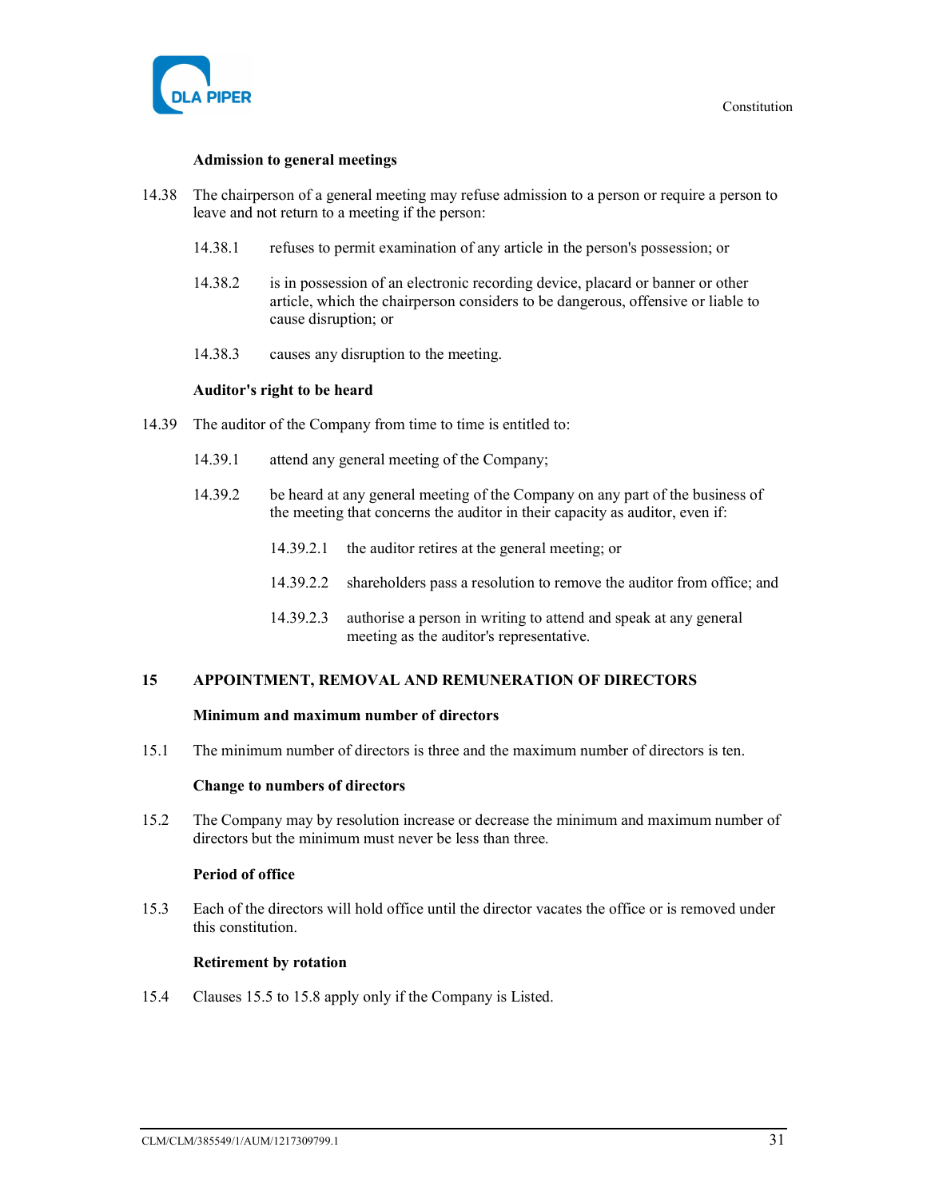**Admission to general meetings**

14.38 The chairperson of a general meeting may refuse admission to a person or require a person to leave and not return to a meeting if the person:

14.38.1 refuses to permit examination of any article in the person's possession; or

14.38.2 is in possession of an electronic recording device, placard or banner or other article, which the chairperson considers to be dangerous, offensive or liable to cause disruption; or

14.38.3 causes any disruption to the meeting.

**Auditor's right to be heard**

14.39 The auditor of the Company from time to time is entitled to:

14.39.1 attend any general meeting of the Company;

14.39.2 be heard at any general meeting of the Company on any part of the business of the meeting that concerns the auditor in their capacity as auditor, even if:

14.39.2.1 the auditor retires at the general meeting; or

14.39.2.2 shareholders pass a resolution to remove the auditor from office; and

14.39.2.3 authorise a person in writing to attend and speak at any general meeting as the auditor's representative.

## 15 APPOINTMENT, REMOVAL AND REMUNERATION OF DIRECTORS

**Minimum and maximum number of directors**

15.1 The minimum number of directors is three and the maximum number of directors is ten.

**Change to numbers of directors**

15.2 The Company may by resolution increase or decrease the minimum and maximum number of directors but the minimum must never be less than three.

**Period of office**

15.3 Each of the directors will hold office until the director vacates the office or is removed under this constitution.

**Retirement by rotation**

15.4 Clauses 15.5 to 15.8 apply only if the Company is Listed.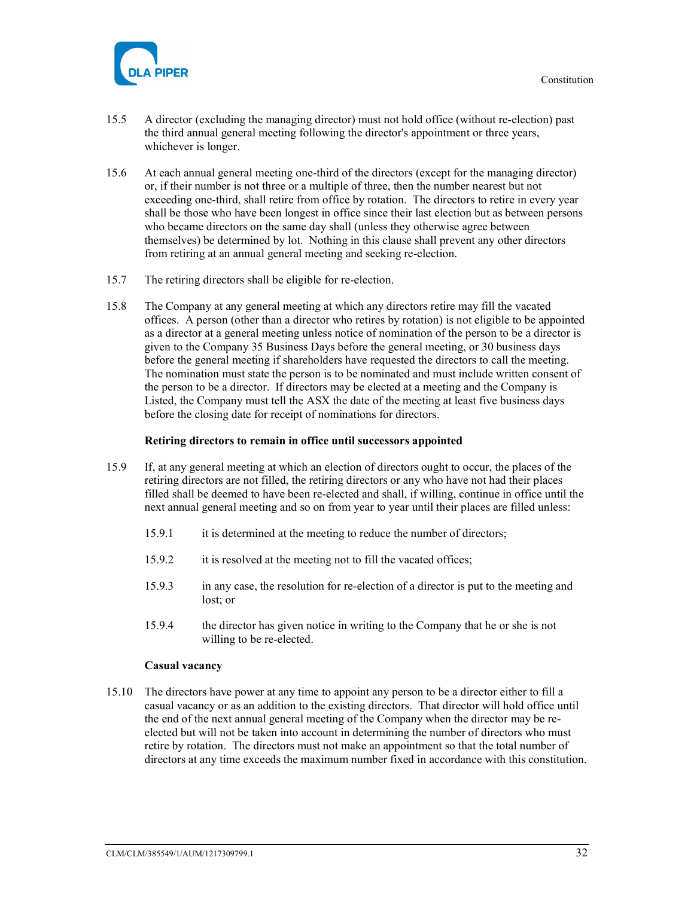15.5 A director (excluding the managing director) must not hold office (without re-election) past the third annual general meeting following the director's appointment or three years, whichever is longer.

15.6 At each annual general meeting one-third of the directors (except for the managing director) or, if their number is not three or a multiple of three, then the number nearest but not exceeding one-third, shall retire from office by rotation. The directors to retire in every year shall be those who have been longest in office since their last election but as between persons who became directors on the same day shall (unless they otherwise agree between themselves) be determined by lot. Nothing in this clause shall prevent any other directors from retiring at an annual general meeting and seeking re-election.

15.7 The retiring directors shall be eligible for re-election.

15.8 The Company at any general meeting at which any directors retire may fill the vacated offices. A person (other than a director who retires by rotation) is not eligible to be appointed as a director at a general meeting unless notice of nomination of the person to be a director is given to the Company 35 Business Days before the general meeting, or 30 business days before the general meeting if shareholders have requested the directors to call the meeting. The nomination must state the person is to be nominated and must include written consent of the person to be a director. If directors may be elected at a meeting and the Company is Listed, the Company must tell the ASX the date of the meeting at least five business days before the closing date for receipt of nominations for directors.

**Retiring directors to remain in office until successors appointed**

15.9 If, at any general meeting at which an election of directors ought to occur, the places of the retiring directors are not filled, the retiring directors or any who have not had their places filled shall be deemed to have been re-elected and shall, if willing, continue in office until the next annual general meeting and so on from year to year until their places are filled unless:

15.9.1 it is determined at the meeting to reduce the number of directors;

15.9.2 it is resolved at the meeting not to fill the vacated offices;

15.9.3 in any case, the resolution for re-election of a director is put to the meeting and lost; or

15.9.4 the director has given notice in writing to the Company that he or she is not willing to be re-elected.

**Casual vacancy**

15.10 The directors have power at any time to appoint any person to be a director either to fill a casual vacancy or as an addition to the existing directors. That director will hold office until the end of the next annual general meeting of the Company when the director may be re-elected but will not be taken into account in determining the number of directors who must retire by rotation. The directors must not make an appointment so that the total number of directors at any time exceeds the maximum number fixed in accordance with this constitution.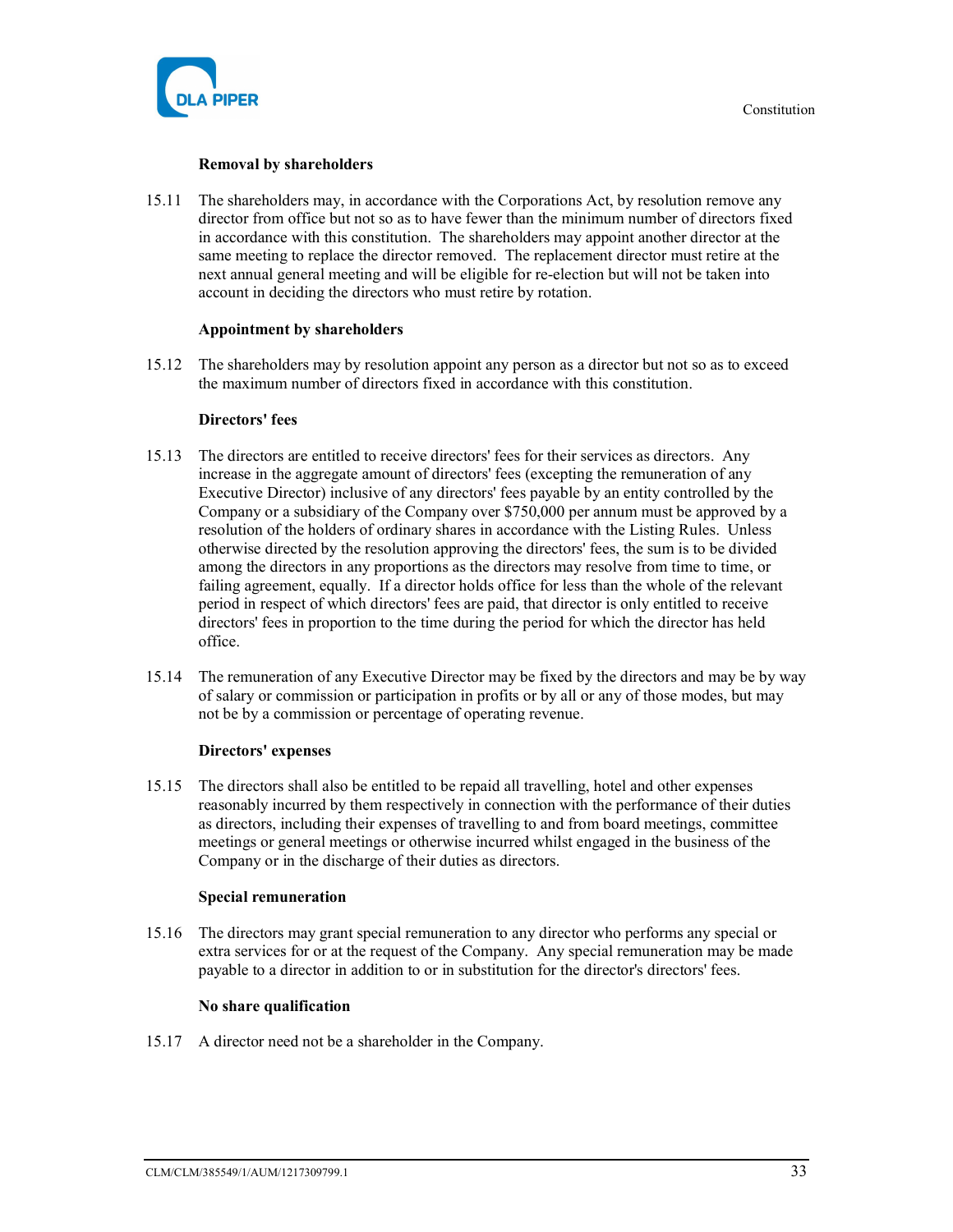**Removal by shareholders**

15.11 The shareholders may, in accordance with the Corporations Act, by resolution remove any director from office but not so as to have fewer than the minimum number of directors fixed in accordance with this constitution. The shareholders may appoint another director at the same meeting to replace the director removed. The replacement director must retire at the next annual general meeting and will be eligible for re-election but will not be taken into account in deciding the directors who must retire by rotation.

**Appointment by shareholders**

15.12 The shareholders may by resolution appoint any person as a director but not so as to exceed the maximum number of directors fixed in accordance with this constitution.

**Directors' fees**

15.13 The directors are entitled to receive directors' fees for their services as directors. Any increase in the aggregate amount of directors' fees (excepting the remuneration of any Executive Director) inclusive of any directors' fees payable by an entity controlled by the Company or a subsidiary of the Company over $750,000 per annum must be approved by a resolution of the holders of ordinary shares in accordance with the Listing Rules. Unless otherwise directed by the resolution approving the directors' fees, the sum is to be divided among the directors in any proportions as the directors may resolve from time to time, or failing agreement, equally. If a director holds office for less than the whole of the relevant period in respect of which directors' fees are paid, that director is only entitled to receive directors' fees in proportion to the time during the period for which the director has held office.

15.14 The remuneration of any Executive Director may be fixed by the directors and may be by way of salary or commission or participation in profits or by all or any of those modes, but may not be by a commission or percentage of operating revenue.

**Directors' expenses**

15.15 The directors shall also be entitled to be repaid all travelling, hotel and other expenses reasonably incurred by them respectively in connection with the performance of their duties as directors, including their expenses of travelling to and from board meetings, committee meetings or general meetings or otherwise incurred whilst engaged in the business of the Company or in the discharge of their duties as directors.

**Special remuneration**

15.16 The directors may grant special remuneration to any director who performs any special or extra services for or at the request of the Company. Any special remuneration may be made payable to a director in addition to or in substitution for the director's directors' fees.

**No share qualification**

15.17 A director need not be a shareholder in the Company.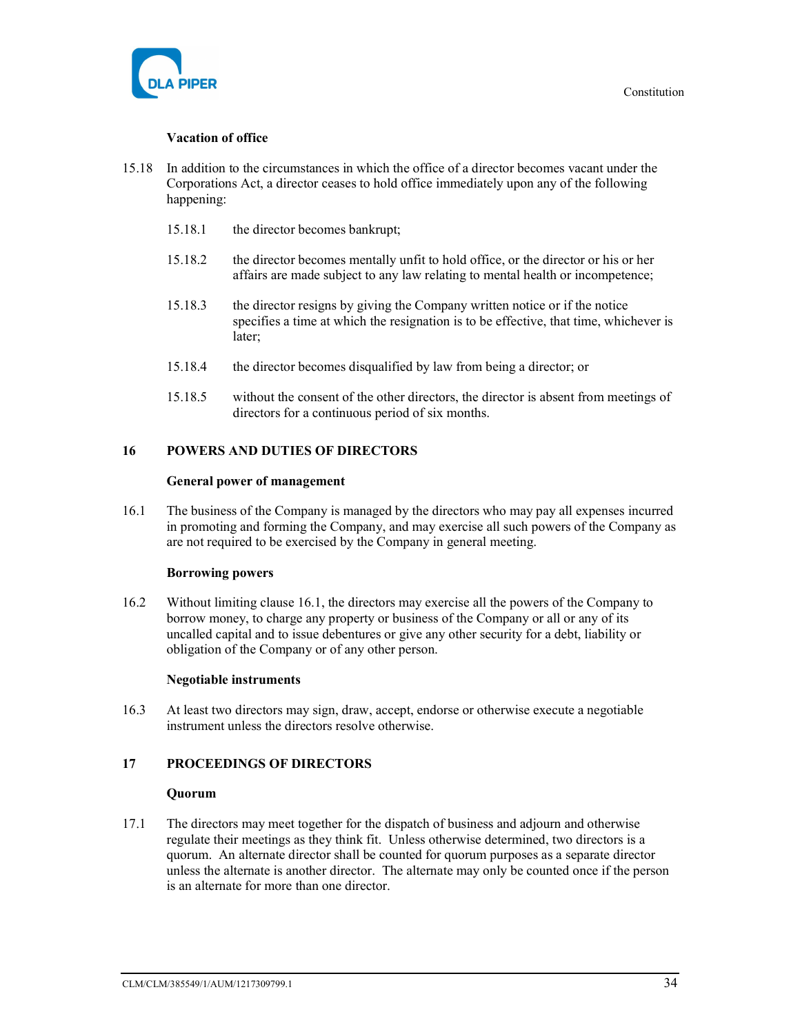**Vacation of office**

15.18 In addition to the circumstances in which the office of a director becomes vacant under the Corporations Act, a director ceases to hold office immediately upon any of the following happening:

15.18.1 the director becomes bankrupt;

15.18.2 the director becomes mentally unfit to hold office, or the director or his or her affairs are made subject to any law relating to mental health or incompetence;

15.18.3 the director resigns by giving the Company written notice or if the notice specifies a time at which the resignation is to be effective, that time, whichever is later;

15.18.4 the director becomes disqualified by law from being a director; or

15.18.5 without the consent of the other directors, the director is absent from meetings of directors for a continuous period of six months.

## 16 POWERS AND DUTIES OF DIRECTORS

**General power of management**

16.1 The business of the Company is managed by the directors who may pay all expenses incurred in promoting and forming the Company, and may exercise all such powers of the Company as are not required to be exercised by the Company in general meeting.

**Borrowing powers**

16.2 Without limiting clause 16.1, the directors may exercise all the powers of the Company to borrow money, to charge any property or business of the Company or all or any of its uncalled capital and to issue debentures or give any other security for a debt, liability or obligation of the Company or of any other person.

**Negotiable instruments**

16.3 At least two directors may sign, draw, accept, endorse or otherwise execute a negotiable instrument unless the directors resolve otherwise.

## 17 PROCEEDINGS OF DIRECTORS

**Quorum**

17.1 The directors may meet together for the dispatch of business and adjourn and otherwise regulate their meetings as they think fit. Unless otherwise determined, two directors is a quorum. An alternate director shall be counted for quorum purposes as a separate director unless the alternate is another director. The alternate may only be counted once if the person is an alternate for more than one director.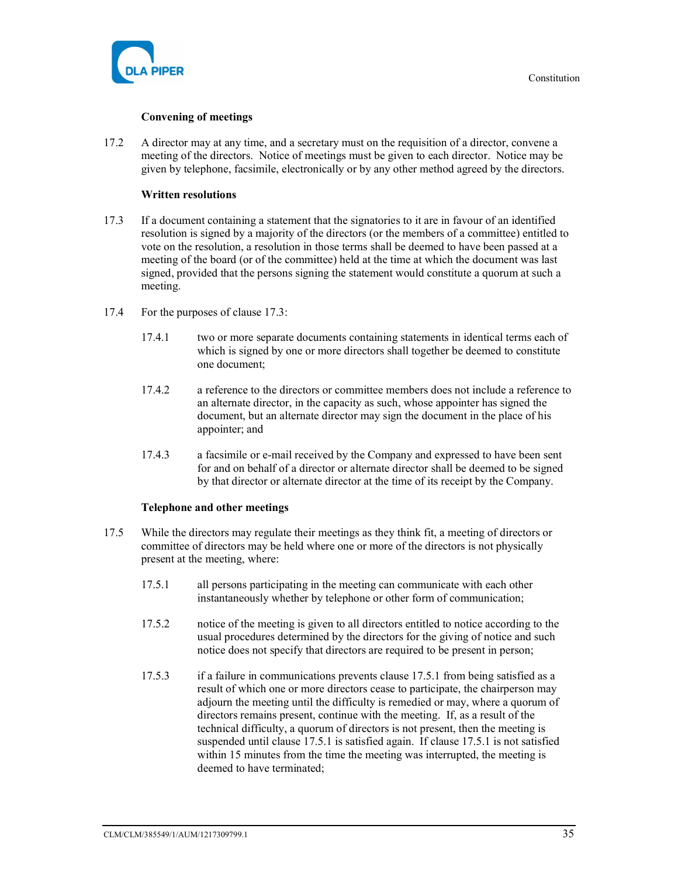**Convening of meetings**

17.2 A director may at any time, and a secretary must on the requisition of a director, convene a meeting of the directors. Notice of meetings must be given to each director. Notice may be given by telephone, facsimile, electronically or by any other method agreed by the directors.

**Written resolutions**

17.3 If a document containing a statement that the signatories to it are in favour of an identified resolution is signed by a majority of the directors (or the members of a committee) entitled to vote on the resolution, a resolution in those terms shall be deemed to have been passed at a meeting of the board (or of the committee) held at the time at which the document was last signed, provided that the persons signing the statement would constitute a quorum at such a meeting.

17.4 For the purposes of clause 17.3:

17.4.1 two or more separate documents containing statements in identical terms each of which is signed by one or more directors shall together be deemed to constitute one document;

17.4.2 a reference to the directors or committee members does not include a reference to an alternate director, in the capacity as such, whose appointer has signed the document, but an alternate director may sign the document in the place of his appointer; and

17.4.3 a facsimile or e-mail received by the Company and expressed to have been sent for and on behalf of a director or alternate director shall be deemed to be signed by that director or alternate director at the time of its receipt by the Company.

**Telephone and other meetings**

17.5 While the directors may regulate their meetings as they think fit, a meeting of directors or committee of directors may be held where one or more of the directors is not physically present at the meeting, where:

17.5.1 all persons participating in the meeting can communicate with each other instantaneously whether by telephone or other form of communication;

17.5.2 notice of the meeting is given to all directors entitled to notice according to the usual procedures determined by the directors for the giving of notice and such notice does not specify that directors are required to be present in person;

17.5.3 if a failure in communications prevents clause 17.5.1 from being satisfied as a result of which one or more directors cease to participate, the chairperson may adjourn the meeting until the difficulty is remedied or may, where a quorum of directors remains present, continue with the meeting. If, as a result of the technical difficulty, a quorum of directors is not present, then the meeting is suspended until clause 17.5.1 is satisfied again. If clause 17.5.1 is not satisfied within 15 minutes from the time the meeting was interrupted, the meeting is deemed to have terminated;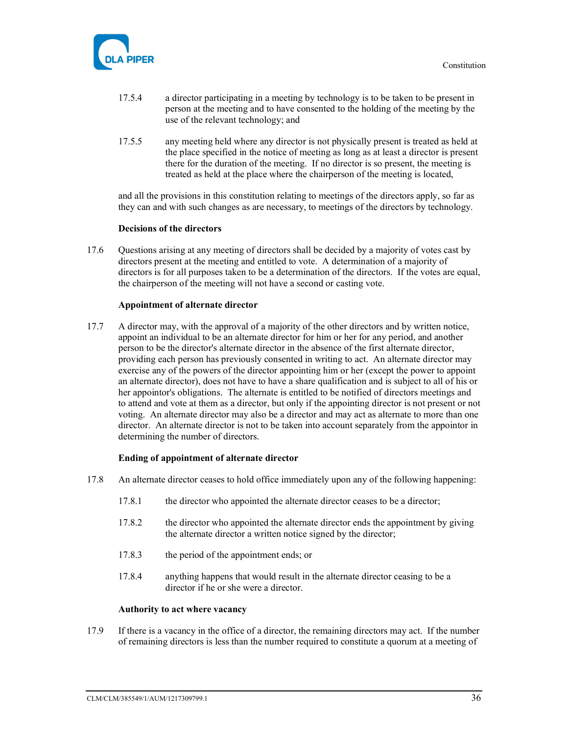17.5.4 a director participating in a meeting by technology is to be taken to be present in person at the meeting and to have consented to the holding of the meeting by the use of the relevant technology; and

17.5.5 any meeting held where any director is not physically present is treated as held at the place specified in the notice of meeting as long as at least a director is present there for the duration of the meeting. If no director is so present, the meeting is treated as held at the place where the chairperson of the meeting is located,

and all the provisions in this constitution relating to meetings of the directors apply, so far as they can and with such changes as are necessary, to meetings of the directors by technology.

**Decisions of the directors**

17.6 Questions arising at any meeting of directors shall be decided by a majority of votes cast by directors present at the meeting and entitled to vote. A determination of a majority of directors is for all purposes taken to be a determination of the directors. If the votes are equal, the chairperson of the meeting will not have a second or casting vote.

**Appointment of alternate director**

17.7 A director may, with the approval of a majority of the other directors and by written notice, appoint an individual to be an alternate director for him or her for any period, and another person to be the director's alternate director in the absence of the first alternate director, providing each person has previously consented in writing to act. An alternate director may exercise any of the powers of the director appointing him or her (except the power to appoint an alternate director), does not have to have a share qualification and is subject to all of his or her appointor's obligations. The alternate is entitled to be notified of directors meetings and to attend and vote at them as a director, but only if the appointing director is not present or not voting. An alternate director may also be a director and may act as alternate to more than one director. An alternate director is not to be taken into account separately from the appointor in determining the number of directors.

**Ending of appointment of alternate director**

17.8 An alternate director ceases to hold office immediately upon any of the following happening:

17.8.1 the director who appointed the alternate director ceases to be a director;

17.8.2 the director who appointed the alternate director ends the appointment by giving the alternate director a written notice signed by the director;

17.8.3 the period of the appointment ends; or

17.8.4 anything happens that would result in the alternate director ceasing to be a director if he or she were a director.

**Authority to act where vacancy**

17.9 If there is a vacancy in the office of a director, the remaining directors may act. If the number of remaining directors is less than the number required to constitute a quorum at a meeting of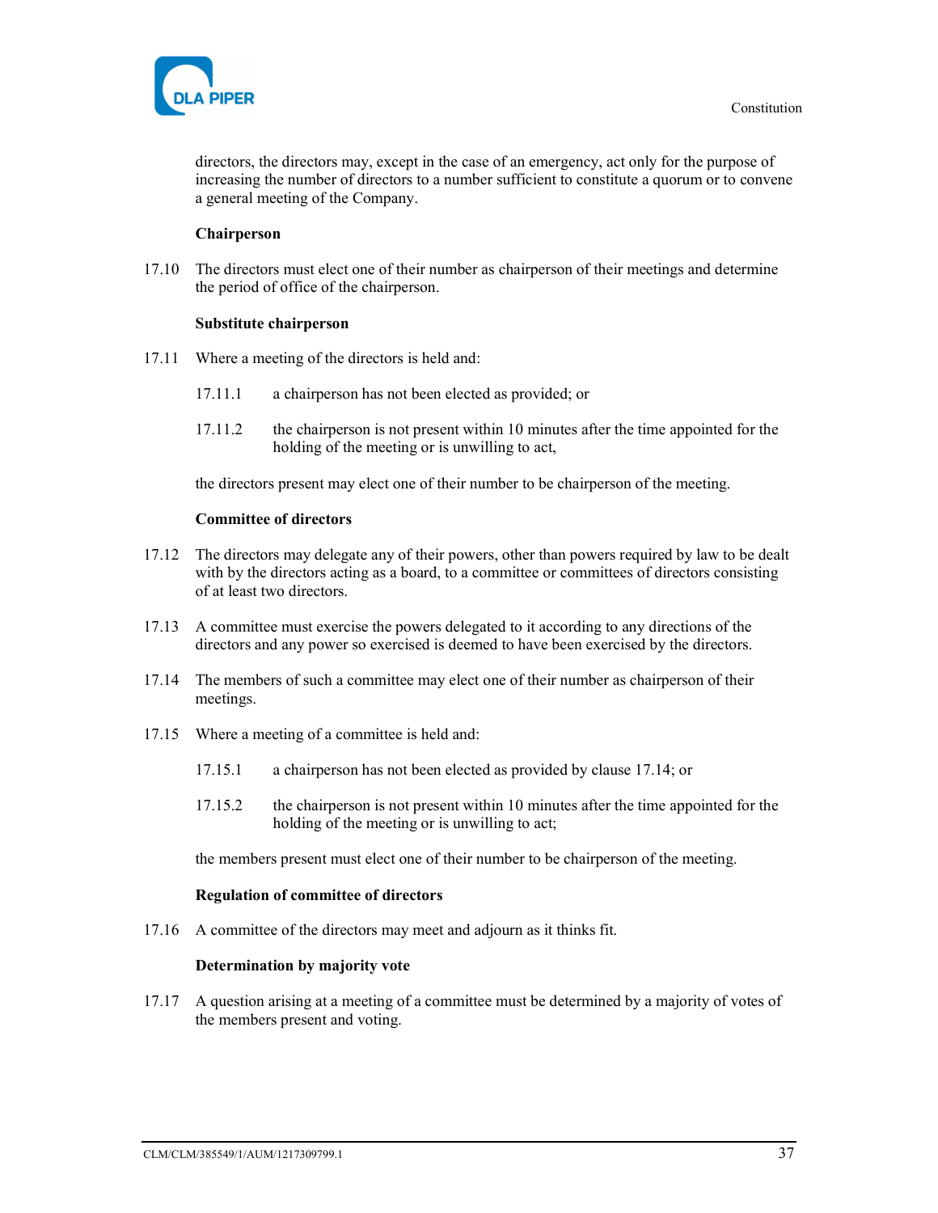directors, the directors may, except in the case of an emergency, act only for the purpose of increasing the number of directors to a number sufficient to constitute a quorum or to convene a general meeting of the Company.

**Chairperson**

17.10 The directors must elect one of their number as chairperson of their meetings and determine the period of office of the chairperson.

**Substitute chairperson**

17.11 Where a meeting of the directors is held and:

17.11.1 a chairperson has not been elected as provided; or

17.11.2 the chairperson is not present within 10 minutes after the time appointed for the holding of the meeting or is unwilling to act,

the directors present may elect one of their number to be chairperson of the meeting.

**Committee of directors**

17.12 The directors may delegate any of their powers, other than powers required by law to be dealt with by the directors acting as a board, to a committee or committees of directors consisting of at least two directors.

17.13 A committee must exercise the powers delegated to it according to any directions of the directors and any power so exercised is deemed to have been exercised by the directors.

17.14 The members of such a committee may elect one of their number as chairperson of their meetings.

17.15 Where a meeting of a committee is held and:

17.15.1 a chairperson has not been elected as provided by clause 17.14; or

17.15.2 the chairperson is not present within 10 minutes after the time appointed for the holding of the meeting or is unwilling to act;

the members present must elect one of their number to be chairperson of the meeting.

**Regulation of committee of directors**

17.16 A committee of the directors may meet and adjourn as it thinks fit.

**Determination by majority vote**

17.17 A question arising at a meeting of a committee must be determined by a majority of votes of the members present and voting.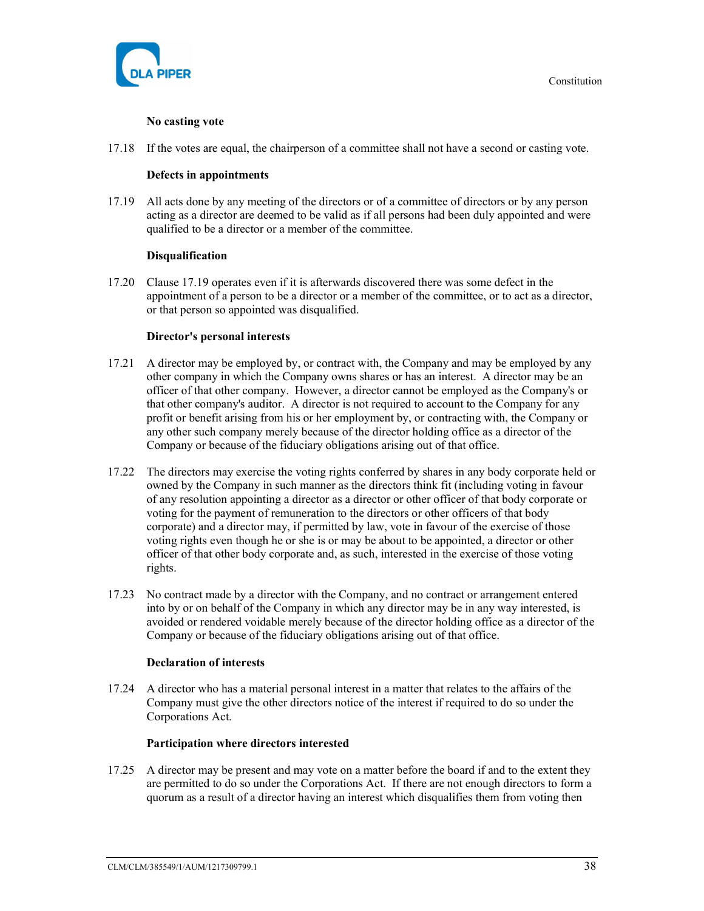**No casting vote**

17.18 If the votes are equal, the chairperson of a committee shall not have a second or casting vote.

**Defects in appointments**

17.19 All acts done by any meeting of the directors or of a committee of directors or by any person acting as a director are deemed to be valid as if all persons had been duly appointed and were qualified to be a director or a member of the committee.

**Disqualification**

17.20 Clause 17.19 operates even if it is afterwards discovered there was some defect in the appointment of a person to be a director or a member of the committee, or to act as a director, or that person so appointed was disqualified.

**Director's personal interests**

17.21 A director may be employed by, or contract with, the Company and may be employed by any other company in which the Company owns shares or has an interest. A director may be an officer of that other company. However, a director cannot be employed as the Company's or that other company's auditor. A director is not required to account to the Company for any profit or benefit arising from his or her employment by, or contracting with, the Company or any other such company merely because of the director holding office as a director of the Company or because of the fiduciary obligations arising out of that office.

17.22 The directors may exercise the voting rights conferred by shares in any body corporate held or owned by the Company in such manner as the directors think fit (including voting in favour of any resolution appointing a director as a director or other officer of that body corporate or voting for the payment of remuneration to the directors or other officers of that body corporate) and a director may, if permitted by law, vote in favour of the exercise of those voting rights even though he or she is or may be about to be appointed, a director or other officer of that other body corporate and, as such, interested in the exercise of those voting rights.

17.23 No contract made by a director with the Company, and no contract or arrangement entered into by or on behalf of the Company in which any director may be in any way interested, is avoided or rendered voidable merely because of the director holding office as a director of the Company or because of the fiduciary obligations arising out of that office.

**Declaration of interests**

17.24 A director who has a material personal interest in a matter that relates to the affairs of the Company must give the other directors notice of the interest if required to do so under the Corporations Act.

**Participation where directors interested**

17.25 A director may be present and may vote on a matter before the board if and to the extent they are permitted to do so under the Corporations Act. If there are not enough directors to form a quorum as a result of a director having an interest which disqualifies them from voting then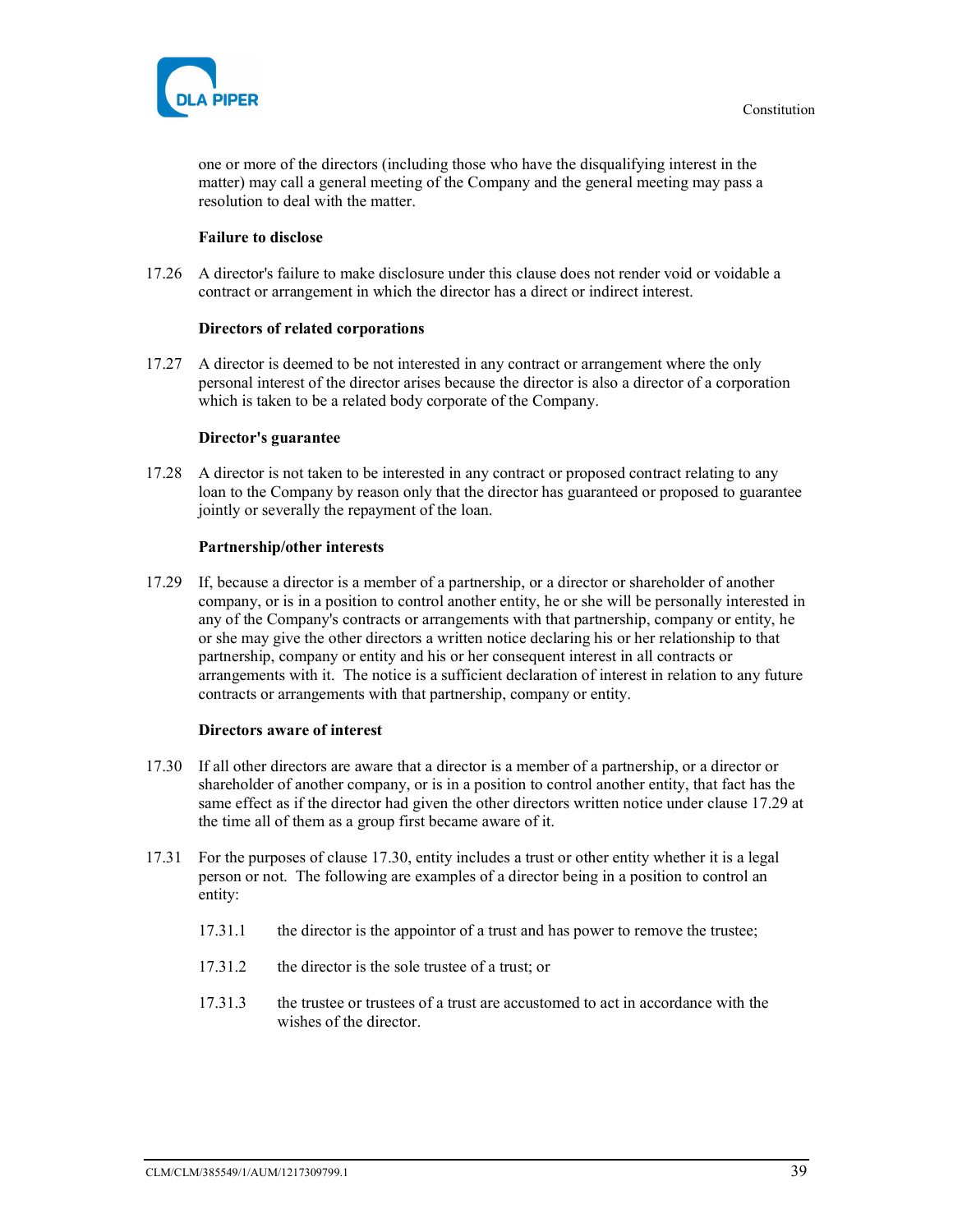one or more of the directors (including those who have the disqualifying interest in the matter) may call a general meeting of the Company and the general meeting may pass a resolution to deal with the matter.

**Failure to disclose**

17.26 A director's failure to make disclosure under this clause does not render void or voidable a contract or arrangement in which the director has a direct or indirect interest.

**Directors of related corporations**

17.27 A director is deemed to be not interested in any contract or arrangement where the only personal interest of the director arises because the director is also a director of a corporation which is taken to be a related body corporate of the Company.

**Director's guarantee**

17.28 A director is not taken to be interested in any contract or proposed contract relating to any loan to the Company by reason only that the director has guaranteed or proposed to guarantee jointly or severally the repayment of the loan.

**Partnership/other interests**

17.29 If, because a director is a member of a partnership, or a director or shareholder of another company, or is in a position to control another entity, he or she will be personally interested in any of the Company's contracts or arrangements with that partnership, company or entity, he or she may give the other directors a written notice declaring his or her relationship to that partnership, company or entity and his or her consequent interest in all contracts or arrangements with it. The notice is a sufficient declaration of interest in relation to any future contracts or arrangements with that partnership, company or entity.

**Directors aware of interest**

17.30 If all other directors are aware that a director is a member of a partnership, or a director or shareholder of another company, or is in a position to control another entity, that fact has the same effect as if the director had given the other directors written notice under clause 17.29 at the time all of them as a group first became aware of it.

17.31 For the purposes of clause 17.30, entity includes a trust or other entity whether it is a legal person or not. The following are examples of a director being in a position to control an entity:

17.31.1 the director is the appointor of a trust and has power to remove the trustee;

17.31.2 the director is the sole trustee of a trust; or

17.31.3 the trustee or trustees of a trust are accustomed to act in accordance with the wishes of the director.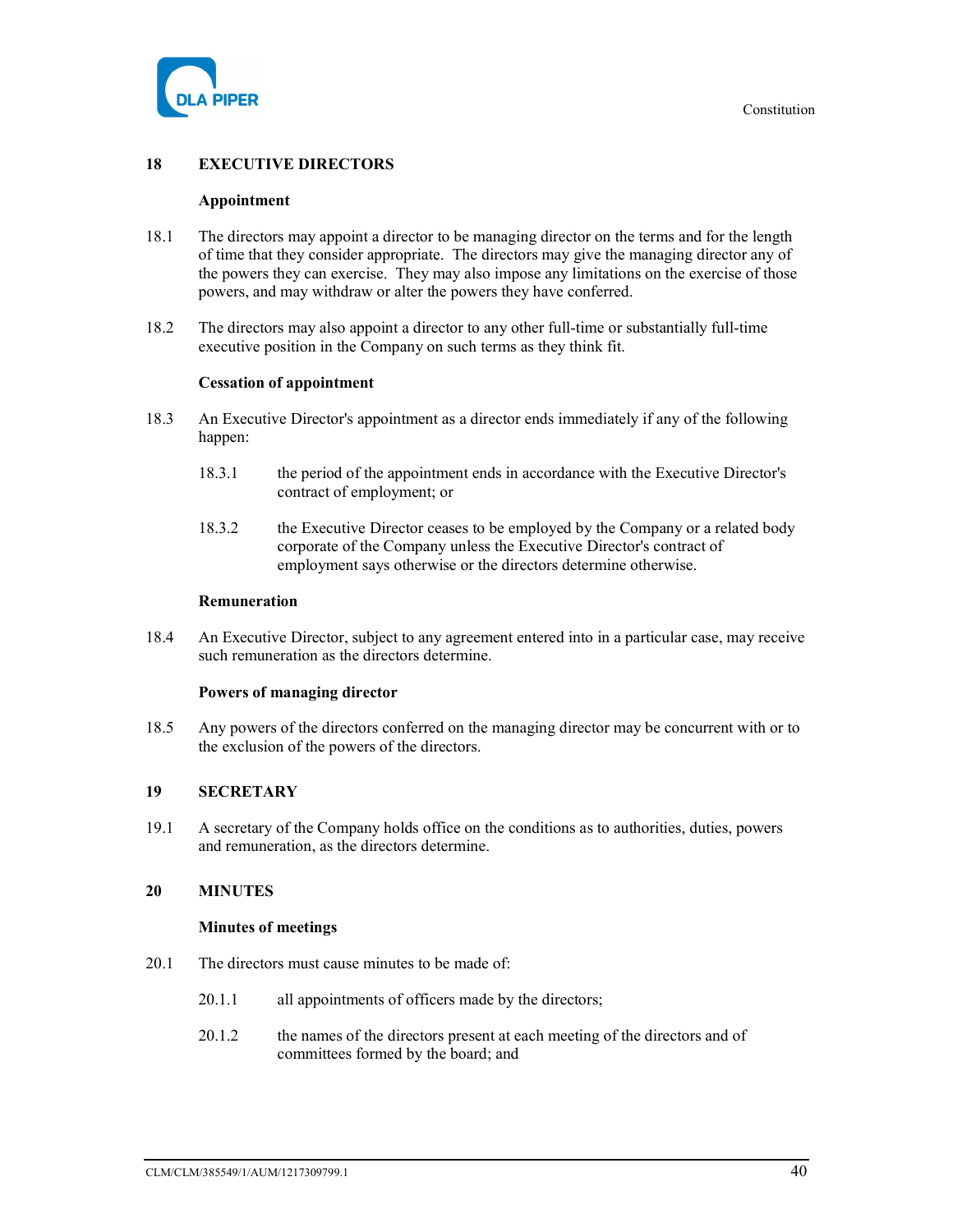## 18 EXECUTIVE DIRECTORS

**Appointment**

18.1 The directors may appoint a director to be managing director on the terms and for the length of time that they consider appropriate. The directors may give the managing director any of the powers they can exercise. They may also impose any limitations on the exercise of those powers, and may withdraw or alter the powers they have conferred.

18.2 The directors may also appoint a director to any other full-time or substantially full-time executive position in the Company on such terms as they think fit.

**Cessation of appointment**

18.3 An Executive Director's appointment as a director ends immediately if any of the following happen:

18.3.1 the period of the appointment ends in accordance with the Executive Director's contract of employment; or

18.3.2 the Executive Director ceases to be employed by the Company or a related body corporate of the Company unless the Executive Director's contract of employment says otherwise or the directors determine otherwise.

**Remuneration**

18.4 An Executive Director, subject to any agreement entered into in a particular case, may receive such remuneration as the directors determine.

**Powers of managing director**

18.5 Any powers of the directors conferred on the managing director may be concurrent with or to the exclusion of the powers of the directors.

## 19 SECRETARY

19.1 A secretary of the Company holds office on the conditions as to authorities, duties, powers and remuneration, as the directors determine.

## 20 MINUTES

**Minutes of meetings**

20.1 The directors must cause minutes to be made of:

20.1.1 all appointments of officers made by the directors;

20.1.2 the names of the directors present at each meeting of the directors and of committees formed by the board; and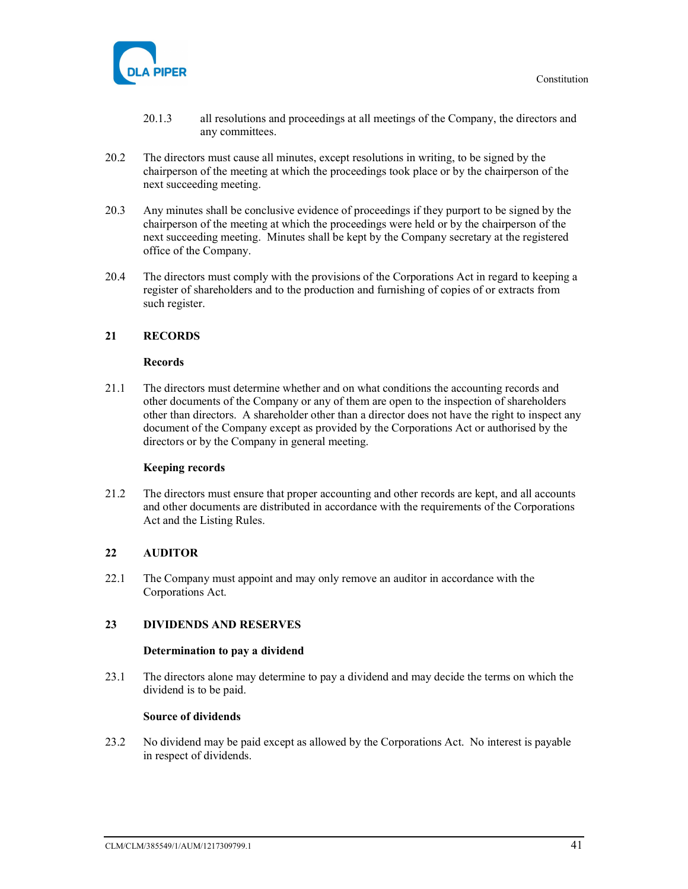20.1.3 all resolutions and proceedings at all meetings of the Company, the directors and any committees.

20.2 The directors must cause all minutes, except resolutions in writing, to be signed by the chairperson of the meeting at which the proceedings took place or by the chairperson of the next succeeding meeting.

20.3 Any minutes shall be conclusive evidence of proceedings if they purport to be signed by the chairperson of the meeting at which the proceedings were held or by the chairperson of the next succeeding meeting. Minutes shall be kept by the Company secretary at the registered office of the Company.

20.4 The directors must comply with the provisions of the Corporations Act in regard to keeping a register of shareholders and to the production and furnishing of copies of or extracts from such register.

## 21 RECORDS

**Records**

21.1 The directors must determine whether and on what conditions the accounting records and other documents of the Company or any of them are open to the inspection of shareholders other than directors. A shareholder other than a director does not have the right to inspect any document of the Company except as provided by the Corporations Act or authorised by the directors or by the Company in general meeting.

**Keeping records**

21.2 The directors must ensure that proper accounting and other records are kept, and all accounts and other documents are distributed in accordance with the requirements of the Corporations Act and the Listing Rules.

## 22 AUDITOR

22.1 The Company must appoint and may only remove an auditor in accordance with the Corporations Act.

## 23 DIVIDENDS AND RESERVES

**Determination to pay a dividend**

23.1 The directors alone may determine to pay a dividend and may decide the terms on which the dividend is to be paid.

**Source of dividends**

23.2 No dividend may be paid except as allowed by the Corporations Act. No interest is payable in respect of dividends.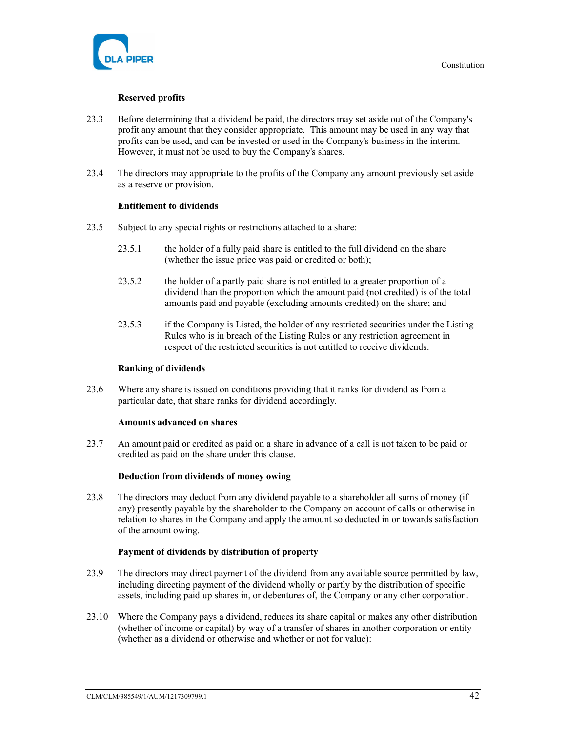**Reserved profits**

23.3 Before determining that a dividend be paid, the directors may set aside out of the Company's profit any amount that they consider appropriate. This amount may be used in any way that profits can be used, and can be invested or used in the Company's business in the interim. However, it must not be used to buy the Company's shares.

23.4 The directors may appropriate to the profits of the Company any amount previously set aside as a reserve or provision.

**Entitlement to dividends**

23.5 Subject to any special rights or restrictions attached to a share:

23.5.1 the holder of a fully paid share is entitled to the full dividend on the share (whether the issue price was paid or credited or both);

23.5.2 the holder of a partly paid share is not entitled to a greater proportion of a dividend than the proportion which the amount paid (not credited) is of the total amounts paid and payable (excluding amounts credited) on the share; and

23.5.3 if the Company is Listed, the holder of any restricted securities under the Listing Rules who is in breach of the Listing Rules or any restriction agreement in respect of the restricted securities is not entitled to receive dividends.

**Ranking of dividends**

23.6 Where any share is issued on conditions providing that it ranks for dividend as from a particular date, that share ranks for dividend accordingly.

**Amounts advanced on shares**

23.7 An amount paid or credited as paid on a share in advance of a call is not taken to be paid or credited as paid on the share under this clause.

**Deduction from dividends of money owing**

23.8 The directors may deduct from any dividend payable to a shareholder all sums of money (if any) presently payable by the shareholder to the Company on account of calls or otherwise in relation to shares in the Company and apply the amount so deducted in or towards satisfaction of the amount owing.

**Payment of dividends by distribution of property**

23.9 The directors may direct payment of the dividend from any available source permitted by law, including directing payment of the dividend wholly or partly by the distribution of specific assets, including paid up shares in, or debentures of, the Company or any other corporation.

23.10 Where the Company pays a dividend, reduces its share capital or makes any other distribution (whether of income or capital) by way of a transfer of shares in another corporation or entity (whether as a dividend or otherwise and whether or not for value):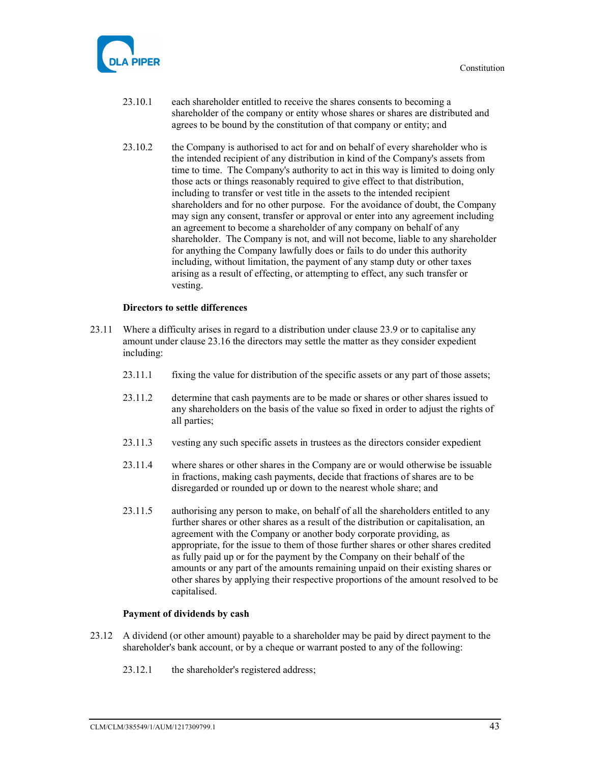23.10.1 each shareholder entitled to receive the shares consents to becoming a shareholder of the company or entity whose shares or shares are distributed and agrees to be bound by the constitution of that company or entity; and

23.10.2 the Company is authorised to act for and on behalf of every shareholder who is the intended recipient of any distribution in kind of the Company's assets from time to time. The Company's authority to act in this way is limited to doing only those acts or things reasonably required to give effect to that distribution, including to transfer or vest title in the assets to the intended recipient shareholders and for no other purpose. For the avoidance of doubt, the Company may sign any consent, transfer or approval or enter into any agreement including an agreement to become a shareholder of any company on behalf of any shareholder. The Company is not, and will not become, liable to any shareholder for anything the Company lawfully does or fails to do under this authority including, without limitation, the payment of any stamp duty or other taxes arising as a result of effecting, or attempting to effect, any such transfer or vesting.

**Directors to settle differences**

23.11 Where a difficulty arises in regard to a distribution under clause 23.9 or to capitalise any amount under clause 23.16 the directors may settle the matter as they consider expedient including:

23.11.1 fixing the value for distribution of the specific assets or any part of those assets;

23.11.2 determine that cash payments are to be made or shares or other shares issued to any shareholders on the basis of the value so fixed in order to adjust the rights of all parties;

23.11.3 vesting any such specific assets in trustees as the directors consider expedient

23.11.4 where shares or other shares in the Company are or would otherwise be issuable in fractions, making cash payments, decide that fractions of shares are to be disregarded or rounded up or down to the nearest whole share; and

23.11.5 authorising any person to make, on behalf of all the shareholders entitled to any further shares or other shares as a result of the distribution or capitalisation, an agreement with the Company or another body corporate providing, as appropriate, for the issue to them of those further shares or other shares credited as fully paid up or for the payment by the Company on their behalf of the amounts or any part of the amounts remaining unpaid on their existing shares or other shares by applying their respective proportions of the amount resolved to be capitalised.

**Payment of dividends by cash**

23.12 A dividend (or other amount) payable to a shareholder may be paid by direct payment to the shareholder's bank account, or by a cheque or warrant posted to any of the following:

23.12.1 the shareholder's registered address;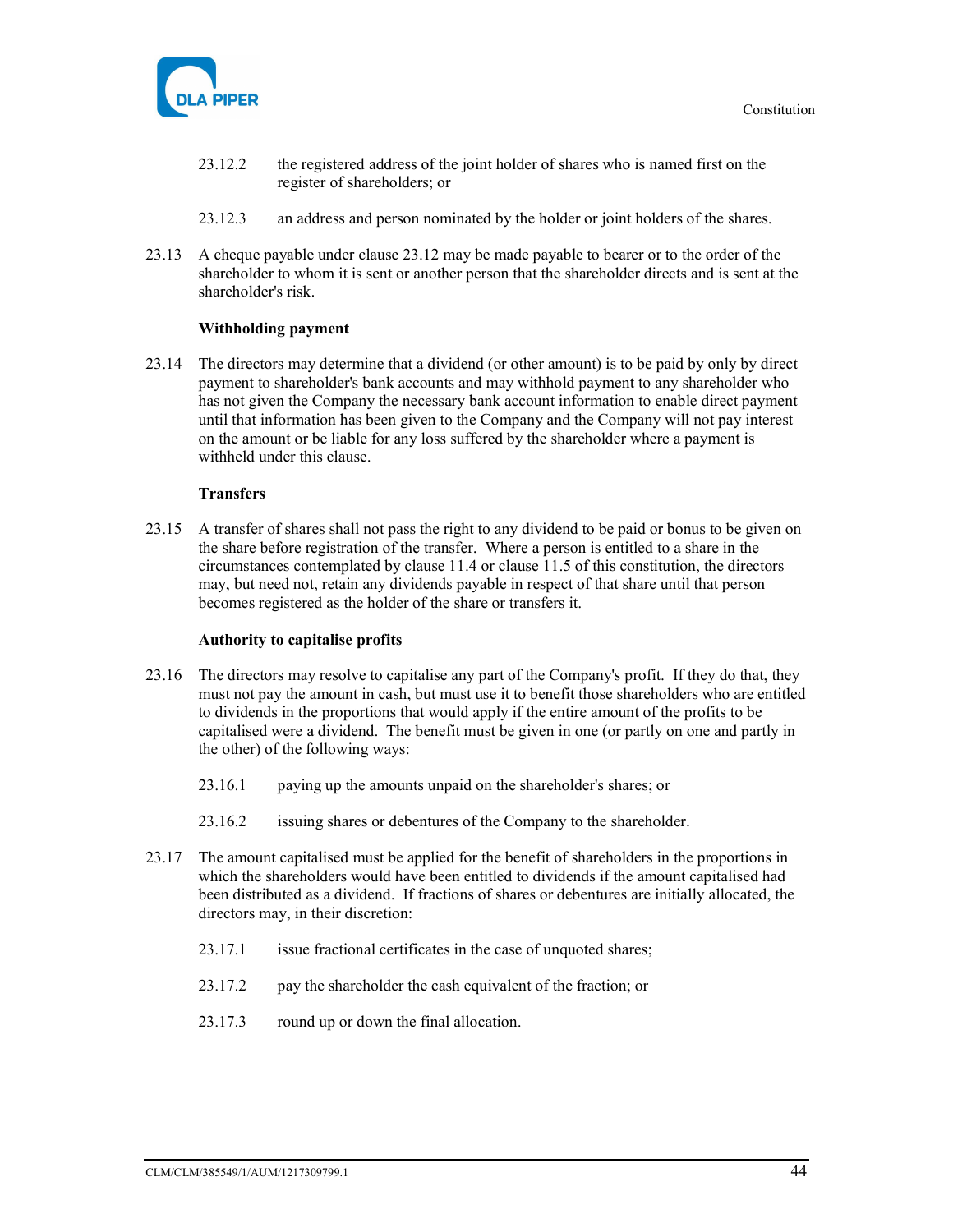23.12.2 the registered address of the joint holder of shares who is named first on the register of shareholders; or

23.12.3 an address and person nominated by the holder or joint holders of the shares.

23.13 A cheque payable under clause 23.12 may be made payable to bearer or to the order of the shareholder to whom it is sent or another person that the shareholder directs and is sent at the shareholder's risk.

**Withholding payment**

23.14 The directors may determine that a dividend (or other amount) is to be paid by only by direct payment to shareholder's bank accounts and may withhold payment to any shareholder who has not given the Company the necessary bank account information to enable direct payment until that information has been given to the Company and the Company will not pay interest on the amount or be liable for any loss suffered by the shareholder where a payment is withheld under this clause.

**Transfers**

23.15 A transfer of shares shall not pass the right to any dividend to be paid or bonus to be given on the share before registration of the transfer. Where a person is entitled to a share in the circumstances contemplated by clause 11.4 or clause 11.5 of this constitution, the directors may, but need not, retain any dividends payable in respect of that share until that person becomes registered as the holder of the share or transfers it.

**Authority to capitalise profits**

23.16 The directors may resolve to capitalise any part of the Company's profit. If they do that, they must not pay the amount in cash, but must use it to benefit those shareholders who are entitled to dividends in the proportions that would apply if the entire amount of the profits to be capitalised were a dividend. The benefit must be given in one (or partly on one and partly in the other) of the following ways:

23.16.1 paying up the amounts unpaid on the shareholder's shares; or

23.16.2 issuing shares or debentures of the Company to the shareholder.

23.17 The amount capitalised must be applied for the benefit of shareholders in the proportions in which the shareholders would have been entitled to dividends if the amount capitalised had been distributed as a dividend. If fractions of shares or debentures are initially allocated, the directors may, in their discretion:

23.17.1 issue fractional certificates in the case of unquoted shares;

23.17.2 pay the shareholder the cash equivalent of the fraction; or

23.17.3 round up or down the final allocation.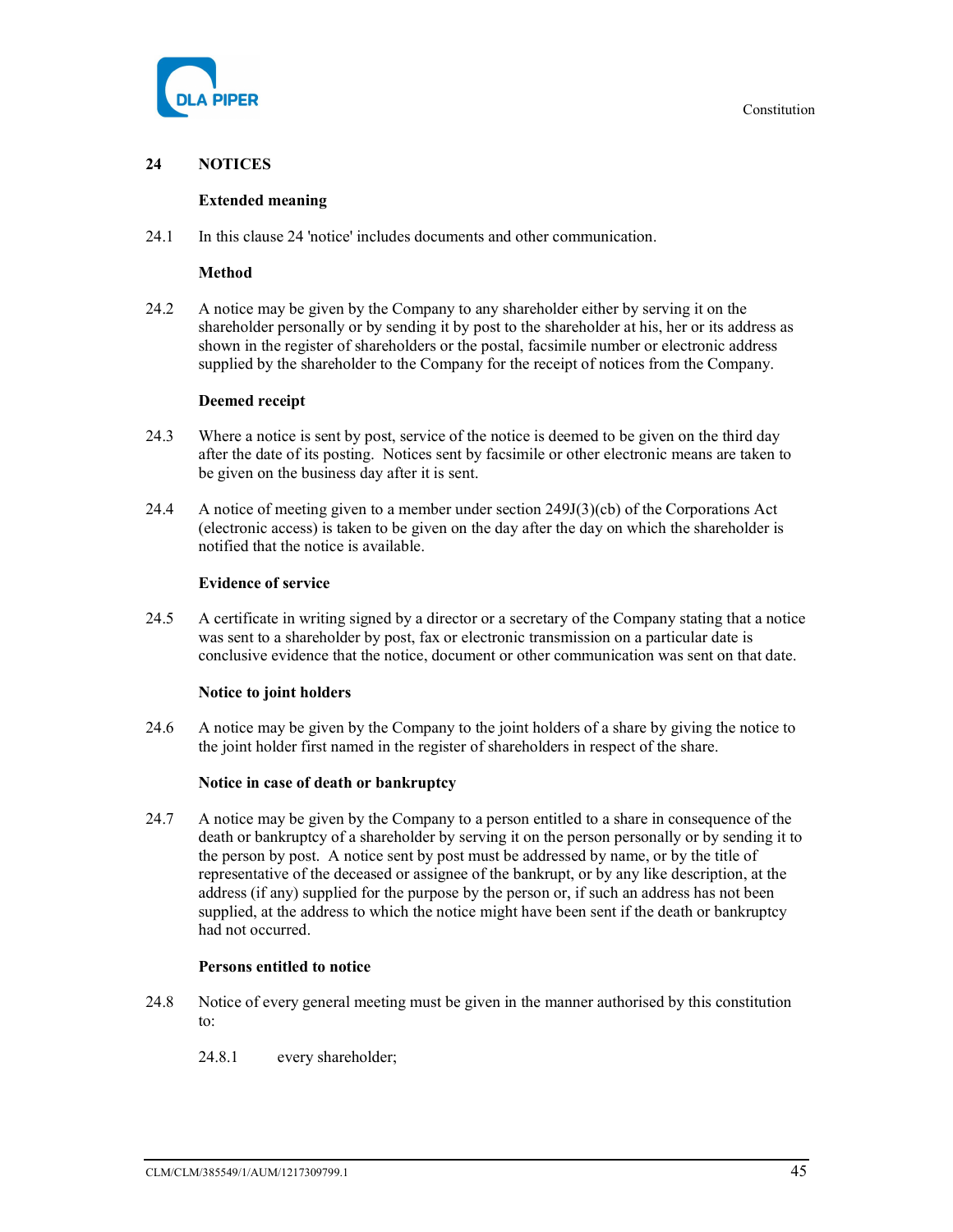## 24 NOTICES

**Extended meaning**

24.1 In this clause 24 'notice' includes documents and other communication.

**Method**

24.2 A notice may be given by the Company to any shareholder either by serving it on the shareholder personally or by sending it by post to the shareholder at his, her or its address as shown in the register of shareholders or the postal, facsimile number or electronic address supplied by the shareholder to the Company for the receipt of notices from the Company.

**Deemed receipt**

24.3 Where a notice is sent by post, service of the notice is deemed to be given on the third day after the date of its posting. Notices sent by facsimile or other electronic means are taken to be given on the business day after it is sent.

24.4 A notice of meeting given to a member under section 249J(3)(cb) of the Corporations Act (electronic access) is taken to be given on the day after the day on which the shareholder is notified that the notice is available.

**Evidence of service**

24.5 A certificate in writing signed by a director or a secretary of the Company stating that a notice was sent to a shareholder by post, fax or electronic transmission on a particular date is conclusive evidence that the notice, document or other communication was sent on that date.

**Notice to joint holders**

24.6 A notice may be given by the Company to the joint holders of a share by giving the notice to the joint holder first named in the register of shareholders in respect of the share.

**Notice in case of death or bankruptcy**

24.7 A notice may be given by the Company to a person entitled to a share in consequence of the death or bankruptcy of a shareholder by serving it on the person personally or by sending it to the person by post. A notice sent by post must be addressed by name, or by the title of representative of the deceased or assignee of the bankrupt, or by any like description, at the address (if any) supplied for the purpose by the person or, if such an address has not been supplied, at the address to which the notice might have been sent if the death or bankruptcy had not occurred.

**Persons entitled to notice**

24.8 Notice of every general meeting must be given in the manner authorised by this constitution to:

24.8.1 every shareholder;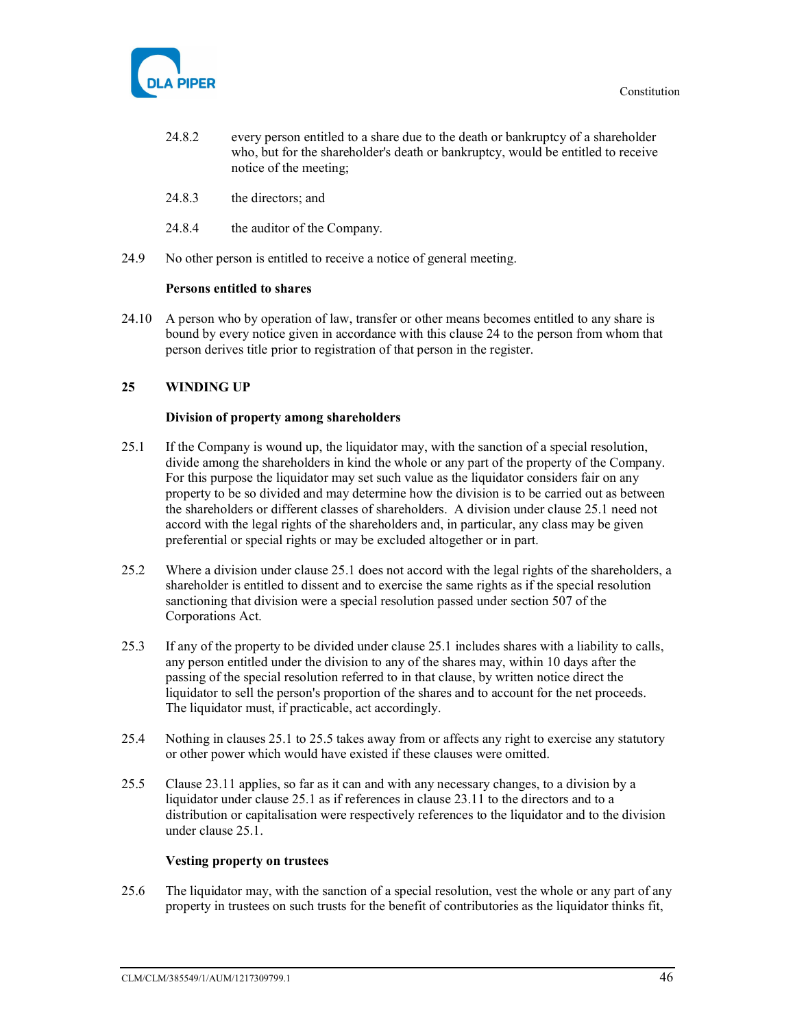24.8.2 every person entitled to a share due to the death or bankruptcy of a shareholder who, but for the shareholder's death or bankruptcy, would be entitled to receive notice of the meeting;

24.8.3 the directors; and

24.8.4 the auditor of the Company.

24.9 No other person is entitled to receive a notice of general meeting.

**Persons entitled to shares**

24.10 A person who by operation of law, transfer or other means becomes entitled to any share is bound by every notice given in accordance with this clause 24 to the person from whom that person derives title prior to registration of that person in the register.

## 25 WINDING UP

**Division of property among shareholders**

25.1 If the Company is wound up, the liquidator may, with the sanction of a special resolution, divide among the shareholders in kind the whole or any part of the property of the Company. For this purpose the liquidator may set such value as the liquidator considers fair on any property to be so divided and may determine how the division is to be carried out as between the shareholders or different classes of shareholders. A division under clause 25.1 need not accord with the legal rights of the shareholders and, in particular, any class may be given preferential or special rights or may be excluded altogether or in part.

25.2 Where a division under clause 25.1 does not accord with the legal rights of the shareholders, a shareholder is entitled to dissent and to exercise the same rights as if the special resolution sanctioning that division were a special resolution passed under section 507 of the Corporations Act.

25.3 If any of the property to be divided under clause 25.1 includes shares with a liability to calls, any person entitled under the division to any of the shares may, within 10 days after the passing of the special resolution referred to in that clause, by written notice direct the liquidator to sell the person's proportion of the shares and to account for the net proceeds. The liquidator must, if practicable, act accordingly.

25.4 Nothing in clauses 25.1 to 25.5 takes away from or affects any right to exercise any statutory or other power which would have existed if these clauses were omitted.

25.5 Clause 23.11 applies, so far as it can and with any necessary changes, to a division by a liquidator under clause 25.1 as if references in clause 23.11 to the directors and to a distribution or capitalisation were respectively references to the liquidator and to the division under clause 25.1.

**Vesting property on trustees**

25.6 The liquidator may, with the sanction of a special resolution, vest the whole or any part of any property in trustees on such trusts for the benefit of contributories as the liquidator thinks fit,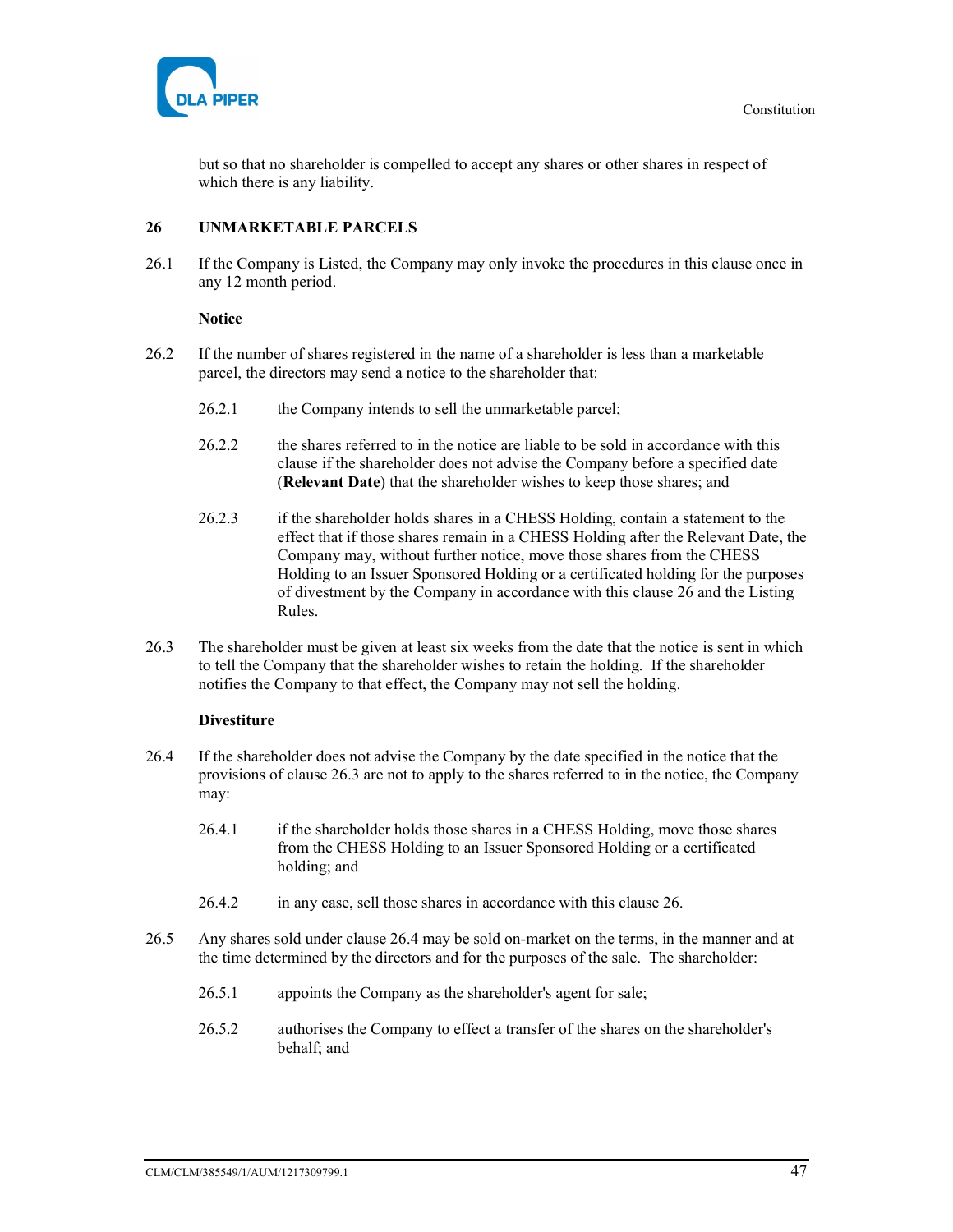but so that no shareholder is compelled to accept any shares or other shares in respect of which there is any liability.

## 26 UNMARKETABLE PARCELS

26.1 If the Company is Listed, the Company may only invoke the procedures in this clause once in any 12 month period.

**Notice**

26.2 If the number of shares registered in the name of a shareholder is less than a marketable parcel, the directors may send a notice to the shareholder that:

26.2.1 the Company intends to sell the unmarketable parcel;

26.2.2 the shares referred to in the notice are liable to be sold in accordance with this clause if the shareholder does not advise the Company before a specified date (**Relevant Date**) that the shareholder wishes to keep those shares; and

26.2.3 if the shareholder holds shares in a CHESS Holding, contain a statement to the effect that if those shares remain in a CHESS Holding after the Relevant Date, the Company may, without further notice, move those shares from the CHESS Holding to an Issuer Sponsored Holding or a certificated holding for the purposes of divestment by the Company in accordance with this clause 26 and the Listing Rules.

26.3 The shareholder must be given at least six weeks from the date that the notice is sent in which to tell the Company that the shareholder wishes to retain the holding. If the shareholder notifies the Company to that effect, the Company may not sell the holding.

**Divestiture**

26.4 If the shareholder does not advise the Company by the date specified in the notice that the provisions of clause 26.3 are not to apply to the shares referred to in the notice, the Company may:

26.4.1 if the shareholder holds those shares in a CHESS Holding, move those shares from the CHESS Holding to an Issuer Sponsored Holding or a certificated holding; and

26.4.2 in any case, sell those shares in accordance with this clause 26.

26.5 Any shares sold under clause 26.4 may be sold on-market on the terms, in the manner and at the time determined by the directors and for the purposes of the sale. The shareholder:

26.5.1 appoints the Company as the shareholder's agent for sale;

26.5.2 authorises the Company to effect a transfer of the shares on the shareholder's behalf; and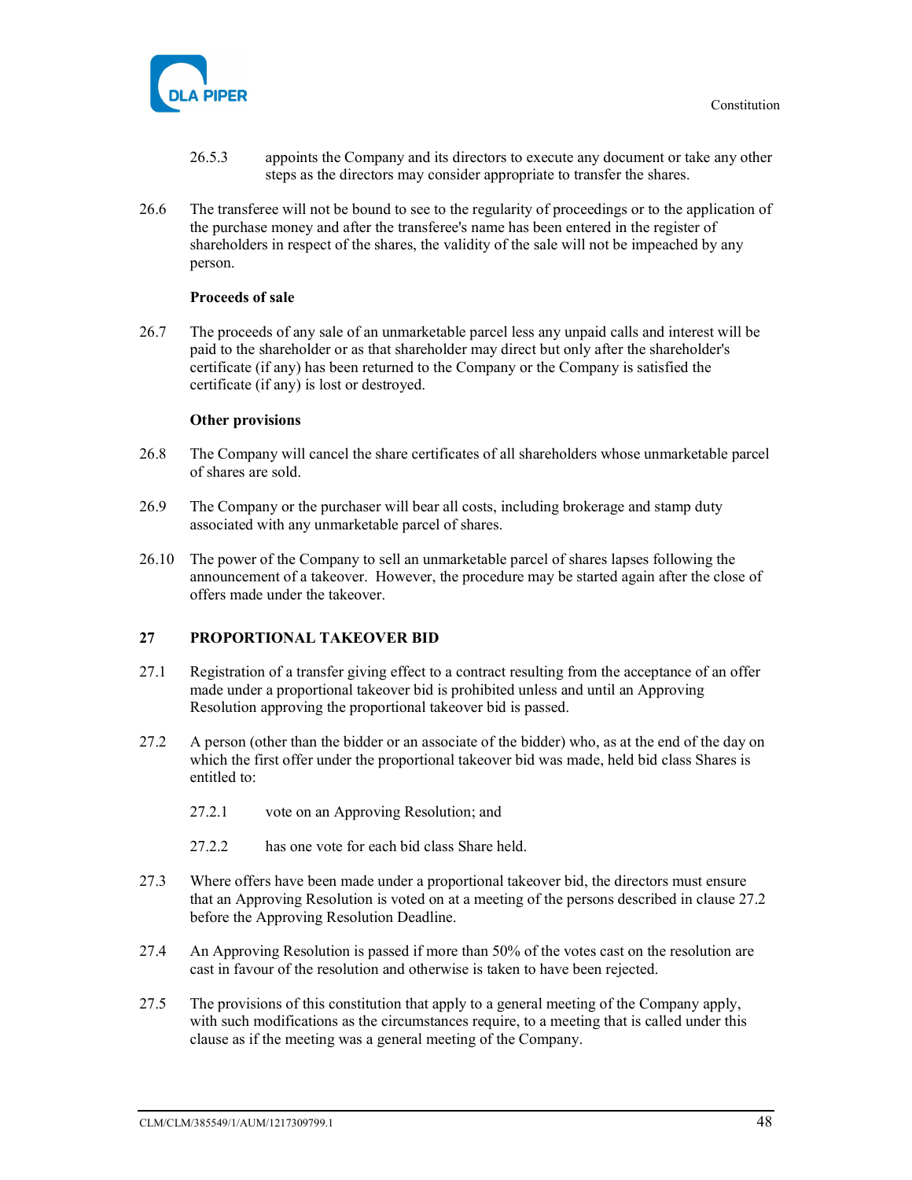26.5.3 appoints the Company and its directors to execute any document or take any other steps as the directors may consider appropriate to transfer the shares.

26.6 The transferee will not be bound to see to the regularity of proceedings or to the application of the purchase money and after the transferee's name has been entered in the register of shareholders in respect of the shares, the validity of the sale will not be impeached by any person.

**Proceeds of sale**

26.7 The proceeds of any sale of an unmarketable parcel less any unpaid calls and interest will be paid to the shareholder or as that shareholder may direct but only after the shareholder's certificate (if any) has been returned to the Company or the Company is satisfied the certificate (if any) is lost or destroyed.

**Other provisions**

26.8 The Company will cancel the share certificates of all shareholders whose unmarketable parcel of shares are sold.

26.9 The Company or the purchaser will bear all costs, including brokerage and stamp duty associated with any unmarketable parcel of shares.

26.10 The power of the Company to sell an unmarketable parcel of shares lapses following the announcement of a takeover. However, the procedure may be started again after the close of offers made under the takeover.

## 27 PROPORTIONAL TAKEOVER BID

27.1 Registration of a transfer giving effect to a contract resulting from the acceptance of an offer made under a proportional takeover bid is prohibited unless and until an Approving Resolution approving the proportional takeover bid is passed.

27.2 A person (other than the bidder or an associate of the bidder) who, as at the end of the day on which the first offer under the proportional takeover bid was made, held bid class Shares is entitled to:

27.2.1 vote on an Approving Resolution; and

27.2.2 has one vote for each bid class Share held.

27.3 Where offers have been made under a proportional takeover bid, the directors must ensure that an Approving Resolution is voted on at a meeting of the persons described in clause 27.2 before the Approving Resolution Deadline.

27.4 An Approving Resolution is passed if more than 50% of the votes cast on the resolution are cast in favour of the resolution and otherwise is taken to have been rejected.

27.5 The provisions of this constitution that apply to a general meeting of the Company apply, with such modifications as the circumstances require, to a meeting that is called under this clause as if the meeting was a general meeting of the Company.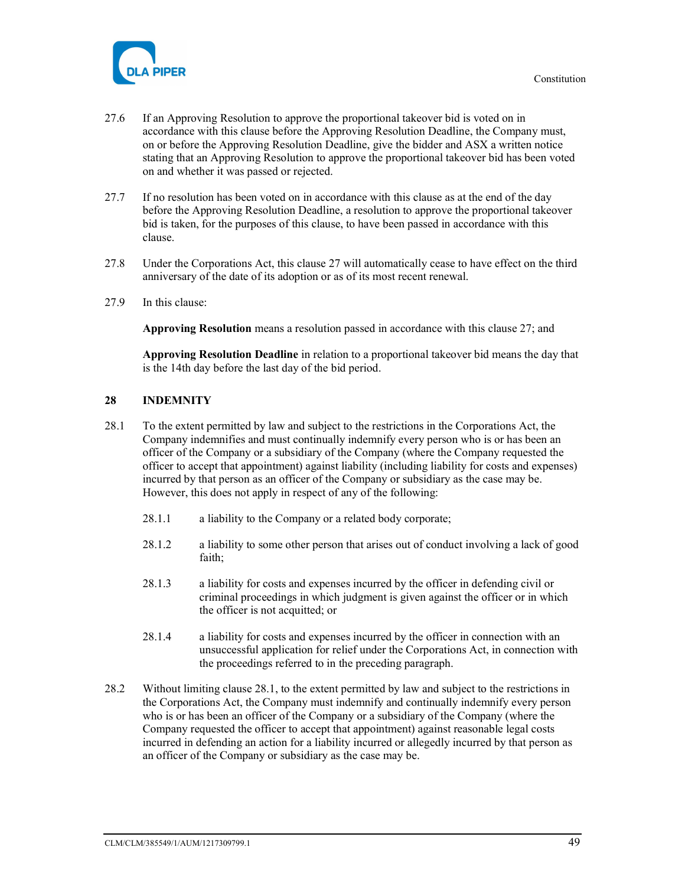27.6 If an Approving Resolution to approve the proportional takeover bid is voted on in accordance with this clause before the Approving Resolution Deadline, the Company must, on or before the Approving Resolution Deadline, give the bidder and ASX a written notice stating that an Approving Resolution to approve the proportional takeover bid has been voted on and whether it was passed or rejected.

27.7 If no resolution has been voted on in accordance with this clause as at the end of the day before the Approving Resolution Deadline, a resolution to approve the proportional takeover bid is taken, for the purposes of this clause, to have been passed in accordance with this clause.

27.8 Under the Corporations Act, this clause 27 will automatically cease to have effect on the third anniversary of the date of its adoption or as of its most recent renewal.

27.9 In this clause:

**Approving Resolution** means a resolution passed in accordance with this clause 27; and

**Approving Resolution Deadline** in relation to a proportional takeover bid means the day that is the 14th day before the last day of the bid period.

## 28 INDEMNITY

28.1 To the extent permitted by law and subject to the restrictions in the Corporations Act, the Company indemnifies and must continually indemnify every person who is or has been an officer of the Company or a subsidiary of the Company (where the Company requested the officer to accept that appointment) against liability (including liability for costs and expenses) incurred by that person as an officer of the Company or subsidiary as the case may be. However, this does not apply in respect of any of the following:

28.1.1 a liability to the Company or a related body corporate;

28.1.2 a liability to some other person that arises out of conduct involving a lack of good faith;

28.1.3 a liability for costs and expenses incurred by the officer in defending civil or criminal proceedings in which judgment is given against the officer or in which the officer is not acquitted; or

28.1.4 a liability for costs and expenses incurred by the officer in connection with an unsuccessful application for relief under the Corporations Act, in connection with the proceedings referred to in the preceding paragraph.

28.2 Without limiting clause 28.1, to the extent permitted by law and subject to the restrictions in the Corporations Act, the Company must indemnify and continually indemnify every person who is or has been an officer of the Company or a subsidiary of the Company (where the Company requested the officer to accept that appointment) against reasonable legal costs incurred in defending an action for a liability incurred or allegedly incurred by that person as an officer of the Company or subsidiary as the case may be.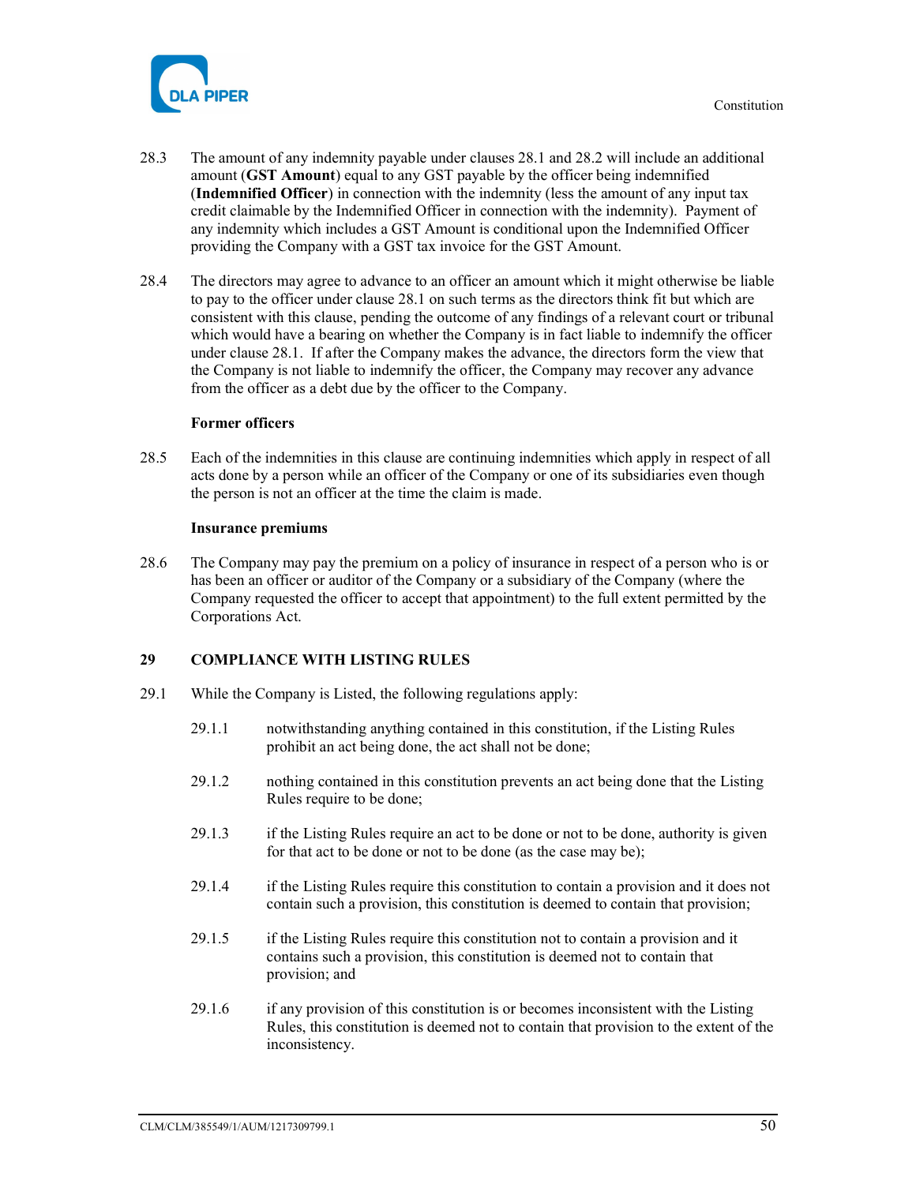28.3 The amount of any indemnity payable under clauses 28.1 and 28.2 will include an additional amount (**GST Amount**) equal to any GST payable by the officer being indemnified (**Indemnified Officer**) in connection with the indemnity (less the amount of any input tax credit claimable by the Indemnified Officer in connection with the indemnity). Payment of any indemnity which includes a GST Amount is conditional upon the Indemnified Officer providing the Company with a GST tax invoice for the GST Amount.

28.4 The directors may agree to advance to an officer an amount which it might otherwise be liable to pay to the officer under clause 28.1 on such terms as the directors think fit but which are consistent with this clause, pending the outcome of any findings of a relevant court or tribunal which would have a bearing on whether the Company is in fact liable to indemnify the officer under clause 28.1. If after the Company makes the advance, the directors form the view that the Company is not liable to indemnify the officer, the Company may recover any advance from the officer as a debt due by the officer to the Company.

**Former officers**

28.5 Each of the indemnities in this clause are continuing indemnities which apply in respect of all acts done by a person while an officer of the Company or one of its subsidiaries even though the person is not an officer at the time the claim is made.

**Insurance premiums**

28.6 The Company may pay the premium on a policy of insurance in respect of a person who is or has been an officer or auditor of the Company or a subsidiary of the Company (where the Company requested the officer to accept that appointment) to the full extent permitted by the Corporations Act.

## 29 COMPLIANCE WITH LISTING RULES

29.1 While the Company is Listed, the following regulations apply:

29.1.1 notwithstanding anything contained in this constitution, if the Listing Rules prohibit an act being done, the act shall not be done;

29.1.2 nothing contained in this constitution prevents an act being done that the Listing Rules require to be done;

29.1.3 if the Listing Rules require an act to be done or not to be done, authority is given for that act to be done or not to be done (as the case may be);

29.1.4 if the Listing Rules require this constitution to contain a provision and it does not contain such a provision, this constitution is deemed to contain that provision;

29.1.5 if the Listing Rules require this constitution not to contain a provision and it contains such a provision, this constitution is deemed not to contain that provision; and

29.1.6 if any provision of this constitution is or becomes inconsistent with the Listing Rules, this constitution is deemed not to contain that provision to the extent of the inconsistency.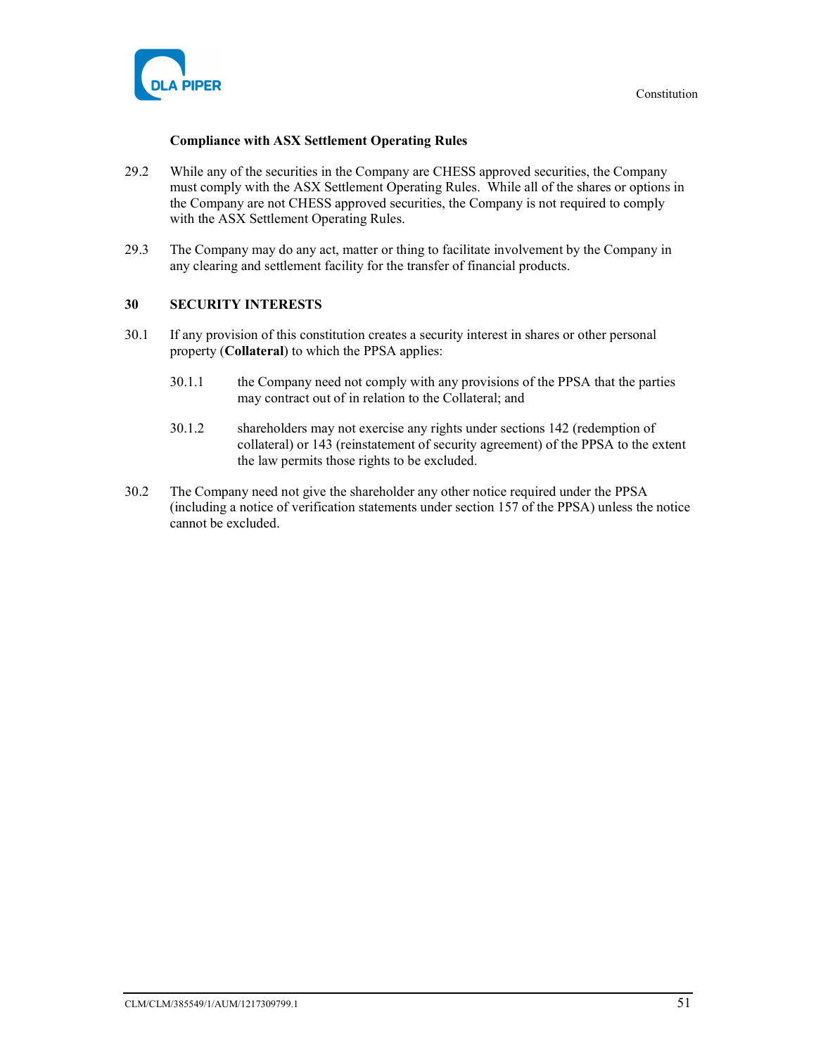**Compliance with ASX Settlement Operating Rules**

29.2 While any of the securities in the Company are CHESS approved securities, the Company must comply with the ASX Settlement Operating Rules. While all of the shares or options in the Company are not CHESS approved securities, the Company is not required to comply with the ASX Settlement Operating Rules.

29.3 The Company may do any act, matter or thing to facilitate involvement by the Company in any clearing and settlement facility for the transfer of financial products.

## 30 SECURITY INTERESTS

30.1 If any provision of this constitution creates a security interest in shares or other personal property (**Collateral**) to which the PPSA applies:

30.1.1 the Company need not comply with any provisions of the PPSA that the parties may contract out of in relation to the Collateral; and

30.1.2 shareholders may not exercise any rights under sections 142 (redemption of collateral) or 143 (reinstatement of security agreement) of the PPSA to the extent the law permits those rights to be excluded.

30.2 The Company need not give the shareholder any other notice required under the PPSA (including a notice of verification statements under section 157 of the PPSA) unless the notice cannot be excluded.